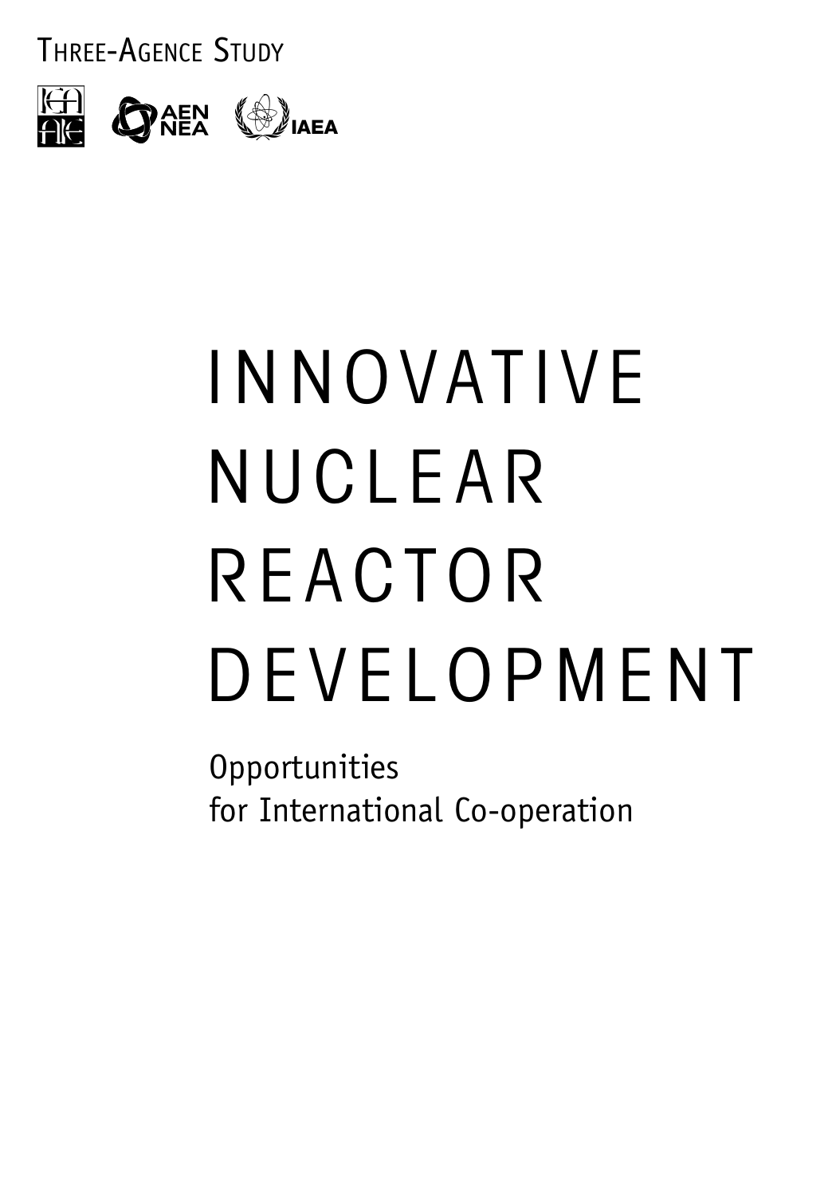THREE-AGENCE STUDY

IEA AIE AEN NEA IAEA

# INNOVATIVE NUCLEAR REACTOR DEVELOPMENT

## Opportunities for International Co-operation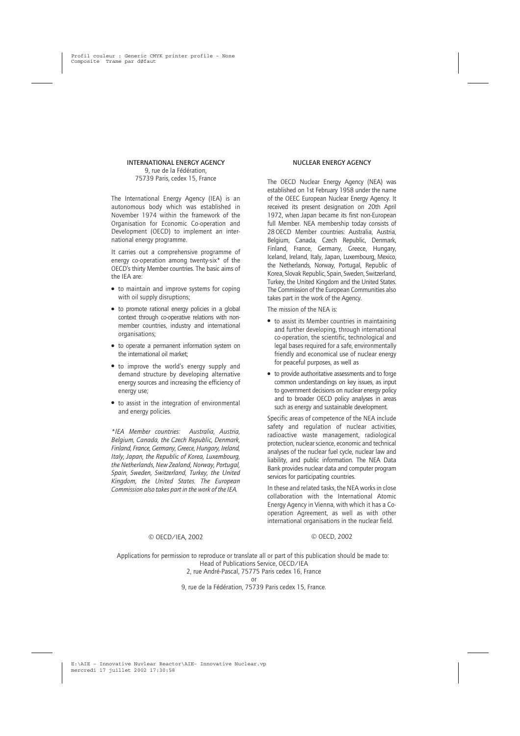## INTERNATIONAL ENERGY AGENCY

9, rue de la Fédération,
75739 Paris, cedex 15, France

The International Energy Agency (IEA) is an autonomous body which was established in November 1974 within the framework of the Organisation for Economic Co-operation and Development (OECD) to implement an international energy programme.

It carries out a comprehensive programme of energy co-operation among twenty-six* of the OECD's thirty Member countries. The basic aims of the IEA are:

- to maintain and improve systems for coping with oil supply disruptions;
- to promote rational energy policies in a global context through co-operative relations with non-member countries, industry and international organisations;
- to operate a permanent information system on the international oil market;
- to improve the world's energy supply and demand structure by developing alternative energy sources and increasing the efficiency of energy use;
- to assist in the integration of environmental and energy policies.

*\*IEA Member countries: Australia, Austria, Belgium, Canada, the Czech Republic, Denmark, Finland, France, Germany, Greece, Hungary, Ireland, Italy, Japan, the Republic of Korea, Luxembourg, the Netherlands, New Zealand, Norway, Portugal, Spain, Sweden, Switzerland, Turkey, the United Kingdom, the United States. The European Commission also takes part in the work of the IEA.*

© OECD/IEA, 2002

## NUCLEAR ENERGY AGENCY

The OECD Nuclear Energy Agency (NEA) was established on 1st February 1958 under the name of the OEEC European Nuclear Energy Agency. It received its present designation on 20th April 1972, when Japan became its first non-European full Member. NEA membership today consists of 28 OECD Member countries: Australia, Austria, Belgium, Canada, Czech Republic, Denmark, Finland, France, Germany, Greece, Hungary, Iceland, Ireland, Italy, Japan, Luxembourg, Mexico, the Netherlands, Norway, Portugal, Republic of Korea, Slovak Republic, Spain, Sweden, Switzerland, Turkey, the United Kingdom and the United States. The Commission of the European Communities also takes part in the work of the Agency.

The mission of the NEA is:

- to assist its Member countries in maintaining and further developing, through international co-operation, the scientific, technological and legal bases required for a safe, environmentally friendly and economical use of nuclear energy for peaceful purposes, as well as
- to provide authoritative assessments and to forge common understandings on key issues, as input to government decisions on nuclear energy policy and to broader OECD policy analyses in areas such as energy and sustainable development.

Specific areas of competence of the NEA include safety and regulation of nuclear activities, radioactive waste management, radiological protection, nuclear science, economic and technical analyses of the nuclear fuel cycle, nuclear law and liability, and public information. The NEA Data Bank provides nuclear data and computer program services for participating countries.

In these and related tasks, the NEA works in close collaboration with the International Atomic Energy Agency in Vienna, with which it has a Co-operation Agreement, as well as with other international organisations in the nuclear field.

© OECD, 2002

Applications for permission to reproduce or translate all or part of this publication should be made to:
Head of Publications Service, OECD/IEA
2, rue André-Pascal, 75775 Paris cedex 16, France
or
9, rue de la Fédération, 75739 Paris cedex 15, France.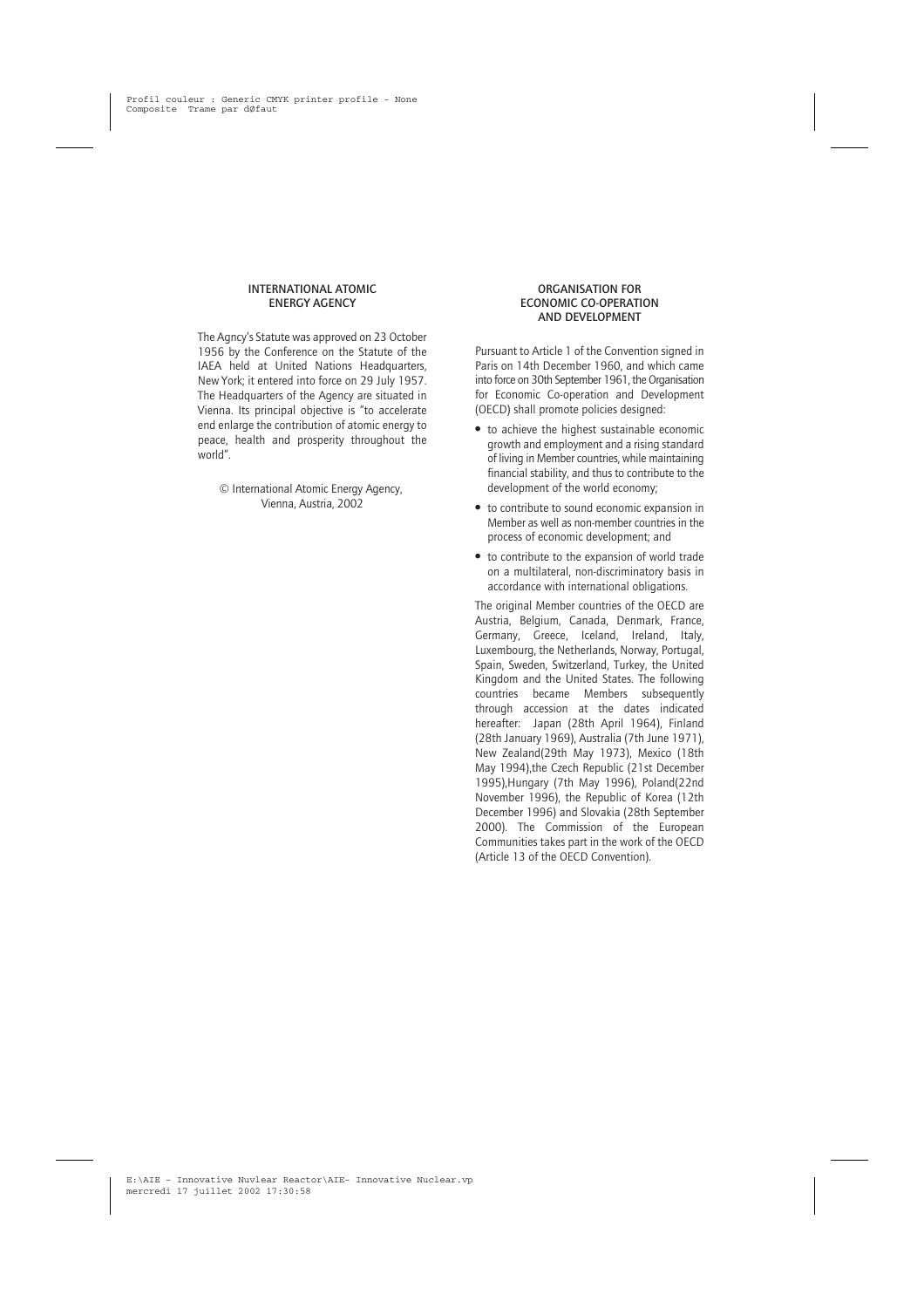## INTERNATIONAL ATOMIC ENERGY AGENCY

The Agncy's Statute was approved on 23 October 1956 by the Conference on the Statute of the IAEA held at United Nations Headquarters, New York; it entered into force on 29 July 1957. The Headquarters of the Agency are situated in Vienna. Its principal objective is "to accelerate end enlarge the contribution of atomic energy to peace, health and prosperity throughout the world".

© International Atomic Energy Agency,
Vienna, Austria, 2002

## ORGANISATION FOR ECONOMIC CO-OPERATION AND DEVELOPMENT

Pursuant to Article 1 of the Convention signed in Paris on 14th December 1960, and which came into force on 30th September 1961, the Organisation for Economic Co-operation and Development (OECD) shall promote policies designed:

- to achieve the highest sustainable economic growth and employment and a rising standard of living in Member countries, while maintaining financial stability, and thus to contribute to the development of the world economy;
- to contribute to sound economic expansion in Member as well as non-member countries in the process of economic development; and
- to contribute to the expansion of world trade on a multilateral, non-discriminatory basis in accordance with international obligations.

The original Member countries of the OECD are Austria, Belgium, Canada, Denmark, France, Germany, Greece, Iceland, Ireland, Italy, Luxembourg, the Netherlands, Norway, Portugal, Spain, Sweden, Switzerland, Turkey, the United Kingdom and the United States. The following countries became Members subsequently through accession at the dates indicated hereafter: Japan (28th April 1964), Finland (28th January 1969), Australia (7th June 1971), New Zealand(29th May 1973), Mexico (18th May 1994),the Czech Republic (21st December 1995),Hungary (7th May 1996), Poland(22nd November 1996), the Republic of Korea (12th December 1996) and Slovakia (28th September 2000). The Commission of the European Communities takes part in the work of the OECD (Article 13 of the OECD Convention).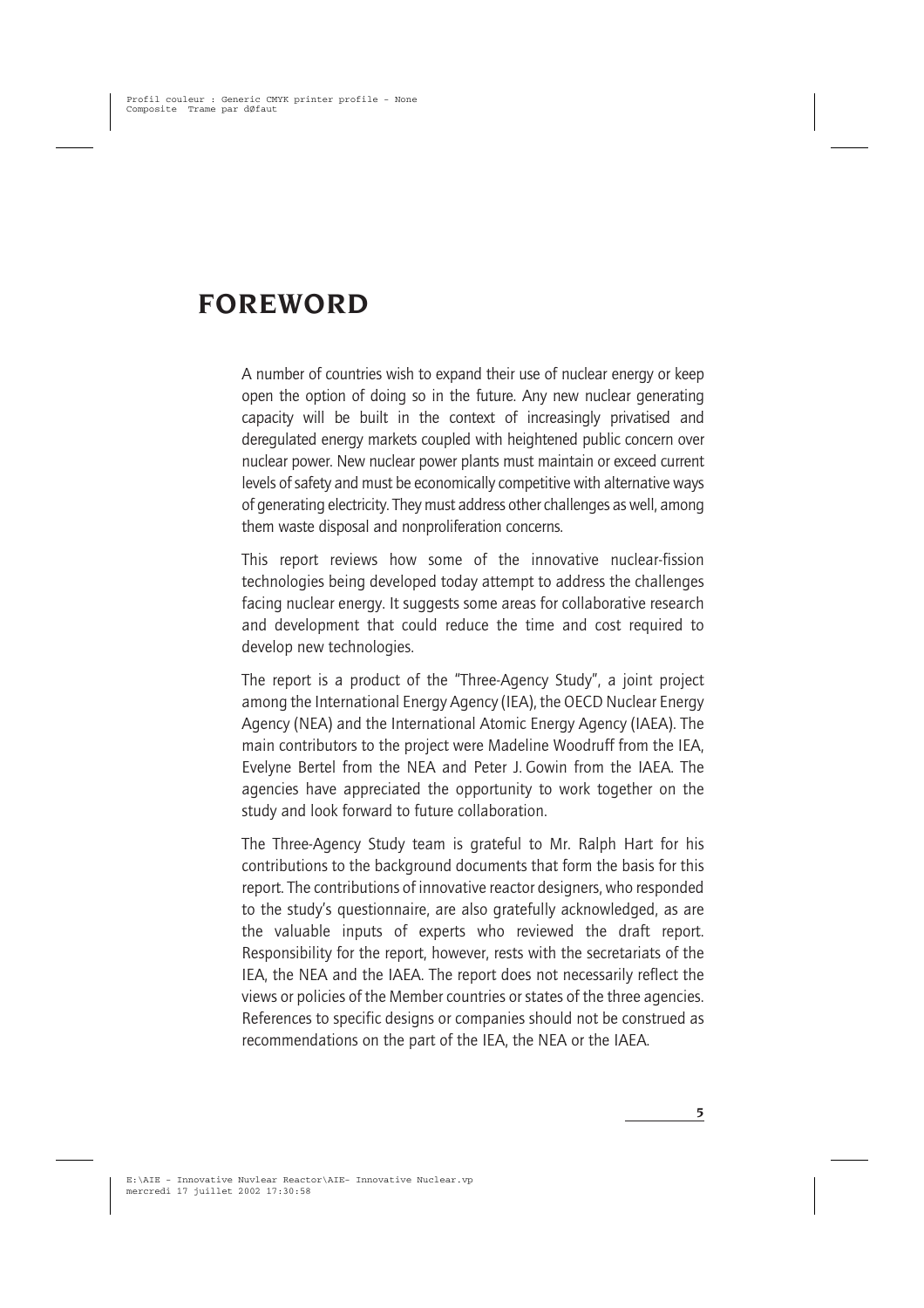# FOREWORD

A number of countries wish to expand their use of nuclear energy or keep open the option of doing so in the future. Any new nuclear generating capacity will be built in the context of increasingly privatised and deregulated energy markets coupled with heightened public concern over nuclear power. New nuclear power plants must maintain or exceed current levels of safety and must be economically competitive with alternative ways of generating electricity. They must address other challenges as well, among them waste disposal and nonproliferation concerns.

This report reviews how some of the innovative nuclear-fission technologies being developed today attempt to address the challenges facing nuclear energy. It suggests some areas for collaborative research and development that could reduce the time and cost required to develop new technologies.

The report is a product of the "Three-Agency Study", a joint project among the International Energy Agency (IEA), the OECD Nuclear Energy Agency (NEA) and the International Atomic Energy Agency (IAEA). The main contributors to the project were Madeline Woodruff from the IEA, Evelyne Bertel from the NEA and Peter J. Gowin from the IAEA. The agencies have appreciated the opportunity to work together on the study and look forward to future collaboration.

The Three-Agency Study team is grateful to Mr. Ralph Hart for his contributions to the background documents that form the basis for this report. The contributions of innovative reactor designers, who responded to the study's questionnaire, are also gratefully acknowledged, as are the valuable inputs of experts who reviewed the draft report. Responsibility for the report, however, rests with the secretariats of the IEA, the NEA and the IAEA. The report does not necessarily reflect the views or policies of the Member countries or states of the three agencies. References to specific designs or companies should not be construed as recommendations on the part of the IEA, the NEA or the IAEA.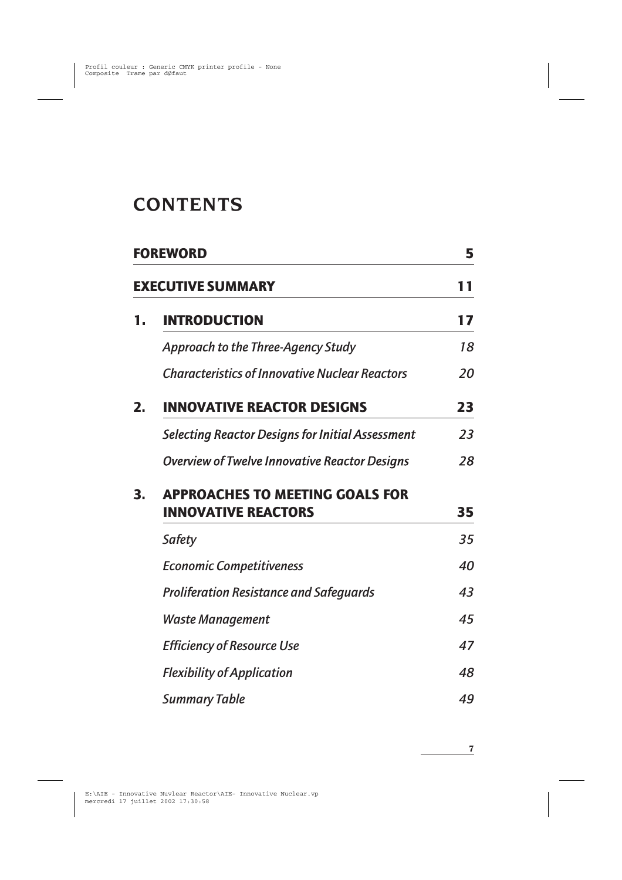# CONTENTS

| | | |
|---|---|---|
| **FOREWORD** | | **5** |
| **EXECUTIVE SUMMARY** | | **11** |
| **1.** | **INTRODUCTION** | **17** |
| | *Approach to the Three-Agency Study* | *18* |
| | *Characteristics of Innovative Nuclear Reactors* | *20* |
| **2.** | **INNOVATIVE REACTOR DESIGNS** | **23** |
| | *Selecting Reactor Designs for Initial Assessment* | *23* |
| | *Overview of Twelve Innovative Reactor Designs* | *28* |
| **3.** | **APPROACHES TO MEETING GOALS FOR INNOVATIVE REACTORS** | **35** |
| | *Safety* | *35* |
| | *Economic Competitiveness* | *40* |
| | *Proliferation Resistance and Safeguards* | *43* |
| | *Waste Management* | *45* |
| | *Efficiency of Resource Use* | *47* |
| | *Flexibility of Application* | *48* |
| | *Summary Table* | *49* |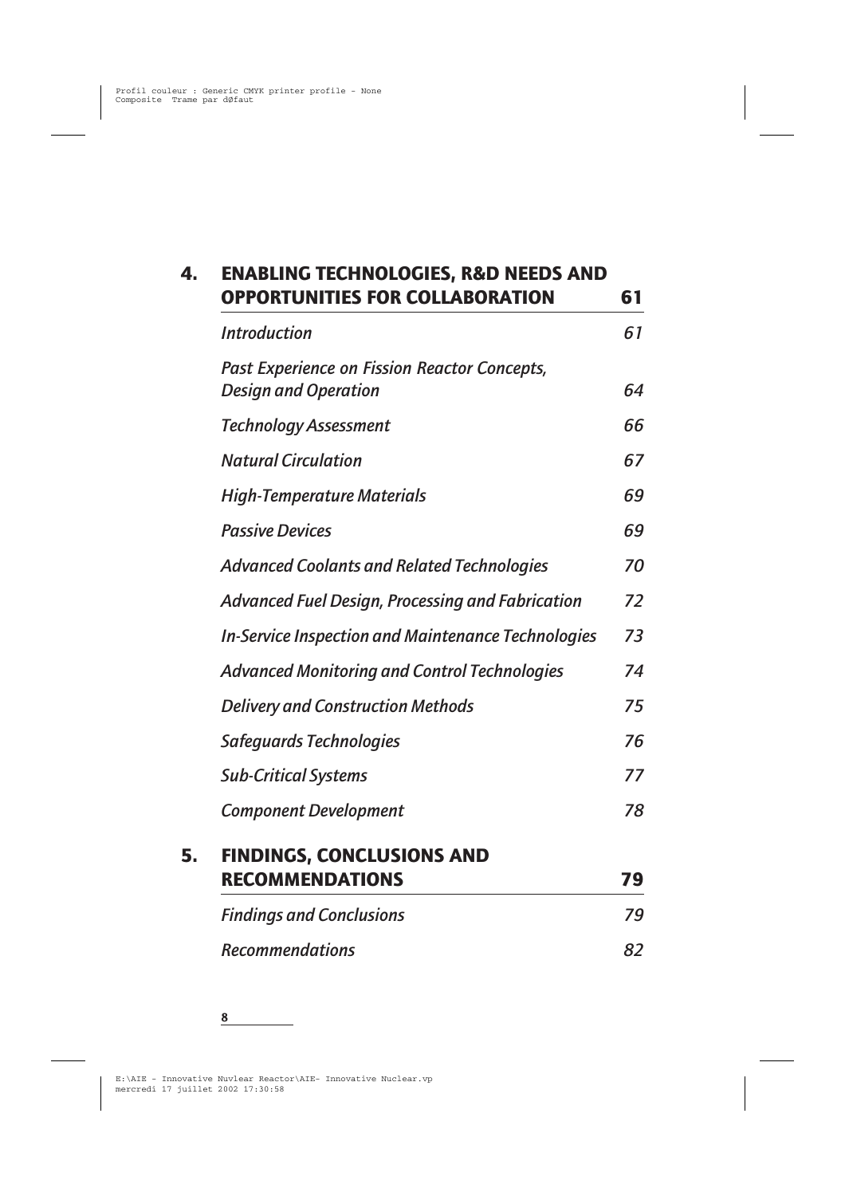## 4. ENABLING TECHNOLOGIES, R&D NEEDS AND OPPORTUNITIES FOR COLLABORATION — 61

*Introduction* — 61

*Past Experience on Fission Reactor Concepts, Design and Operation* — 64

*Technology Assessment* — 66

*Natural Circulation* — 67

*High-Temperature Materials* — 69

*Passive Devices* — 69

*Advanced Coolants and Related Technologies* — 70

*Advanced Fuel Design, Processing and Fabrication* — 72

*In-Service Inspection and Maintenance Technologies* — 73

*Advanced Monitoring and Control Technologies* — 74

*Delivery and Construction Methods* — 75

*Safeguards Technologies* — 76

*Sub-Critical Systems* — 77

*Component Development* — 78

## 5. FINDINGS, CONCLUSIONS AND RECOMMENDATIONS — 79

*Findings and Conclusions* — 79

*Recommendations* — 82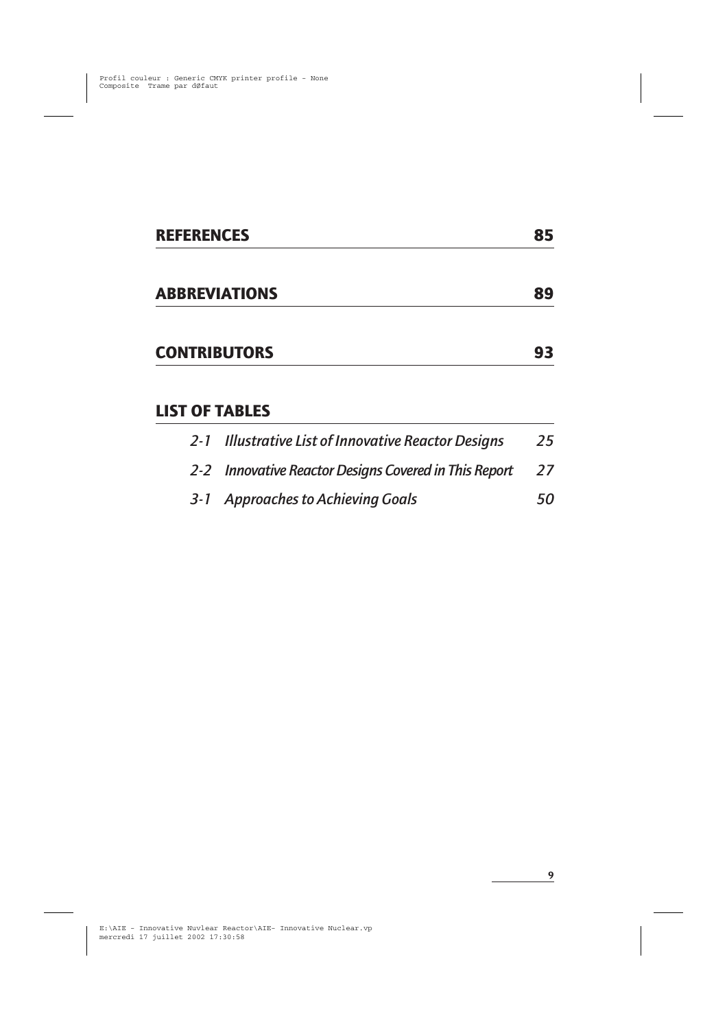## REFERENCES 85

## ABBREVIATIONS 89

## CONTRIBUTORS 93

## LIST OF TABLES

*2-1 Illustrative List of Innovative Reactor Designs 25*

*2-2 Innovative Reactor Designs Covered in This Report 27*

*3-1 Approaches to Achieving Goals 50*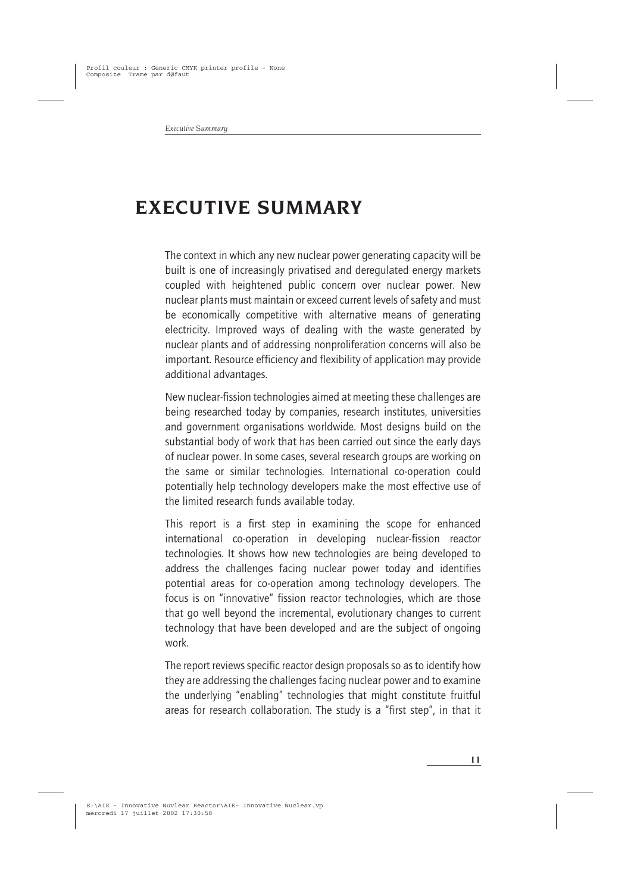# EXECUTIVE SUMMARY

The context in which any new nuclear power generating capacity will be built is one of increasingly privatised and deregulated energy markets coupled with heightened public concern over nuclear power. New nuclear plants must maintain or exceed current levels of safety and must be economically competitive with alternative means of generating electricity. Improved ways of dealing with the waste generated by nuclear plants and of addressing nonproliferation concerns will also be important. Resource efficiency and flexibility of application may provide additional advantages.

New nuclear-fission technologies aimed at meeting these challenges are being researched today by companies, research institutes, universities and government organisations worldwide. Most designs build on the substantial body of work that has been carried out since the early days of nuclear power. In some cases, several research groups are working on the same or similar technologies. International co-operation could potentially help technology developers make the most effective use of the limited research funds available today.

This report is a first step in examining the scope for enhanced international co-operation in developing nuclear-fission reactor technologies. It shows how new technologies are being developed to address the challenges facing nuclear power today and identifies potential areas for co-operation among technology developers. The focus is on "innovative" fission reactor technologies, which are those that go well beyond the incremental, evolutionary changes to current technology that have been developed and are the subject of ongoing work.

The report reviews specific reactor design proposals so as to identify how they are addressing the challenges facing nuclear power and to examine the underlying "enabling" technologies that might constitute fruitful areas for research collaboration. The study is a "first step", in that it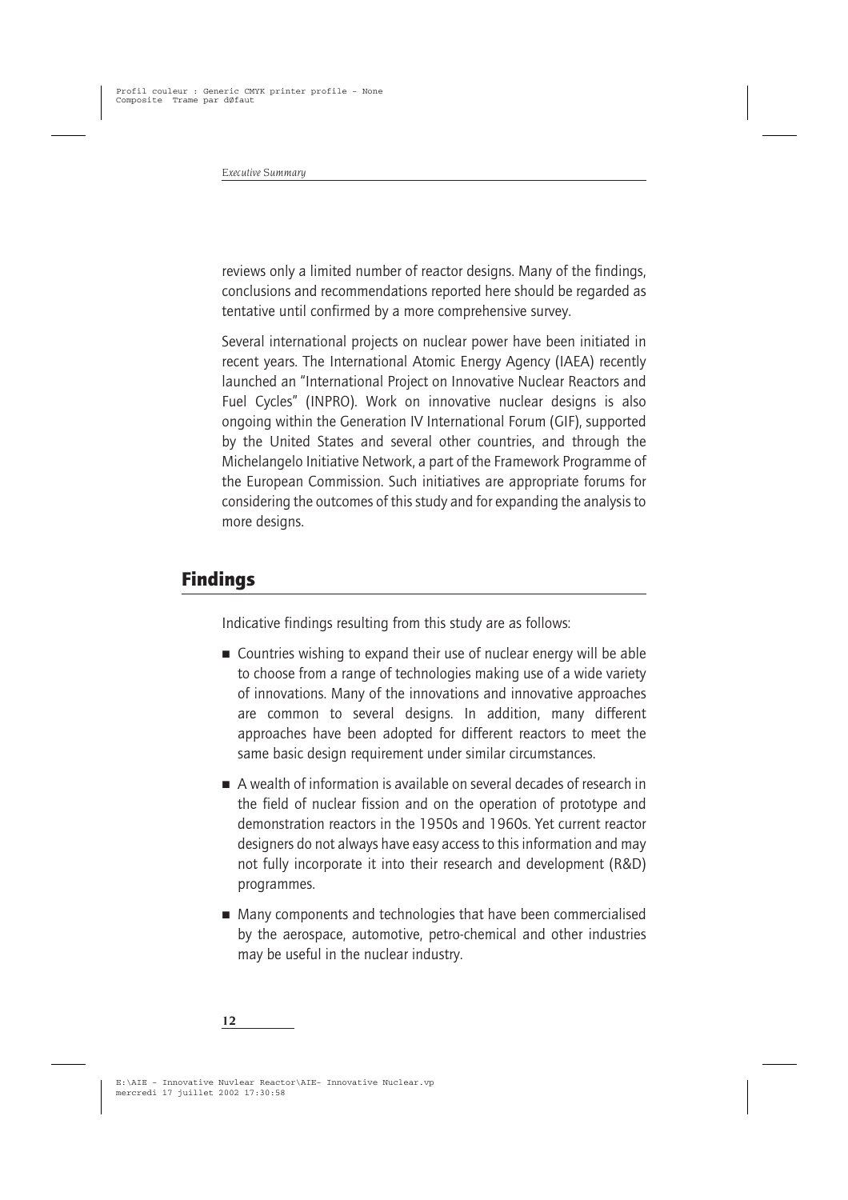reviews only a limited number of reactor designs. Many of the findings, conclusions and recommendations reported here should be regarded as tentative until confirmed by a more comprehensive survey.

Several international projects on nuclear power have been initiated in recent years. The International Atomic Energy Agency (IAEA) recently launched an "International Project on Innovative Nuclear Reactors and Fuel Cycles" (INPRO). Work on innovative nuclear designs is also ongoing within the Generation IV International Forum (GIF), supported by the United States and several other countries, and through the Michelangelo Initiative Network, a part of the Framework Programme of the European Commission. Such initiatives are appropriate forums for considering the outcomes of this study and for expanding the analysis to more designs.

## Findings

Indicative findings resulting from this study are as follows:

- Countries wishing to expand their use of nuclear energy will be able to choose from a range of technologies making use of a wide variety of innovations. Many of the innovations and innovative approaches are common to several designs. In addition, many different approaches have been adopted for different reactors to meet the same basic design requirement under similar circumstances.
- A wealth of information is available on several decades of research in the field of nuclear fission and on the operation of prototype and demonstration reactors in the 1950s and 1960s. Yet current reactor designers do not always have easy access to this information and may not fully incorporate it into their research and development (R&D) programmes.
- Many components and technologies that have been commercialised by the aerospace, automotive, petro-chemical and other industries may be useful in the nuclear industry.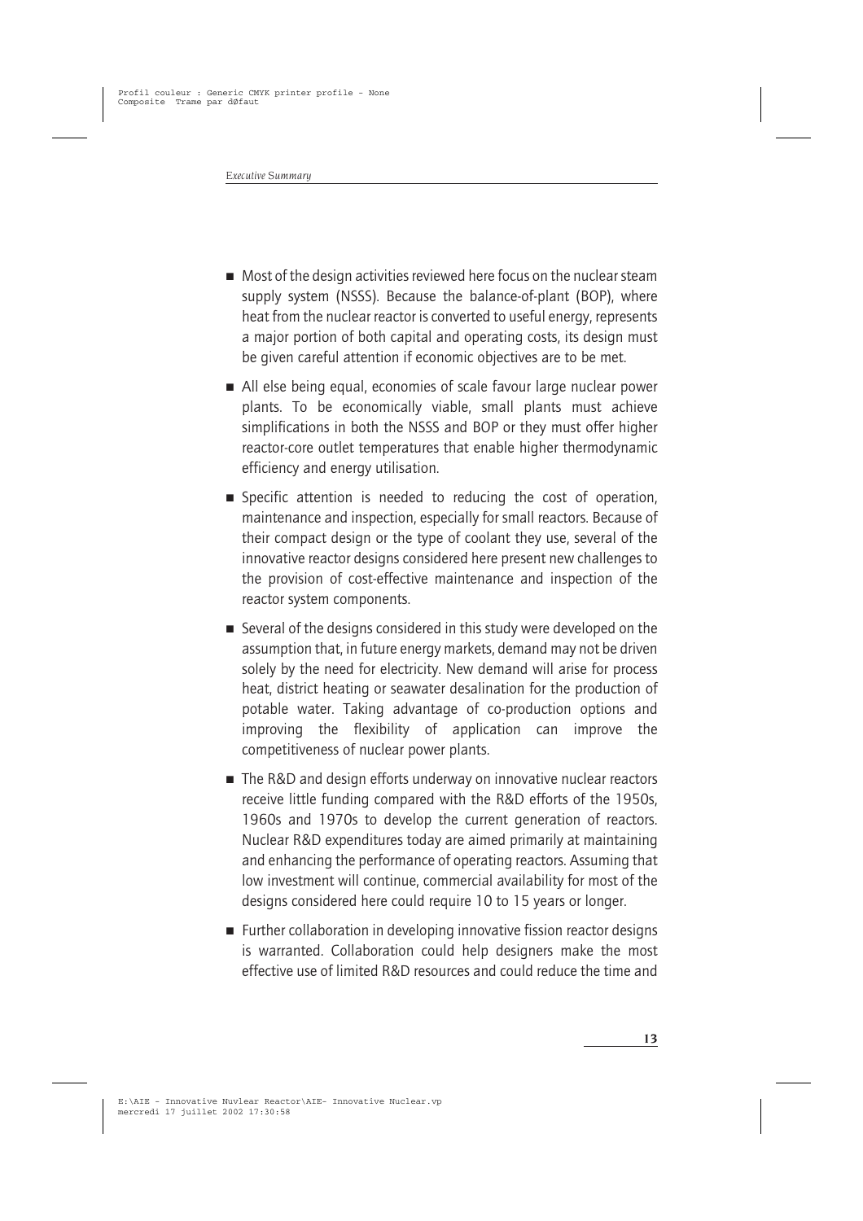- Most of the design activities reviewed here focus on the nuclear steam supply system (NSSS). Because the balance-of-plant (BOP), where heat from the nuclear reactor is converted to useful energy, represents a major portion of both capital and operating costs, its design must be given careful attention if economic objectives are to be met.
- All else being equal, economies of scale favour large nuclear power plants. To be economically viable, small plants must achieve simplifications in both the NSSS and BOP or they must offer higher reactor-core outlet temperatures that enable higher thermodynamic efficiency and energy utilisation.
- Specific attention is needed to reducing the cost of operation, maintenance and inspection, especially for small reactors. Because of their compact design or the type of coolant they use, several of the innovative reactor designs considered here present new challenges to the provision of cost-effective maintenance and inspection of the reactor system components.
- Several of the designs considered in this study were developed on the assumption that, in future energy markets, demand may not be driven solely by the need for electricity. New demand will arise for process heat, district heating or seawater desalination for the production of potable water. Taking advantage of co-production options and improving the flexibility of application can improve the competitiveness of nuclear power plants.
- The R&D and design efforts underway on innovative nuclear reactors receive little funding compared with the R&D efforts of the 1950s, 1960s and 1970s to develop the current generation of reactors. Nuclear R&D expenditures today are aimed primarily at maintaining and enhancing the performance of operating reactors. Assuming that low investment will continue, commercial availability for most of the designs considered here could require 10 to 15 years or longer.
- Further collaboration in developing innovative fission reactor designs is warranted. Collaboration could help designers make the most effective use of limited R&D resources and could reduce the time and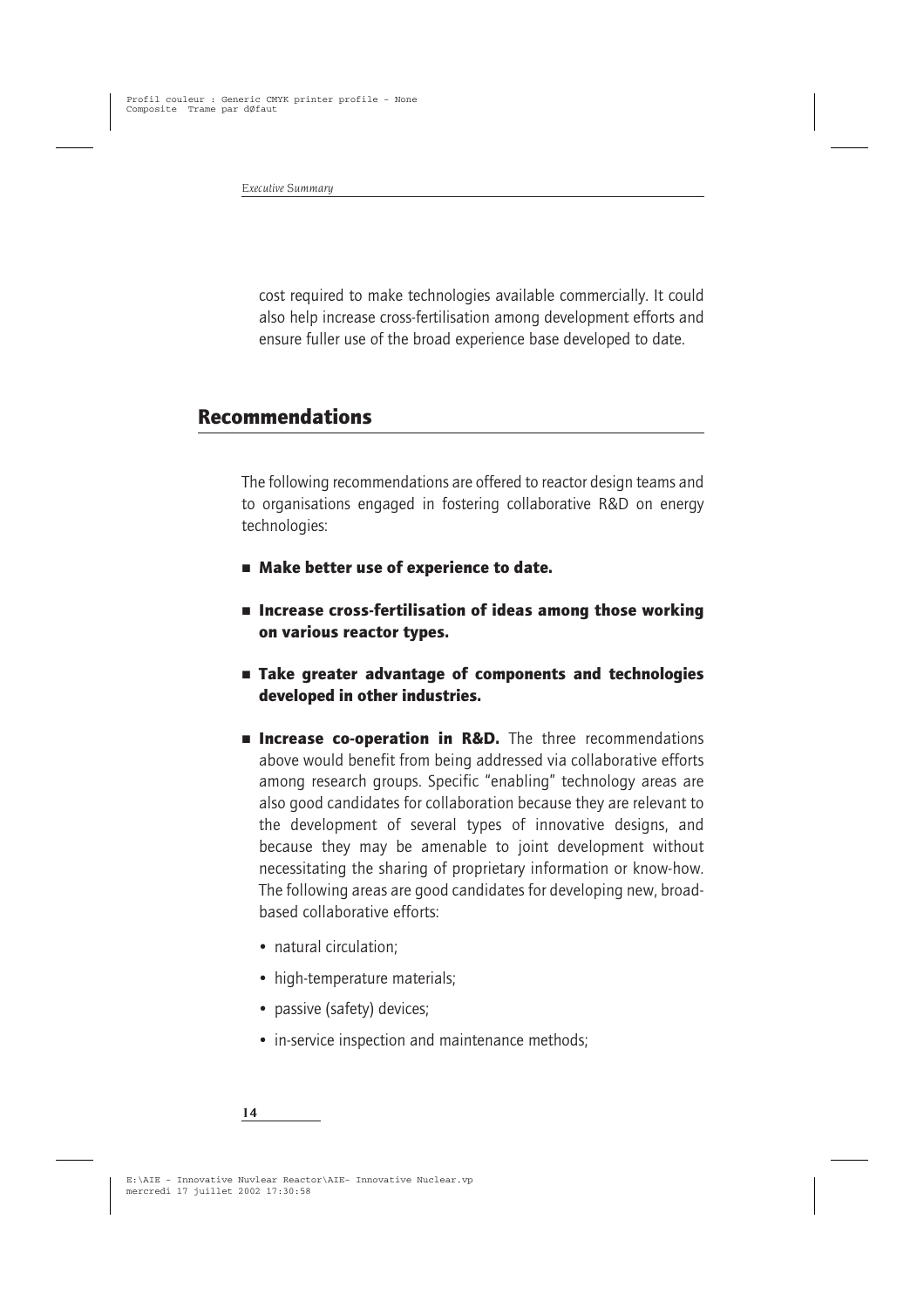cost required to make technologies available commercially. It could also help increase cross-fertilisation among development efforts and ensure fuller use of the broad experience base developed to date.

## Recommendations

The following recommendations are offered to reactor design teams and to organisations engaged in fostering collaborative R&D on energy technologies:

- **Make better use of experience to date.**
- **Increase cross-fertilisation of ideas among those working on various reactor types.**
- **Take greater advantage of components and technologies developed in other industries.**
- **Increase co-operation in R&D.** The three recommendations above would benefit from being addressed via collaborative efforts among research groups. Specific "enabling" technology areas are also good candidates for collaboration because they are relevant to the development of several types of innovative designs, and because they may be amenable to joint development without necessitating the sharing of proprietary information or know-how. The following areas are good candidates for developing new, broad-based collaborative efforts:
  - natural circulation;
  - high-temperature materials;
  - passive (safety) devices;
  - in-service inspection and maintenance methods;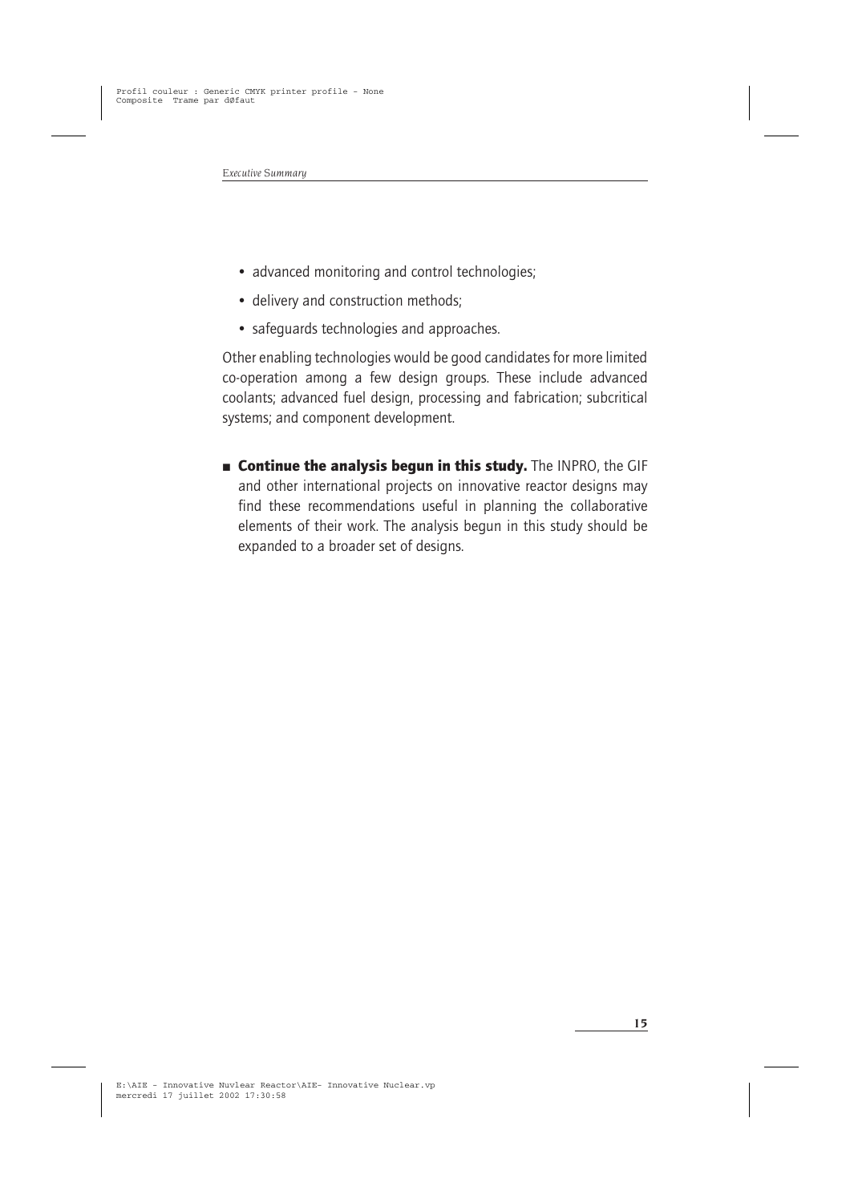- advanced monitoring and control technologies;
- delivery and construction methods;
- safeguards technologies and approaches.

Other enabling technologies would be good candidates for more limited co-operation among a few design groups. These include advanced coolants; advanced fuel design, processing and fabrication; subcritical systems; and component development.

- **Continue the analysis begun in this study.** The INPRO, the GIF and other international projects on innovative reactor designs may find these recommendations useful in planning the collaborative elements of their work. The analysis begun in this study should be expanded to a broader set of designs.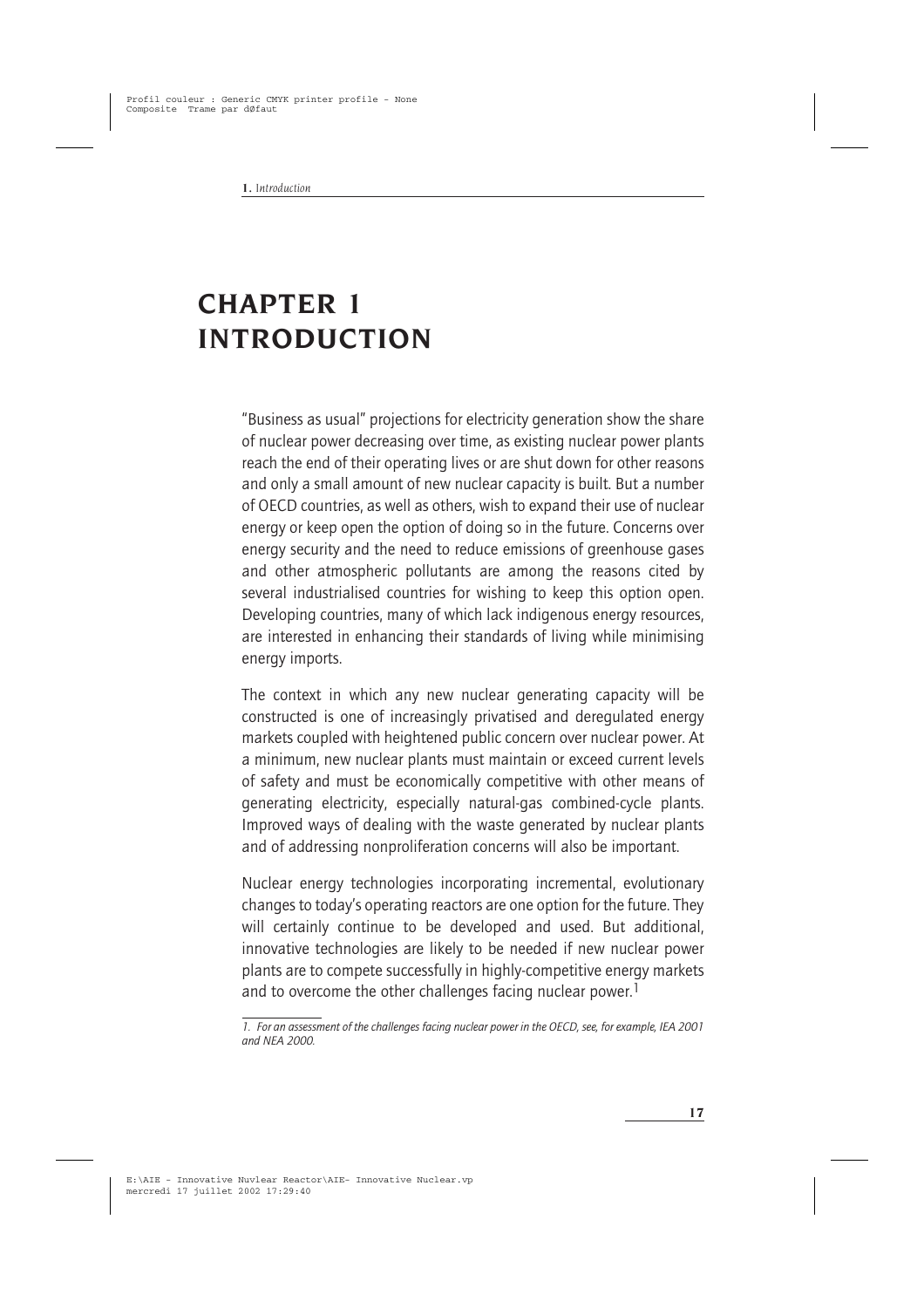# CHAPTER 1
# INTRODUCTION

"Business as usual" projections for electricity generation show the share of nuclear power decreasing over time, as existing nuclear power plants reach the end of their operating lives or are shut down for other reasons and only a small amount of new nuclear capacity is built. But a number of OECD countries, as well as others, wish to expand their use of nuclear energy or keep open the option of doing so in the future. Concerns over energy security and the need to reduce emissions of greenhouse gases and other atmospheric pollutants are among the reasons cited by several industrialised countries for wishing to keep this option open. Developing countries, many of which lack indigenous energy resources, are interested in enhancing their standards of living while minimising energy imports.

The context in which any new nuclear generating capacity will be constructed is one of increasingly privatised and deregulated energy markets coupled with heightened public concern over nuclear power. At a minimum, new nuclear plants must maintain or exceed current levels of safety and must be economically competitive with other means of generating electricity, especially natural-gas combined-cycle plants. Improved ways of dealing with the waste generated by nuclear plants and of addressing nonproliferation concerns will also be important.

Nuclear energy technologies incorporating incremental, evolutionary changes to today's operating reactors are one option for the future. They will certainly continue to be developed and used. But additional, innovative technologies are likely to be needed if new nuclear power plants are to compete successfully in highly-competitive energy markets and to overcome the other challenges facing nuclear power.[1]

*1. For an assessment of the challenges facing nuclear power in the OECD, see, for example, IEA 2001 and NEA 2000.*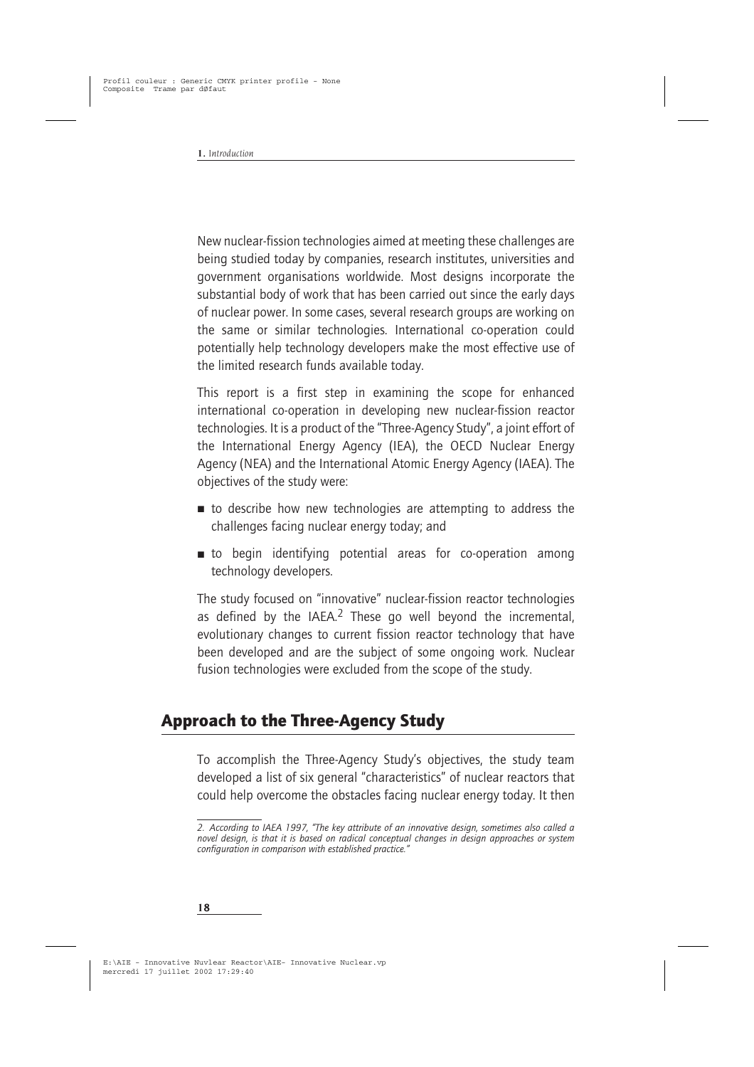New nuclear-fission technologies aimed at meeting these challenges are being studied today by companies, research institutes, universities and government organisations worldwide. Most designs incorporate the substantial body of work that has been carried out since the early days of nuclear power. In some cases, several research groups are working on the same or similar technologies. International co-operation could potentially help technology developers make the most effective use of the limited research funds available today.

This report is a first step in examining the scope for enhanced international co-operation in developing new nuclear-fission reactor technologies. It is a product of the "Three-Agency Study", a joint effort of the International Energy Agency (IEA), the OECD Nuclear Energy Agency (NEA) and the International Atomic Energy Agency (IAEA). The objectives of the study were:

- to describe how new technologies are attempting to address the challenges facing nuclear energy today; and
- to begin identifying potential areas for co-operation among technology developers.

The study focused on "innovative" nuclear-fission reactor technologies as defined by the IAEA.[2] These go well beyond the incremental, evolutionary changes to current fission reactor technology that have been developed and are the subject of some ongoing work. Nuclear fusion technologies were excluded from the scope of the study.

## Approach to the Three-Agency Study

To accomplish the Three-Agency Study's objectives, the study team developed a list of six general "characteristics" of nuclear reactors that could help overcome the obstacles facing nuclear energy today. It then

*2. According to IAEA 1997, "The key attribute of an innovative design, sometimes also called a novel design, is that it is based on radical conceptual changes in design approaches or system configuration in comparison with established practice."*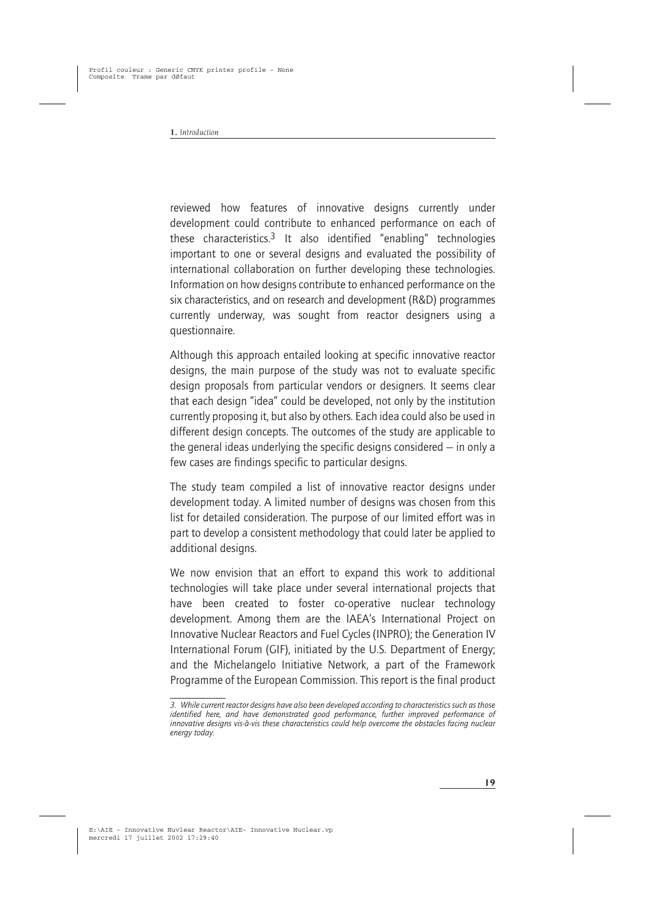reviewed how features of innovative designs currently under development could contribute to enhanced performance on each of these characteristics.[3] It also identified "enabling" technologies important to one or several designs and evaluated the possibility of international collaboration on further developing these technologies. Information on how designs contribute to enhanced performance on the six characteristics, and on research and development (R&D) programmes currently underway, was sought from reactor designers using a questionnaire.

Although this approach entailed looking at specific innovative reactor designs, the main purpose of the study was not to evaluate specific design proposals from particular vendors or designers. It seems clear that each design "idea" could be developed, not only by the institution currently proposing it, but also by others. Each idea could also be used in different design concepts. The outcomes of the study are applicable to the general ideas underlying the specific designs considered – in only a few cases are findings specific to particular designs.

The study team compiled a list of innovative reactor designs under development today. A limited number of designs was chosen from this list for detailed consideration. The purpose of our limited effort was in part to develop a consistent methodology that could later be applied to additional designs.

We now envision that an effort to expand this work to additional technologies will take place under several international projects that have been created to foster co-operative nuclear technology development. Among them are the IAEA's International Project on Innovative Nuclear Reactors and Fuel Cycles (INPRO); the Generation IV International Forum (GIF), initiated by the U.S. Department of Energy; and the Michelangelo Initiative Network, a part of the Framework Programme of the European Commission. This report is the final product

---

*3. While current reactor designs have also been developed according to characteristics such as those identified here, and have demonstrated good performance, further improved performance of innovative designs vis-à-vis these characteristics could help overcome the obstacles facing nuclear energy today.*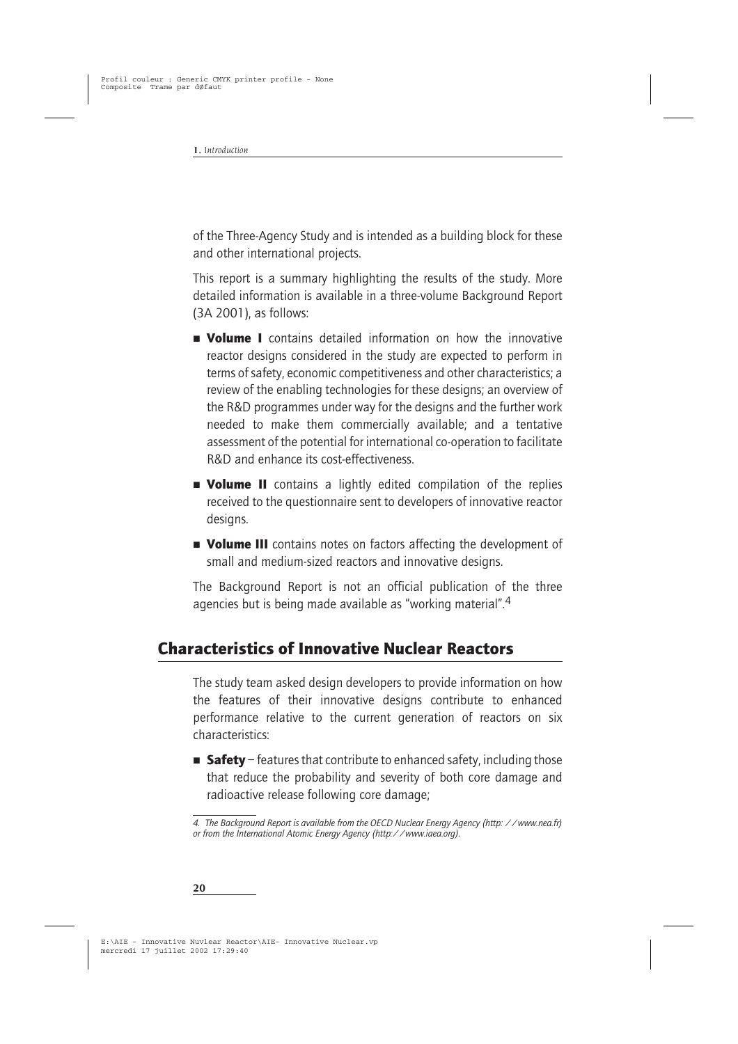of the Three-Agency Study and is intended as a building block for these and other international projects.

This report is a summary highlighting the results of the study. More detailed information is available in a three-volume Background Report (3A 2001), as follows:

- **Volume I** contains detailed information on how the innovative reactor designs considered in the study are expected to perform in terms of safety, economic competitiveness and other characteristics; a review of the enabling technologies for these designs; an overview of the R&D programmes under way for the designs and the further work needed to make them commercially available; and a tentative assessment of the potential for international co-operation to facilitate R&D and enhance its cost-effectiveness.
- **Volume II** contains a lightly edited compilation of the replies received to the questionnaire sent to developers of innovative reactor designs.
- **Volume III** contains notes on factors affecting the development of small and medium-sized reactors and innovative designs.

The Background Report is not an official publication of the three agencies but is being made available as "working material".[4]

## Characteristics of Innovative Nuclear Reactors

The study team asked design developers to provide information on how the features of their innovative designs contribute to enhanced performance relative to the current generation of reactors on six characteristics:

- **Safety** – features that contribute to enhanced safety, including those that reduce the probability and severity of both core damage and radioactive release following core damage;

*4. The Background Report is available from the OECD Nuclear Energy Agency (http: / / www.nea.fr) or from the International Atomic Energy Agency (http:/ / www.iaea.org).*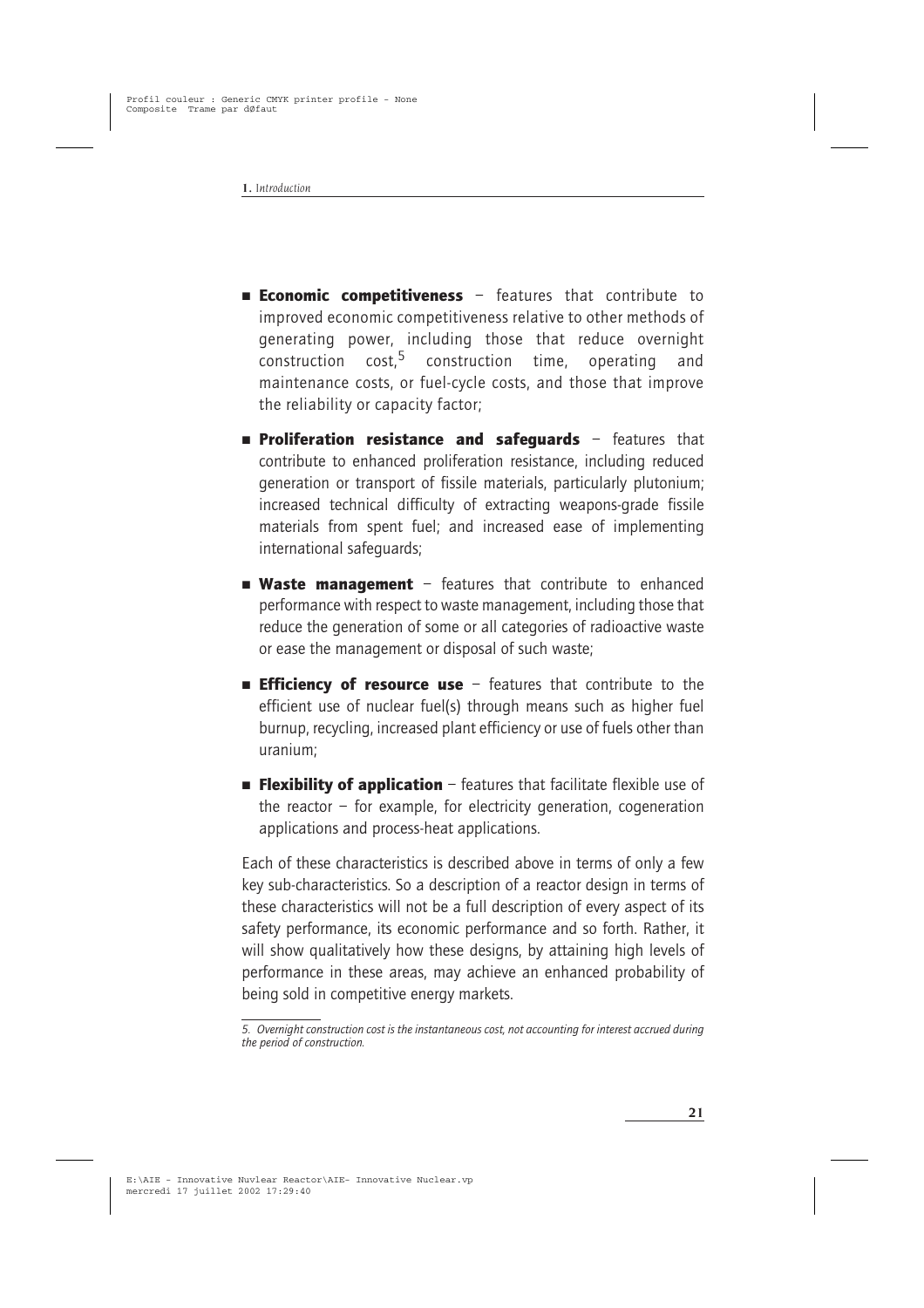- **Economic competitiveness** – features that contribute to improved economic competitiveness relative to other methods of generating power, including those that reduce overnight construction cost,[5] construction time, operating and maintenance costs, or fuel-cycle costs, and those that improve the reliability or capacity factor;

- **Proliferation resistance and safeguards** – features that contribute to enhanced proliferation resistance, including reduced generation or transport of fissile materials, particularly plutonium; increased technical difficulty of extracting weapons-grade fissile materials from spent fuel; and increased ease of implementing international safeguards;

- **Waste management** – features that contribute to enhanced performance with respect to waste management, including those that reduce the generation of some or all categories of radioactive waste or ease the management or disposal of such waste;

- **Efficiency of resource use** – features that contribute to the efficient use of nuclear fuel(s) through means such as higher fuel burnup, recycling, increased plant efficiency or use of fuels other than uranium;

- **Flexibility of application** – features that facilitate flexible use of the reactor – for example, for electricity generation, cogeneration applications and process-heat applications.

Each of these characteristics is described above in terms of only a few key sub-characteristics. So a description of a reactor design in terms of these characteristics will not be a full description of every aspect of its safety performance, its economic performance and so forth. Rather, it will show qualitatively how these designs, by attaining high levels of performance in these areas, may achieve an enhanced probability of being sold in competitive energy markets.

*5. Overnight construction cost is the instantaneous cost, not accounting for interest accrued during the period of construction.*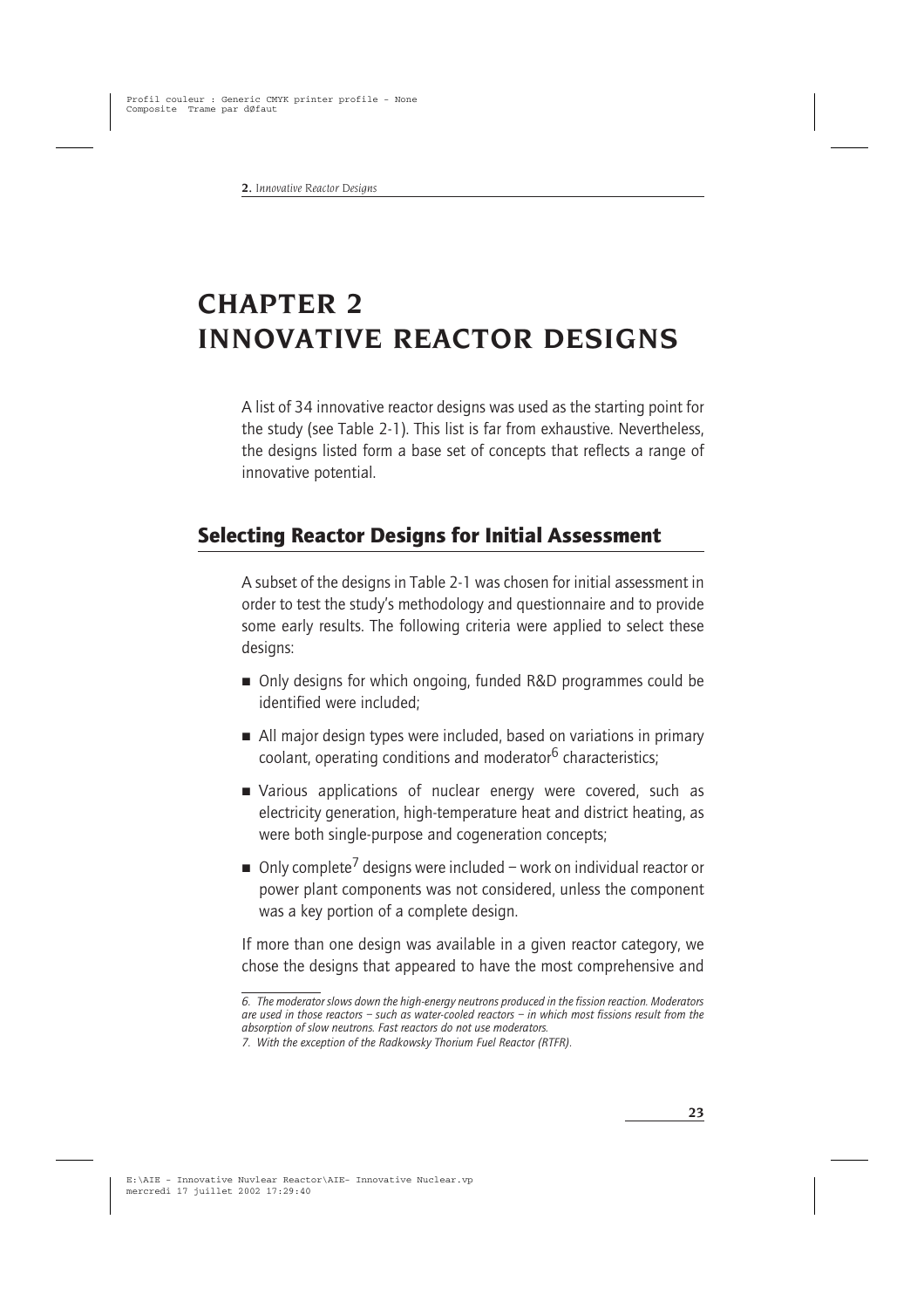# CHAPTER 2
# INNOVATIVE REACTOR DESIGNS

A list of 34 innovative reactor designs was used as the starting point for the study (see Table 2-1). This list is far from exhaustive. Nevertheless, the designs listed form a base set of concepts that reflects a range of innovative potential.

## Selecting Reactor Designs for Initial Assessment

A subset of the designs in Table 2-1 was chosen for initial assessment in order to test the study's methodology and questionnaire and to provide some early results. The following criteria were applied to select these designs:

- Only designs for which ongoing, funded R&D programmes could be identified were included;
- All major design types were included, based on variations in primary coolant, operating conditions and moderator[6] characteristics;
- Various applications of nuclear energy were covered, such as electricity generation, high-temperature heat and district heating, as were both single-purpose and cogeneration concepts;
- Only complete[7] designs were included – work on individual reactor or power plant components was not considered, unless the component was a key portion of a complete design.

If more than one design was available in a given reactor category, we chose the designs that appeared to have the most comprehensive and

*6. The moderator slows down the high-energy neutrons produced in the fission reaction. Moderators are used in those reactors – such as water-cooled reactors – in which most fissions result from the absorption of slow neutrons. Fast reactors do not use moderators.*

*7. With the exception of the Radkowsky Thorium Fuel Reactor (RTFR).*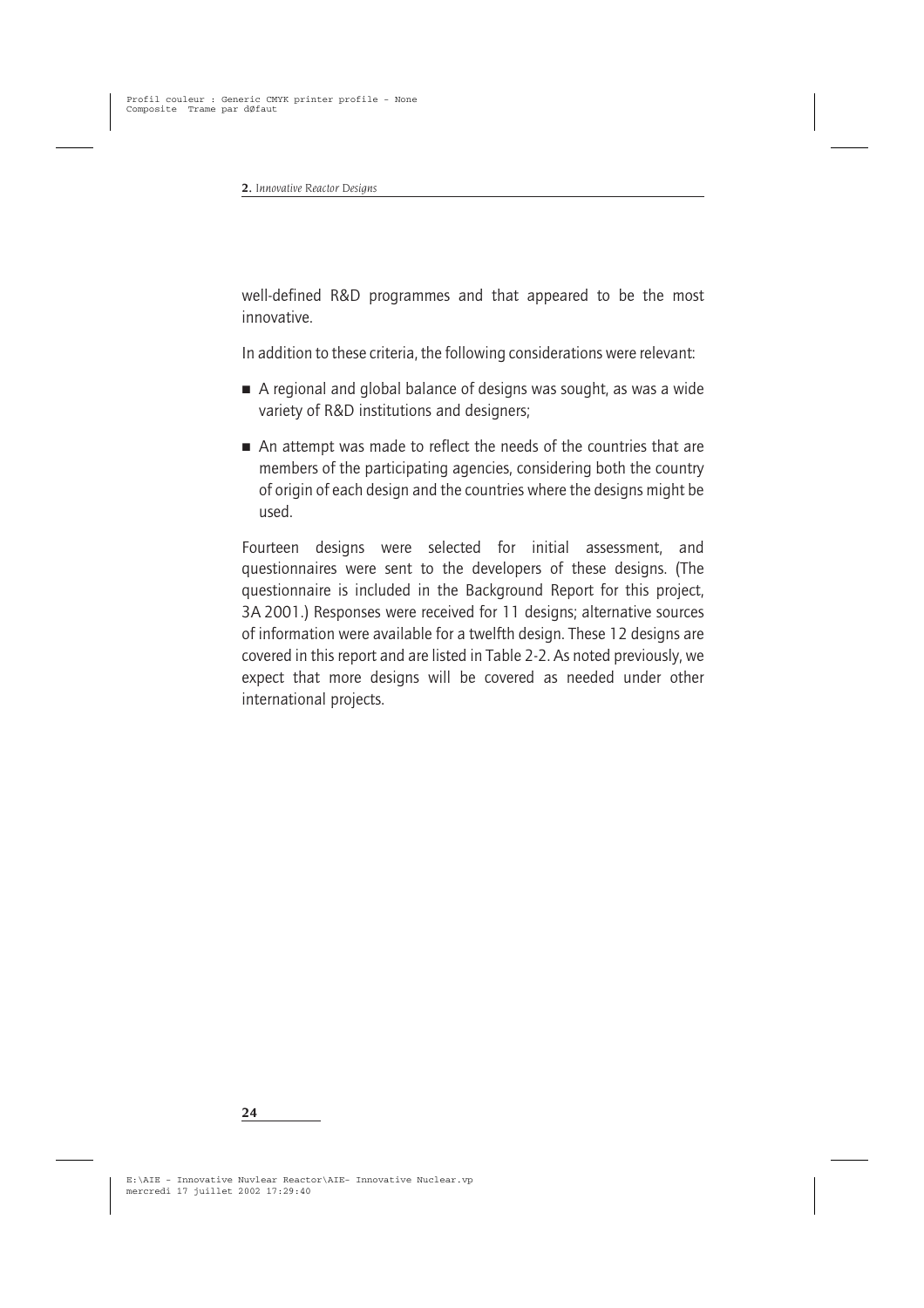well-defined R&D programmes and that appeared to be the most innovative.

In addition to these criteria, the following considerations were relevant:

- A regional and global balance of designs was sought, as was a wide variety of R&D institutions and designers;
- An attempt was made to reflect the needs of the countries that are members of the participating agencies, considering both the country of origin of each design and the countries where the designs might be used.

Fourteen designs were selected for initial assessment, and questionnaires were sent to the developers of these designs. (The questionnaire is included in the Background Report for this project, 3A 2001.) Responses were received for 11 designs; alternative sources of information were available for a twelfth design. These 12 designs are covered in this report and are listed in Table 2-2. As noted previously, we expect that more designs will be covered as needed under other international projects.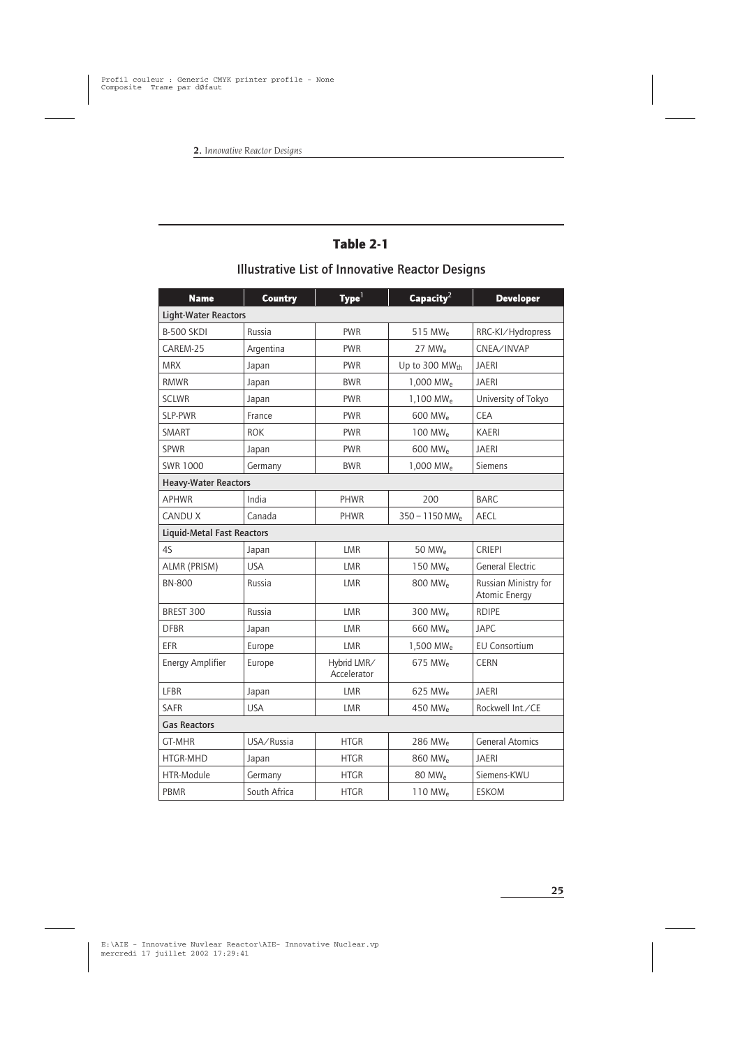## Table 2-1

### Illustrative List of Innovative Reactor Designs

| Name | Country | Type[1] | Capacity[2] | Developer |
|---|---|---|---|---|
| **Light-Water Reactors** | | | | |
| B-500 SKDI | Russia | PWR | 515 $MW_e$ | RRC-KI/Hydropress |
| CAREM-25 | Argentina | PWR | 27 $MW_e$ | CNEA/INVAP |
| MRX | Japan | PWR | Up to 300 $MW_{th}$ | JAERI |
| RMWR | Japan | BWR | 1,000 $MW_e$ | JAERI |
| SCLWR | Japan | PWR | 1,100 $MW_e$ | University of Tokyo |
| SLP-PWR | France | PWR | 600 $MW_e$ | CEA |
| SMART | ROK | PWR | 100 $MW_e$ | KAERI |
| SPWR | Japan | PWR | 600 $MW_e$ | JAERI |
| SWR 1000 | Germany | BWR | 1,000 $MW_e$ | Siemens |
| **Heavy-Water Reactors** | | | | |
| APHWR | India | PHWR | 200 | BARC |
| CANDU X | Canada | PHWR | 350 – 1150 $MW_e$ | AECL |
| **Liquid-Metal Fast Reactors** | | | | |
| 4S | Japan | LMR | 50 $MW_e$ | CRIEPI |
| ALMR (PRISM) | USA | LMR | 150 $MW_e$ | General Electric |
| BN-800 | Russia | LMR | 800 $MW_e$ | Russian Ministry for Atomic Energy |
| BREST 300 | Russia | LMR | 300 $MW_e$ | RDIPE |
| DFBR | Japan | LMR | 660 $MW_e$ | JAPC |
| EFR | Europe | LMR | 1,500 $MW_e$ | EU Consortium |
| Energy Amplifier | Europe | Hybrid LMR/ Accelerator | 675 $MW_e$ | CERN |
| LFBR | Japan | LMR | 625 $MW_e$ | JAERI |
| SAFR | USA | LMR | 450 $MW_e$ | Rockwell Int./CE |
| **Gas Reactors** | | | | |
| GT-MHR | USA/Russia | HTGR | 286 $MW_e$ | General Atomics |
| HTGR-MHD | Japan | HTGR | 860 $MW_e$ | JAERI |
| HTR-Module | Germany | HTGR | 80 $MW_e$ | Siemens-KWU |
| PBMR | South Africa | HTGR | 110 $MW_e$ | ESKOM |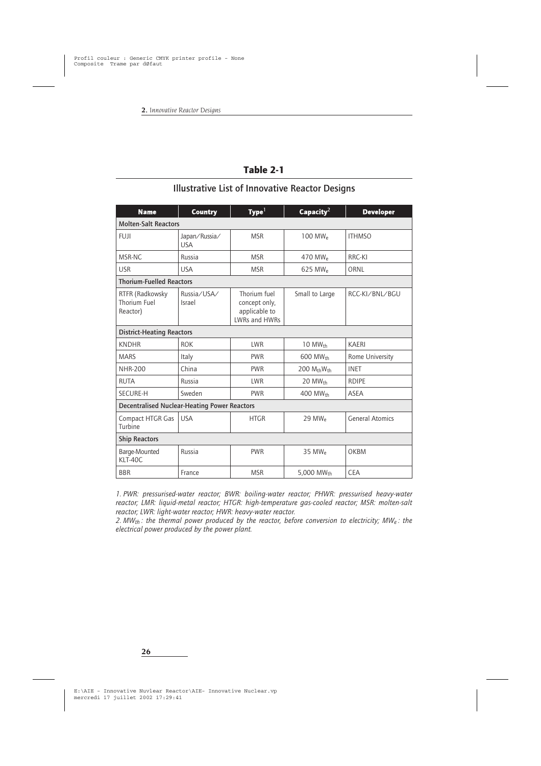## Table 2-1

### Illustrative List of Innovative Reactor Designs

| Name | Country | Type[1] | Capacity[2] | Developer |
|---|---|---|---|---|
| **Molten-Salt Reactors** | | | | |
| FUJI | Japan/Russia/USA | MSR | 100 $MW_e$ | ITHMSO |
| MSR-NC | Russia | MSR | 470 $MW_e$ | RRC-KI |
| USR | USA | MSR | 625 $MW_e$ | ORNL |
| **Thorium-Fuelled Reactors** | | | | |
| RTFR (Radkowsky Thorium Fuel Reactor) | Russia/USA/Israel | Thorium fuel concept only, applicable to LWRs and HWRs | Small to Large | RCC-KI/BNL/BGU |
| **District-Heating Reactors** | | | | |
| KNDHR | ROK | LWR | 10 $MW_{th}$ | KAERI |
| MARS | Italy | PWR | 600 $MW_{th}$ | Rome University |
| NHR-200 | China | PWR | 200 $M_{th}W_{th}$ | INET |
| RUTA | Russia | LWR | 20 $MW_{th}$ | RDIPE |
| SECURE-H | Sweden | PWR | 400 $MW_{th}$ | ASEA |
| **Decentralised Nuclear-Heating Power Reactors** | | | | |
| Compact HTGR Gas Turbine | USA | HTGR | 29 $MW_e$ | General Atomics |
| **Ship Reactors** | | | | |
| Barge-Mounted KLT-40C | Russia | PWR | 35 $MW_e$ | OKBM |
| BBR | France | MSR | 5,000 $MW_{th}$ | CEA |

*1. PWR: pressurised-water reactor; BWR: boiling-water reactor; PHWR: pressurised heavy-water reactor; LMR: liquid-metal reactor; HTGR: high-temperature gas-cooled reactor; MSR: molten-salt reactor; LWR: light-water reactor; HWR: heavy-water reactor.*

*2. $MW_{th}$ : the thermal power produced by the reactor, before conversion to electricity; $MW_e$ : the electrical power produced by the power plant.*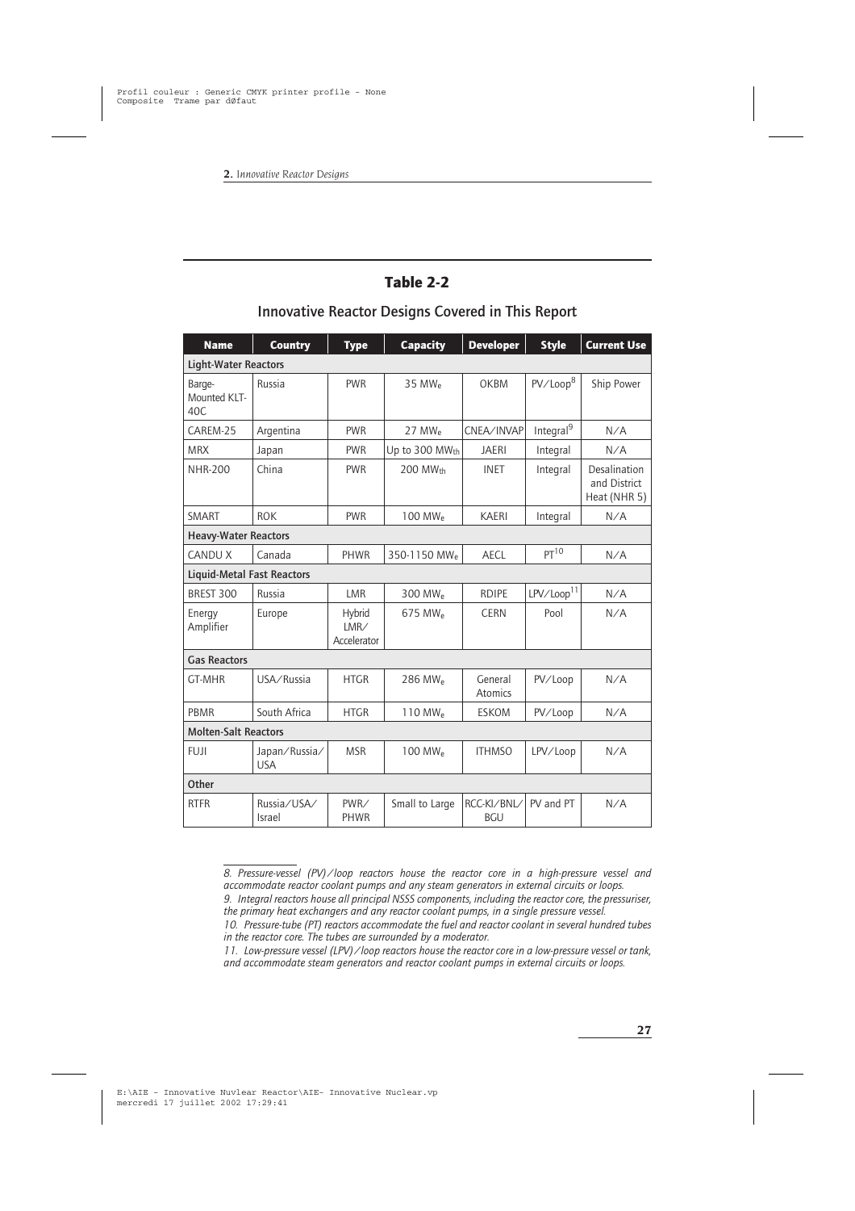## Table 2-2

### Innovative Reactor Designs Covered in This Report

| Name | Country | Type | Capacity | Developer | Style | Current Use |
|---|---|---|---|---|---|---|
| **Light-Water Reactors** | | | | | | |
| Barge-Mounted KLT-40C | Russia | PWR | 35 $MW_e$ | OKBM | PV/Loop[8] | Ship Power |
| CAREM-25 | Argentina | PWR | 27 $MW_e$ | CNEA/INVAP | Integral[9] | N/A |
| MRX | Japan | PWR | Up to 300 $MW_{th}$ | JAERI | Integral | N/A |
| NHR-200 | China | PWR | 200 $MW_{th}$ | INET | Integral | Desalination and District Heat (NHR 5) |
| SMART | ROK | PWR | 100 $MW_e$ | KAERI | Integral | N/A |
| **Heavy-Water Reactors** | | | | | | |
| CANDU X | Canada | PHWR | 350-1150 $MW_e$ | AECL | PT[10] | N/A |
| **Liquid-Metal Fast Reactors** | | | | | | |
| BREST 300 | Russia | LMR | 300 $MW_e$ | RDIPE | LPV/Loop[11] | N/A |
| Energy Amplifier | Europe | Hybrid LMR/ Accelerator | 675 $MW_e$ | CERN | Pool | N/A |
| **Gas Reactors** | | | | | | |
| GT-MHR | USA/Russia | HTGR | 286 $MW_e$ | General Atomics | PV/Loop | N/A |
| PBMR | South Africa | HTGR | 110 $MW_e$ | ESKOM | PV/Loop | N/A |
| **Molten-Salt Reactors** | | | | | | |
| FUJI | Japan/Russia/ USA | MSR | 100 $MW_e$ | ITHMSO | LPV/Loop | N/A |
| **Other** | | | | | | |
| RTFR | Russia/USA/ Israel | PWR/ PHWR | Small to Large | RCC-KI/BNL/ BGU | PV and PT | N/A |

*8. Pressure-vessel (PV)/loop reactors house the reactor core in a high-pressure vessel and accommodate reactor coolant pumps and any steam generators in external circuits or loops.*

*9. Integral reactors house all principal NSSS components, including the reactor core, the pressuriser, the primary heat exchangers and any reactor coolant pumps, in a single pressure vessel.*

*10. Pressure-tube (PT) reactors accommodate the fuel and reactor coolant in several hundred tubes in the reactor core. The tubes are surrounded by a moderator.*

*11. Low-pressure vessel (LPV)/loop reactors house the reactor core in a low-pressure vessel or tank, and accommodate steam generators and reactor coolant pumps in external circuits or loops.*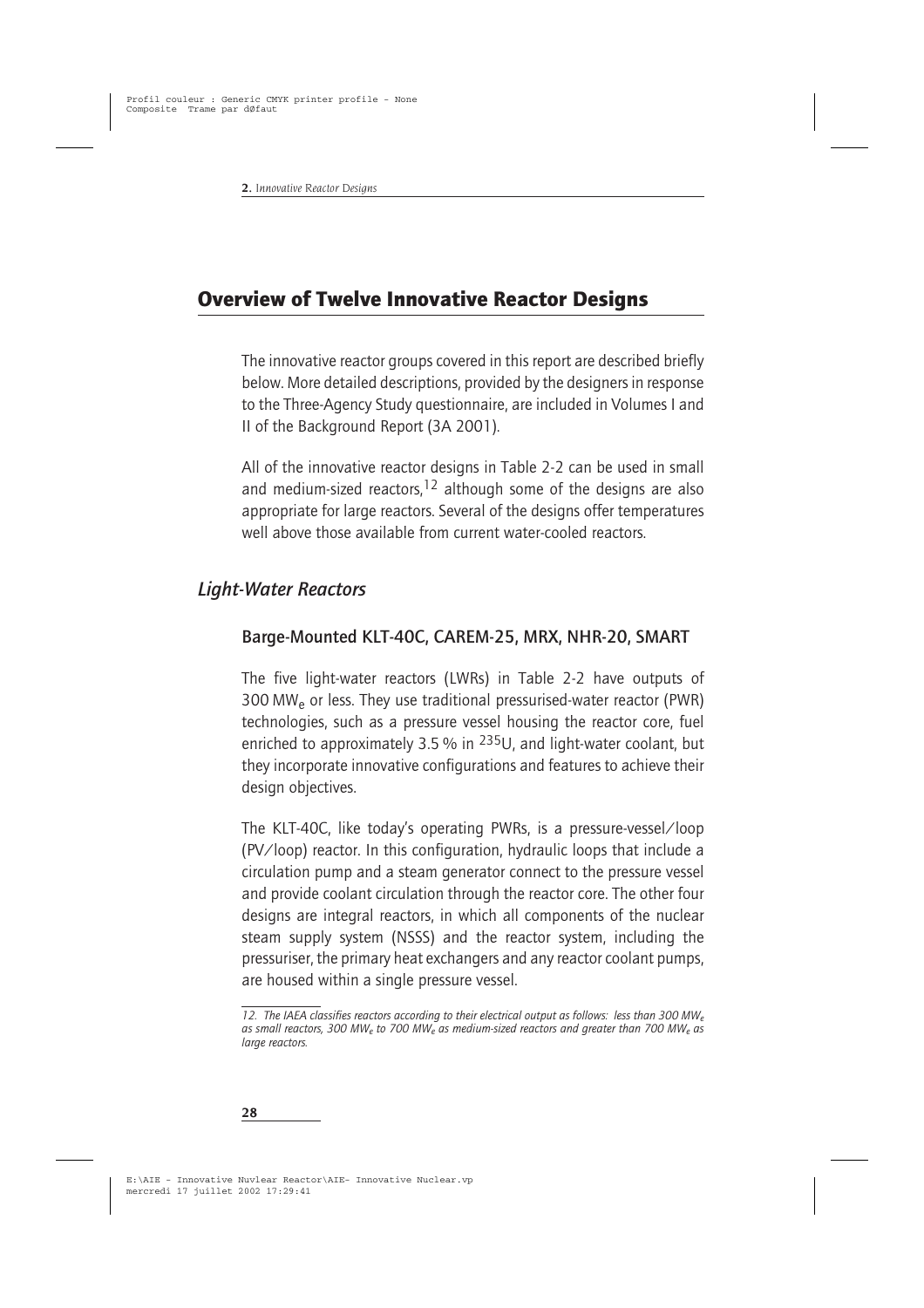## Overview of Twelve Innovative Reactor Designs

The innovative reactor groups covered in this report are described briefly below. More detailed descriptions, provided by the designers in response to the Three-Agency Study questionnaire, are included in Volumes I and II of the Background Report (3A 2001).

All of the innovative reactor designs in Table 2-2 can be used in small and medium-sized reactors,[12] although some of the designs are also appropriate for large reactors. Several of the designs offer temperatures well above those available from current water-cooled reactors.

### *Light-Water Reactors*

#### Barge-Mounted KLT-40C, CAREM-25, MRX, NHR-20, SMART

The five light-water reactors (LWRs) in Table 2-2 have outputs of 300 $MW_e$ or less. They use traditional pressurised-water reactor (PWR) technologies, such as a pressure vessel housing the reactor core, fuel enriched to approximately 3.5 % in $^{235}U$, and light-water coolant, but they incorporate innovative configurations and features to achieve their design objectives.

The KLT-40C, like today's operating PWRs, is a pressure-vessel/loop (PV/loop) reactor. In this configuration, hydraulic loops that include a circulation pump and a steam generator connect to the pressure vessel and provide coolant circulation through the reactor core. The other four designs are integral reactors, in which all components of the nuclear steam supply system (NSSS) and the reactor system, including the pressuriser, the primary heat exchangers and any reactor coolant pumps, are housed within a single pressure vessel.

*12. The IAEA classifies reactors according to their electrical output as follows: less than 300 $MW_e$ as small reactors, 300 $MW_e$ to 700 $MW_e$ as medium-sized reactors and greater than 700 $MW_e$ as large reactors.*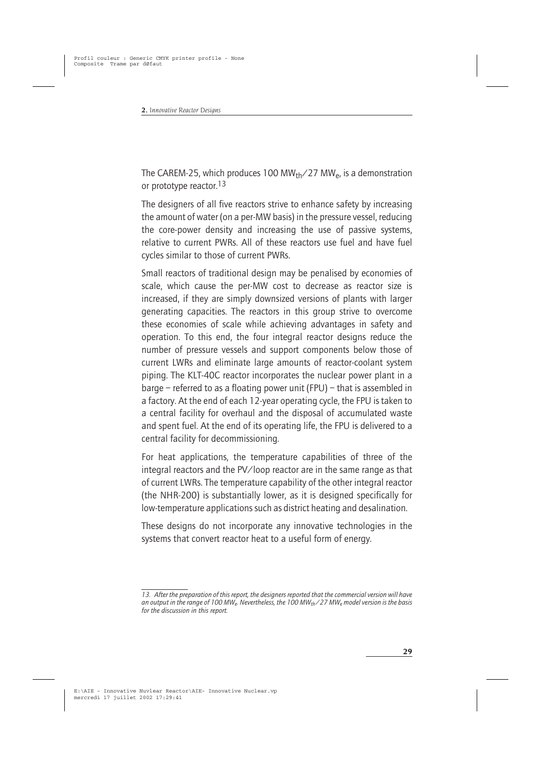The CAREM-25, which produces 100 $MW_{th}$/27 $MW_e$, is a demonstration or prototype reactor.[13]

The designers of all five reactors strive to enhance safety by increasing the amount of water (on a per-MW basis) in the pressure vessel, reducing the core-power density and increasing the use of passive systems, relative to current PWRs. All of these reactors use fuel and have fuel cycles similar to those of current PWRs.

Small reactors of traditional design may be penalised by economies of scale, which cause the per-MW cost to decrease as reactor size is increased, if they are simply downsized versions of plants with larger generating capacities. The reactors in this group strive to overcome these economies of scale while achieving advantages in safety and operation. To this end, the four integral reactor designs reduce the number of pressure vessels and support components below those of current LWRs and eliminate large amounts of reactor-coolant system piping. The KLT-40C reactor incorporates the nuclear power plant in a barge – referred to as a floating power unit (FPU) – that is assembled in a factory. At the end of each 12-year operating cycle, the FPU is taken to a central facility for overhaul and the disposal of accumulated waste and spent fuel. At the end of its operating life, the FPU is delivered to a central facility for decommissioning.

For heat applications, the temperature capabilities of three of the integral reactors and the PV/loop reactor are in the same range as that of current LWRs. The temperature capability of the other integral reactor (the NHR-200) is substantially lower, as it is designed specifically for low-temperature applications such as district heating and desalination.

These designs do not incorporate any innovative technologies in the systems that convert reactor heat to a useful form of energy.

---

*13. After the preparation of this report, the designers reported that the commercial version will have an output in the range of 100 $MW_e$. Nevertheless, the 100 $MW_{th}$/27 $MW_e$ model version is the basis for the discussion in this report.*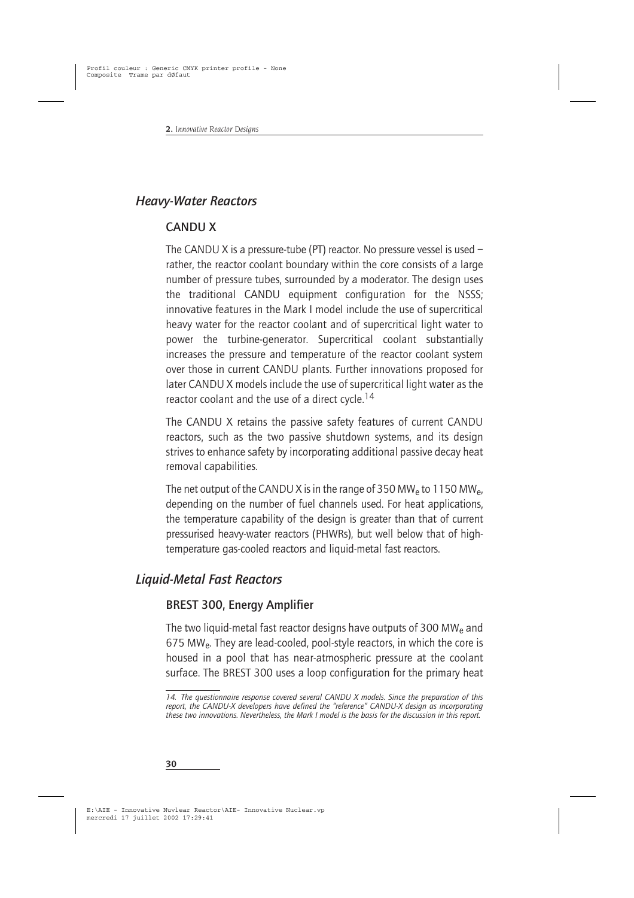## Heavy-Water Reactors

### CANDU X

The CANDU X is a pressure-tube (PT) reactor. No pressure vessel is used – rather, the reactor coolant boundary within the core consists of a large number of pressure tubes, surrounded by a moderator. The design uses the traditional CANDU equipment configuration for the NSSS; innovative features in the Mark I model include the use of supercritical heavy water for the reactor coolant and of supercritical light water to power the turbine-generator. Supercritical coolant substantially increases the pressure and temperature of the reactor coolant system over those in current CANDU plants. Further innovations proposed for later CANDU X models include the use of supercritical light water as the reactor coolant and the use of a direct cycle.[14]

The CANDU X retains the passive safety features of current CANDU reactors, such as the two passive shutdown systems, and its design strives to enhance safety by incorporating additional passive decay heat removal capabilities.

The net output of the CANDU X is in the range of 350 $MW_e$ to 1150 $MW_e$, depending on the number of fuel channels used. For heat applications, the temperature capability of the design is greater than that of current pressurised heavy-water reactors (PHWRs), but well below that of high-temperature gas-cooled reactors and liquid-metal fast reactors.

## Liquid-Metal Fast Reactors

### BREST 300, Energy Amplifier

The two liquid-metal fast reactor designs have outputs of 300 $MW_e$ and 675 $MW_e$. They are lead-cooled, pool-style reactors, in which the core is housed in a pool that has near-atmospheric pressure at the coolant surface. The BREST 300 uses a loop configuration for the primary heat

---

*14. The questionnaire response covered several CANDU X models. Since the preparation of this report, the CANDU-X developers have defined the "reference" CANDU-X design as incorporating these two innovations. Nevertheless, the Mark I model is the basis for the discussion in this report.*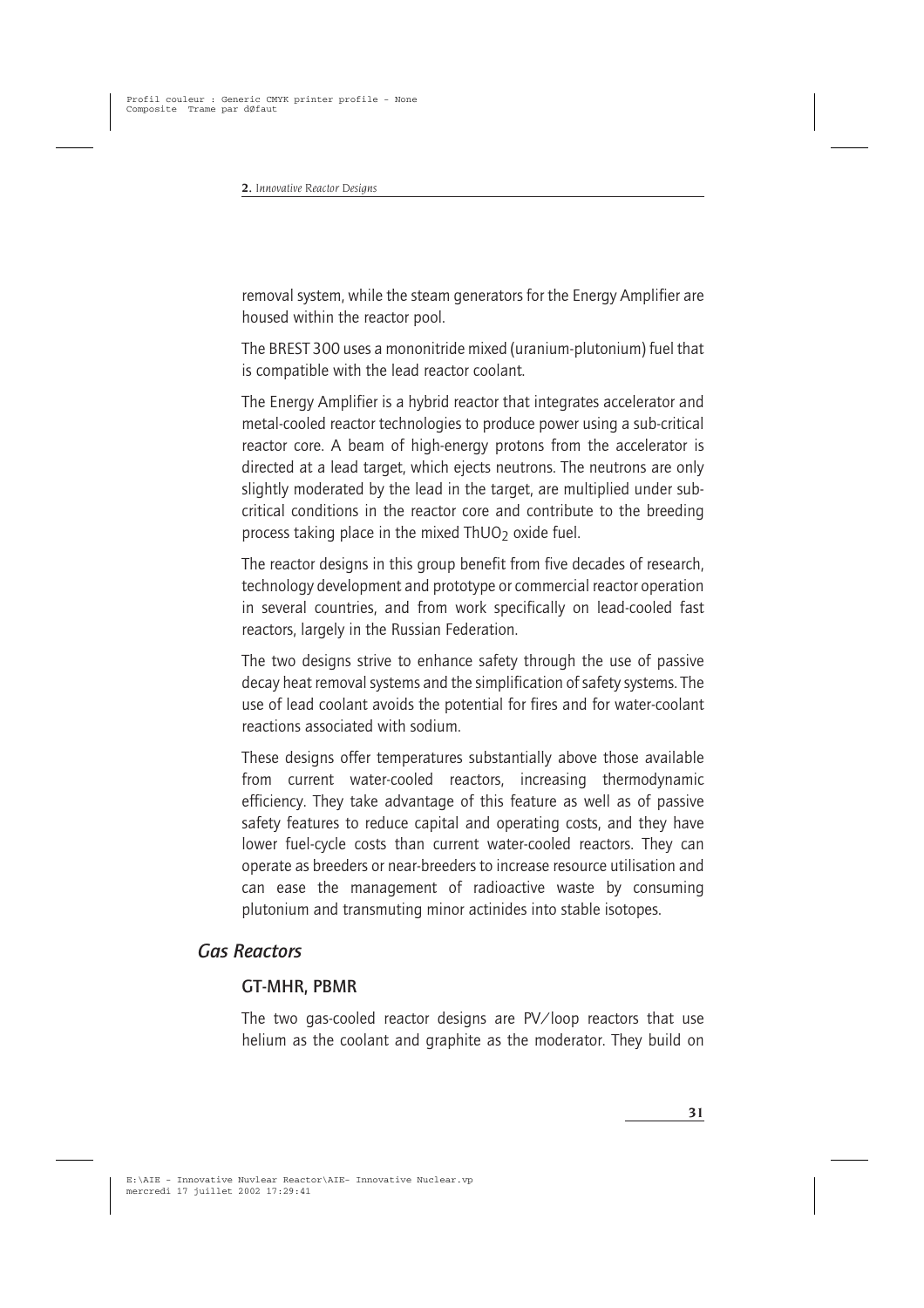removal system, while the steam generators for the Energy Amplifier are housed within the reactor pool.

The BREST 300 uses a mononitride mixed (uranium-plutonium) fuel that is compatible with the lead reactor coolant.

The Energy Amplifier is a hybrid reactor that integrates accelerator and metal-cooled reactor technologies to produce power using a sub-critical reactor core. A beam of high-energy protons from the accelerator is directed at a lead target, which ejects neutrons. The neutrons are only slightly moderated by the lead in the target, are multiplied under sub-critical conditions in the reactor core and contribute to the breeding process taking place in the mixed $ThUO_2$ oxide fuel.

The reactor designs in this group benefit from five decades of research, technology development and prototype or commercial reactor operation in several countries, and from work specifically on lead-cooled fast reactors, largely in the Russian Federation.

The two designs strive to enhance safety through the use of passive decay heat removal systems and the simplification of safety systems. The use of lead coolant avoids the potential for fires and for water-coolant reactions associated with sodium.

These designs offer temperatures substantially above those available from current water-cooled reactors, increasing thermodynamic efficiency. They take advantage of this feature as well as of passive safety features to reduce capital and operating costs, and they have lower fuel-cycle costs than current water-cooled reactors. They can operate as breeders or near-breeders to increase resource utilisation and can ease the management of radioactive waste by consuming plutonium and transmuting minor actinides into stable isotopes.

## Gas Reactors

### GT-MHR, PBMR

The two gas-cooled reactor designs are PV/loop reactors that use helium as the coolant and graphite as the moderator. They build on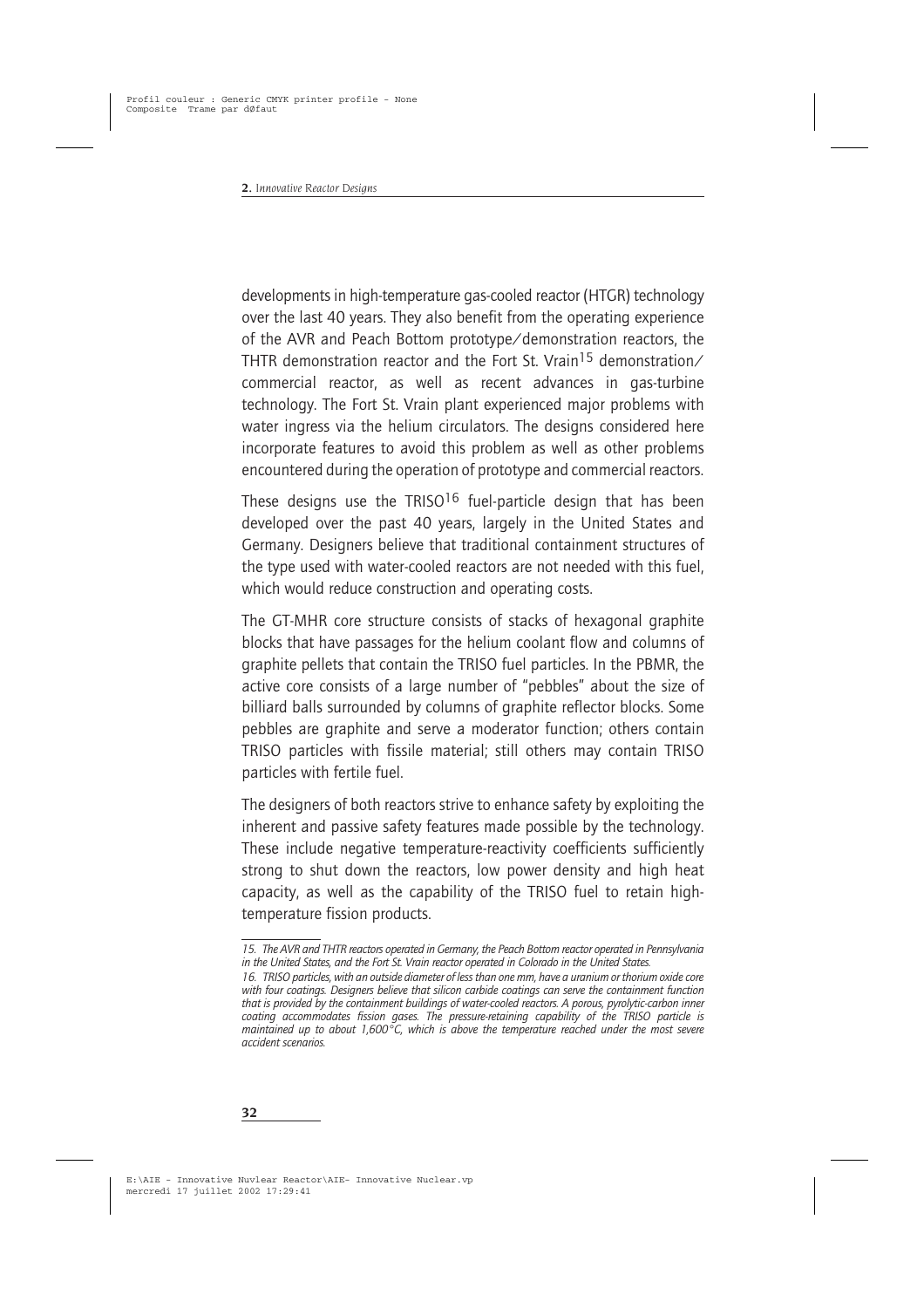developments in high-temperature gas-cooled reactor (HTGR) technology over the last 40 years. They also benefit from the operating experience of the AVR and Peach Bottom prototype/demonstration reactors, the THTR demonstration reactor and the Fort St. Vrain[15] demonstration/commercial reactor, as well as recent advances in gas-turbine technology. The Fort St. Vrain plant experienced major problems with water ingress via the helium circulators. The designs considered here incorporate features to avoid this problem as well as other problems encountered during the operation of prototype and commercial reactors.

These designs use the TRISO[16] fuel-particle design that has been developed over the past 40 years, largely in the United States and Germany. Designers believe that traditional containment structures of the type used with water-cooled reactors are not needed with this fuel, which would reduce construction and operating costs.

The GT-MHR core structure consists of stacks of hexagonal graphite blocks that have passages for the helium coolant flow and columns of graphite pellets that contain the TRISO fuel particles. In the PBMR, the active core consists of a large number of "pebbles" about the size of billiard balls surrounded by columns of graphite reflector blocks. Some pebbles are graphite and serve a moderator function; others contain TRISO particles with fissile material; still others may contain TRISO particles with fertile fuel.

The designers of both reactors strive to enhance safety by exploiting the inherent and passive safety features made possible by the technology. These include negative temperature-reactivity coefficients sufficiently strong to shut down the reactors, low power density and high heat capacity, as well as the capability of the TRISO fuel to retain high-temperature fission products.

---

*15. The AVR and THTR reactors operated in Germany, the Peach Bottom reactor operated in Pennsylvania in the United States, and the Fort St. Vrain reactor operated in Colorado in the United States.*

*16. TRISO particles, with an outside diameter of less than one mm, have a uranium or thorium oxide core with four coatings. Designers believe that silicon carbide coatings can serve the containment function that is provided by the containment buildings of water-cooled reactors. A porous, pyrolytic-carbon inner coating accommodates fission gases. The pressure-retaining capability of the TRISO particle is maintained up to about 1,600°C, which is above the temperature reached under the most severe accident scenarios.*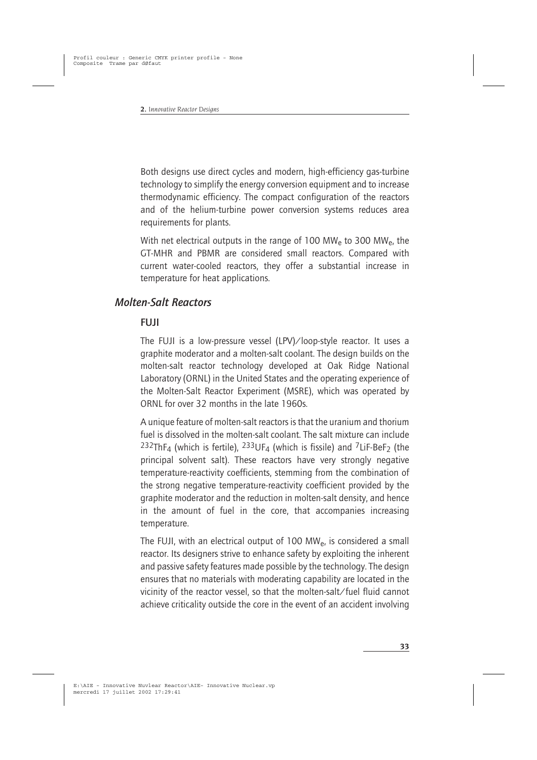Both designs use direct cycles and modern, high-efficiency gas-turbine technology to simplify the energy conversion equipment and to increase thermodynamic efficiency. The compact configuration of the reactors and of the helium-turbine power conversion systems reduces area requirements for plants.

With net electrical outputs in the range of 100 $MW_e$ to 300 $MW_e$, the GT-MHR and PBMR are considered small reactors. Compared with current water-cooled reactors, they offer a substantial increase in temperature for heat applications.

## *Molten-Salt Reactors*

### FUJI

The FUJI is a low-pressure vessel (LPV)/loop-style reactor. It uses a graphite moderator and a molten-salt coolant. The design builds on the molten-salt reactor technology developed at Oak Ridge National Laboratory (ORNL) in the United States and the operating experience of the Molten-Salt Reactor Experiment (MSRE), which was operated by ORNL for over 32 months in the late 1960s.

A unique feature of molten-salt reactors is that the uranium and thorium fuel is dissolved in the molten-salt coolant. The salt mixture can include $^{232}ThF_4$ (which is fertile), $^{233}UF_4$ (which is fissile) and $^{7}LiF\text{-}BeF_2$ (the principal solvent salt). These reactors have very strongly negative temperature-reactivity coefficients, stemming from the combination of the strong negative temperature-reactivity coefficient provided by the graphite moderator and the reduction in molten-salt density, and hence in the amount of fuel in the core, that accompanies increasing temperature.

The FUJI, with an electrical output of 100 $MW_e$, is considered a small reactor. Its designers strive to enhance safety by exploiting the inherent and passive safety features made possible by the technology. The design ensures that no materials with moderating capability are located in the vicinity of the reactor vessel, so that the molten-salt/fuel fluid cannot achieve criticality outside the core in the event of an accident involving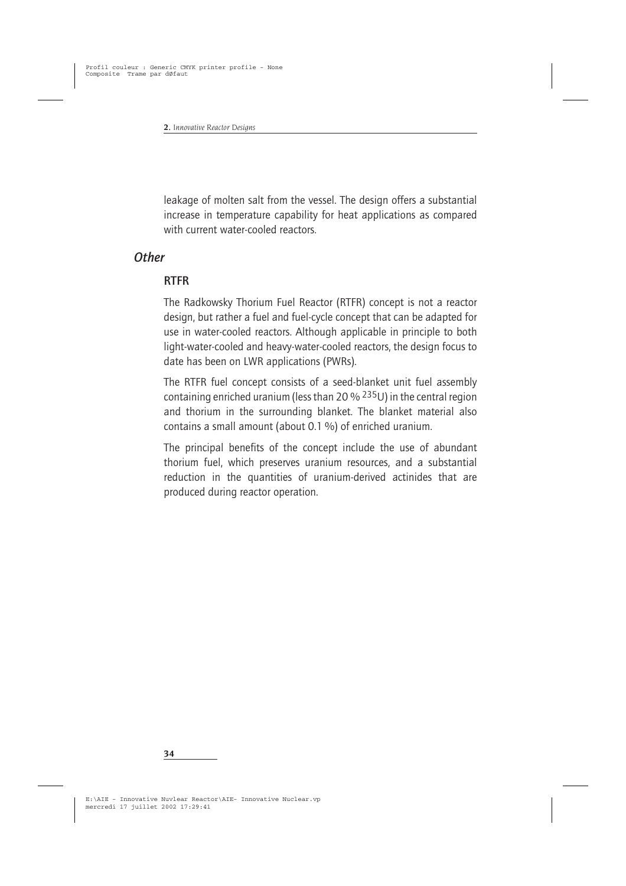leakage of molten salt from the vessel. The design offers a substantial increase in temperature capability for heat applications as compared with current water-cooled reactors.

## *Other*

### RTFR

The Radkowsky Thorium Fuel Reactor (RTFR) concept is not a reactor design, but rather a fuel and fuel-cycle concept that can be adapted for use in water-cooled reactors. Although applicable in principle to both light-water-cooled and heavy-water-cooled reactors, the design focus to date has been on LWR applications (PWRs).

The RTFR fuel concept consists of a seed-blanket unit fuel assembly containing enriched uranium (less than 20 % $^{235}U$) in the central region and thorium in the surrounding blanket. The blanket material also contains a small amount (about 0.1 %) of enriched uranium.

The principal benefits of the concept include the use of abundant thorium fuel, which preserves uranium resources, and a substantial reduction in the quantities of uranium-derived actinides that are produced during reactor operation.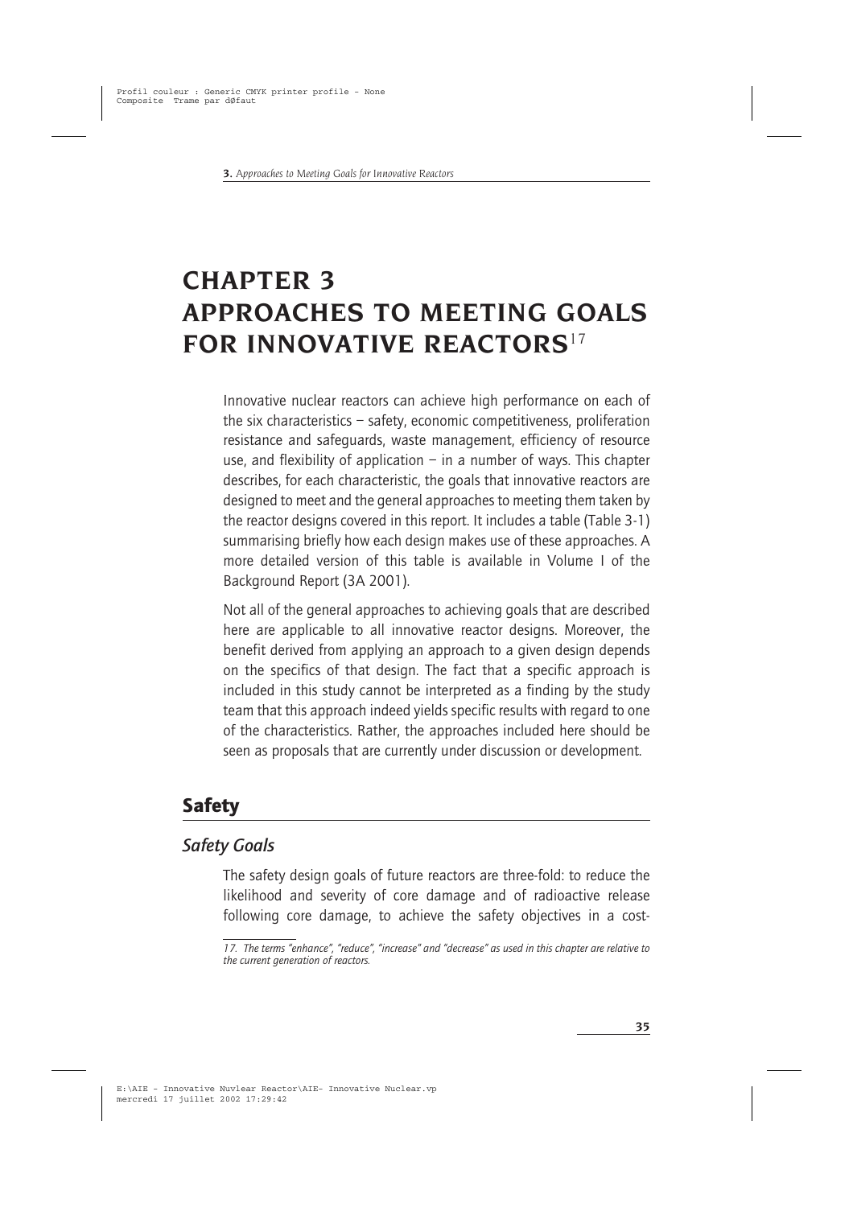# CHAPTER 3 APPROACHES TO MEETING GOALS FOR INNOVATIVE REACTORS[17]

Innovative nuclear reactors can achieve high performance on each of the six characteristics – safety, economic competitiveness, proliferation resistance and safeguards, waste management, efficiency of resource use, and flexibility of application – in a number of ways. This chapter describes, for each characteristic, the goals that innovative reactors are designed to meet and the general approaches to meeting them taken by the reactor designs covered in this report. It includes a table (Table 3-1) summarising briefly how each design makes use of these approaches. A more detailed version of this table is available in Volume I of the Background Report (3A 2001).

Not all of the general approaches to achieving goals that are described here are applicable to all innovative reactor designs. Moreover, the benefit derived from applying an approach to a given design depends on the specifics of that design. The fact that a specific approach is included in this study cannot be interpreted as a finding by the study team that this approach indeed yields specific results with regard to one of the characteristics. Rather, the approaches included here should be seen as proposals that are currently under discussion or development.

## Safety

### *Safety Goals*

The safety design goals of future reactors are three-fold: to reduce the likelihood and severity of core damage and of radioactive release following core damage, to achieve the safety objectives in a cost-

*17. The terms "enhance", "reduce", "increase" and "decrease" as used in this chapter are relative to the current generation of reactors.*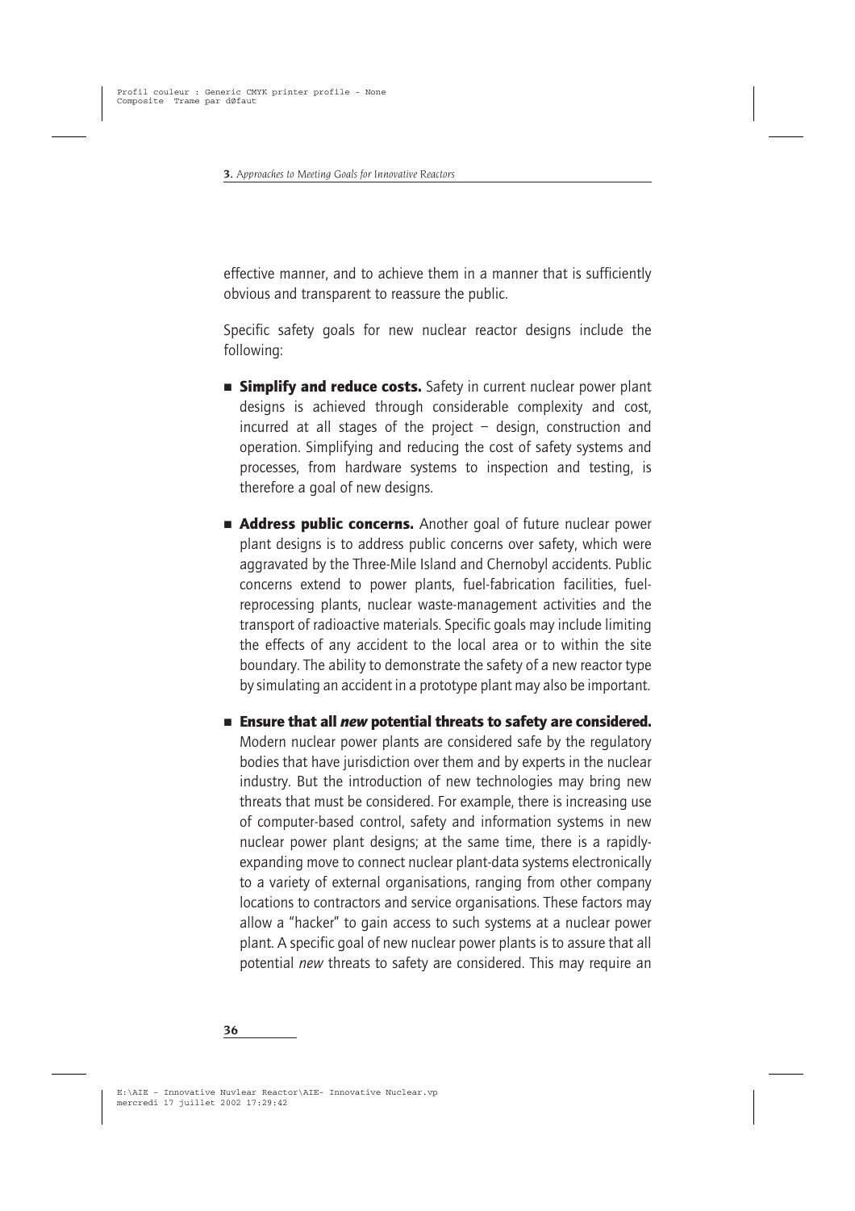effective manner, and to achieve them in a manner that is sufficiently obvious and transparent to reassure the public.

Specific safety goals for new nuclear reactor designs include the following:

- **Simplify and reduce costs.** Safety in current nuclear power plant designs is achieved through considerable complexity and cost, incurred at all stages of the project – design, construction and operation. Simplifying and reducing the cost of safety systems and processes, from hardware systems to inspection and testing, is therefore a goal of new designs.

- **Address public concerns.** Another goal of future nuclear power plant designs is to address public concerns over safety, which were aggravated by the Three-Mile Island and Chernobyl accidents. Public concerns extend to power plants, fuel-fabrication facilities, fuel-reprocessing plants, nuclear waste-management activities and the transport of radioactive materials. Specific goals may include limiting the effects of any accident to the local area or to within the site boundary. The ability to demonstrate the safety of a new reactor type by simulating an accident in a prototype plant may also be important.

- **Ensure that all *new* potential threats to safety are considered.** Modern nuclear power plants are considered safe by the regulatory bodies that have jurisdiction over them and by experts in the nuclear industry. But the introduction of new technologies may bring new threats that must be considered. For example, there is increasing use of computer-based control, safety and information systems in new nuclear power plant designs; at the same time, there is a rapidly-expanding move to connect nuclear plant-data systems electronically to a variety of external organisations, ranging from other company locations to contractors and service organisations. These factors may allow a "hacker" to gain access to such systems at a nuclear power plant. A specific goal of new nuclear power plants is to assure that all potential *new* threats to safety are considered. This may require an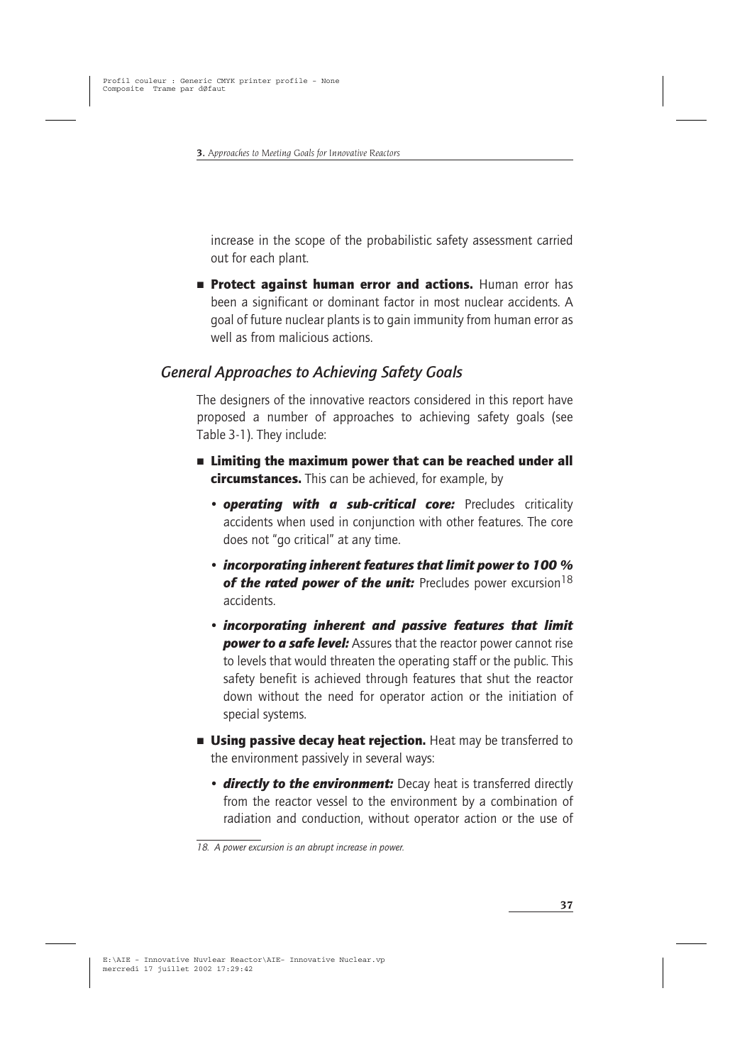increase in the scope of the probabilistic safety assessment carried out for each plant.

- **Protect against human error and actions.** Human error has been a significant or dominant factor in most nuclear accidents. A goal of future nuclear plants is to gain immunity from human error as well as from malicious actions.

## General Approaches to Achieving Safety Goals

The designers of the innovative reactors considered in this report have proposed a number of approaches to achieving safety goals (see Table 3-1). They include:

- **Limiting the maximum power that can be reached under all circumstances.** This can be achieved, for example, by
  - ***operating with a sub-critical core:*** Precludes criticality accidents when used in conjunction with other features. The core does not "go critical" at any time.
  - ***incorporating inherent features that limit power to 100 % of the rated power of the unit:*** Precludes power excursion[18] accidents.
  - ***incorporating inherent and passive features that limit power to a safe level:*** Assures that the reactor power cannot rise to levels that would threaten the operating staff or the public. This safety benefit is achieved through features that shut the reactor down without the need for operator action or the initiation of special systems.
- **Using passive decay heat rejection.** Heat may be transferred to the environment passively in several ways:
  - ***directly to the environment:*** Decay heat is transferred directly from the reactor vessel to the environment by a combination of radiation and conduction, without operator action or the use of

18. A power excursion is an abrupt increase in power.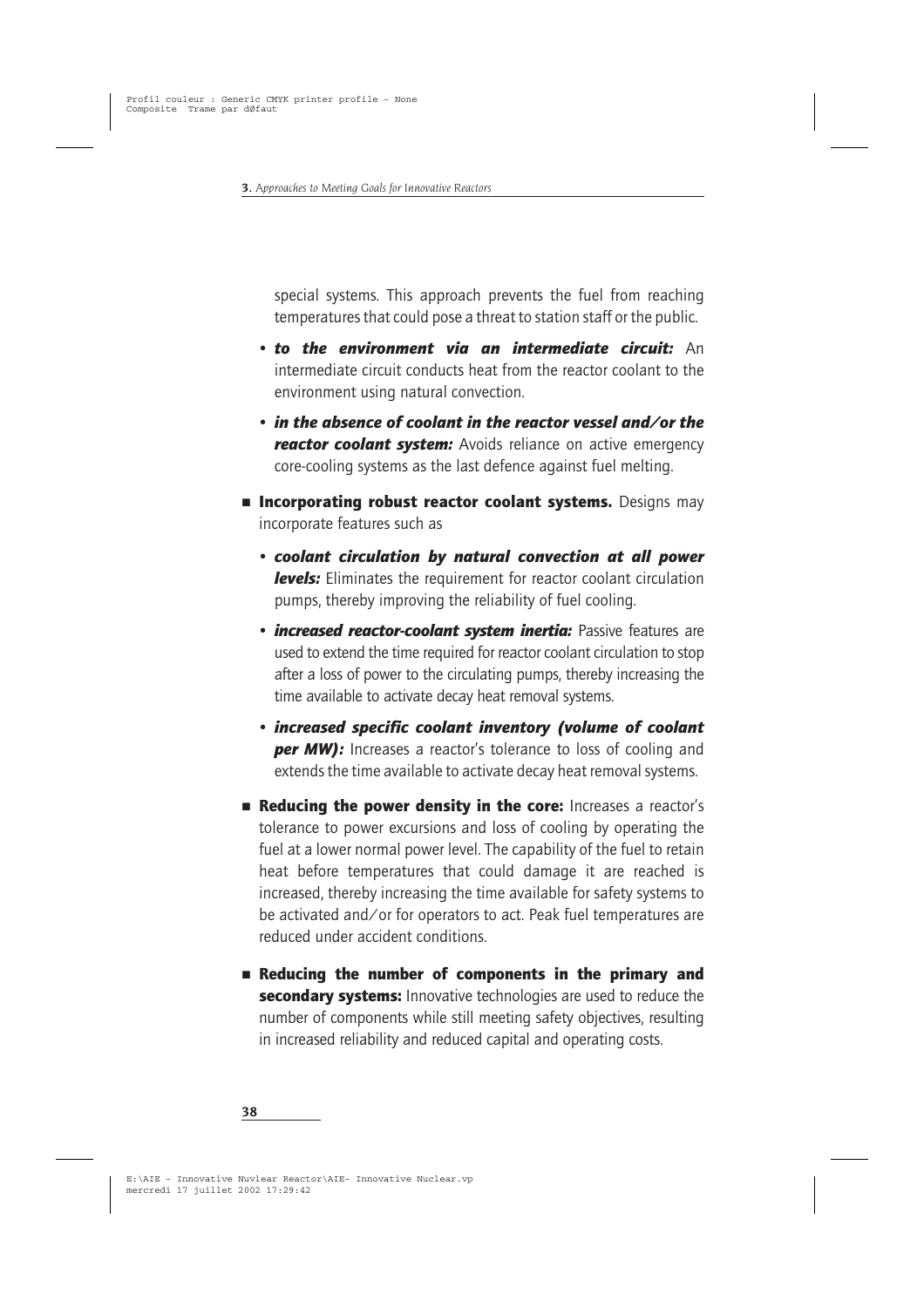special systems. This approach prevents the fuel from reaching temperatures that could pose a threat to station staff or the public.

- ***to the environment via an intermediate circuit:*** An intermediate circuit conducts heat from the reactor coolant to the environment using natural convection.
- ***in the absence of coolant in the reactor vessel and/or the reactor coolant system:*** Avoids reliance on active emergency core-cooling systems as the last defence against fuel melting.

- **Incorporating robust reactor coolant systems.** Designs may incorporate features such as
  - ***coolant circulation by natural convection at all power levels:*** Eliminates the requirement for reactor coolant circulation pumps, thereby improving the reliability of fuel cooling.
  - ***increased reactor-coolant system inertia:*** Passive features are used to extend the time required for reactor coolant circulation to stop after a loss of power to the circulating pumps, thereby increasing the time available to activate decay heat removal systems.
  - ***increased specific coolant inventory (volume of coolant per MW):*** Increases a reactor's tolerance to loss of cooling and extends the time available to activate decay heat removal systems.

- **Reducing the power density in the core:** Increases a reactor's tolerance to power excursions and loss of cooling by operating the fuel at a lower normal power level. The capability of the fuel to retain heat before temperatures that could damage it are reached is increased, thereby increasing the time available for safety systems to be activated and/or for operators to act. Peak fuel temperatures are reduced under accident conditions.

- **Reducing the number of components in the primary and secondary systems:** Innovative technologies are used to reduce the number of components while still meeting safety objectives, resulting in increased reliability and reduced capital and operating costs.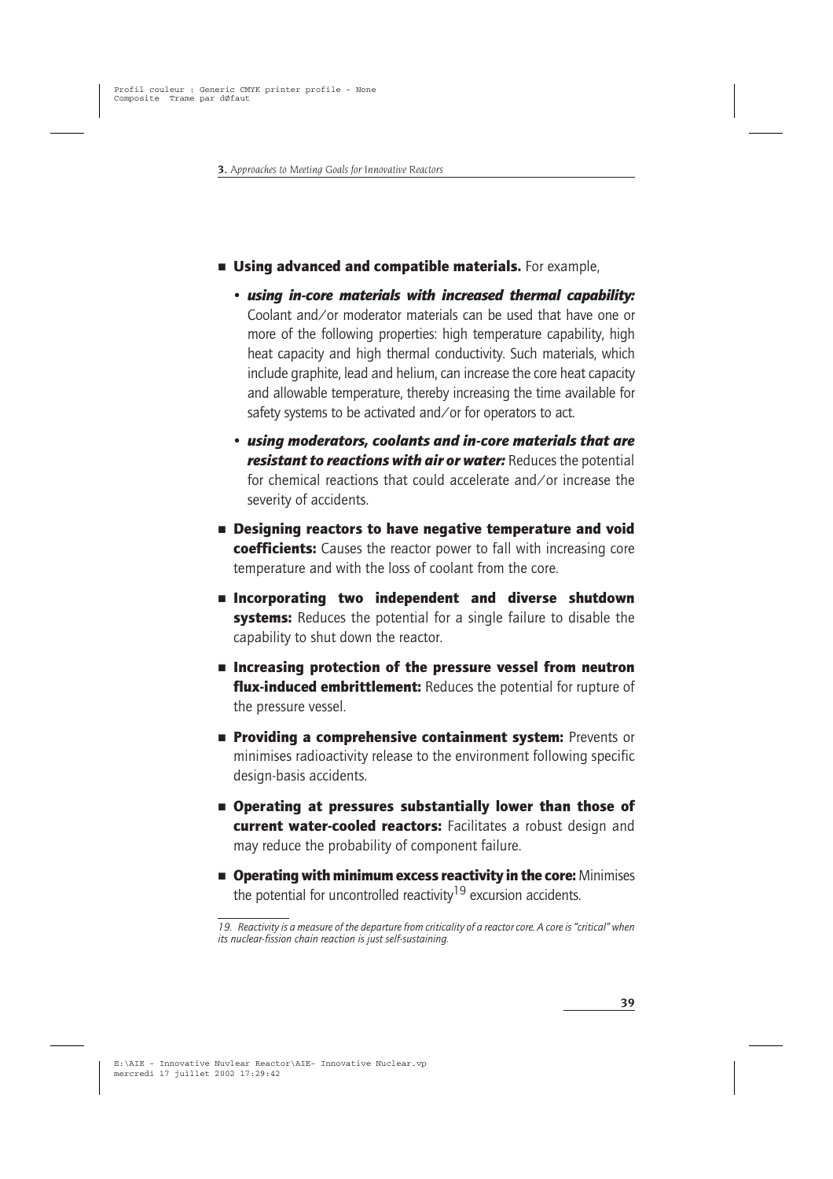- **Using advanced and compatible materials.** For example,
  - ***using in-core materials with increased thermal capability:*** Coolant and/or moderator materials can be used that have one or more of the following properties: high temperature capability, high heat capacity and high thermal conductivity. Such materials, which include graphite, lead and helium, can increase the core heat capacity and allowable temperature, thereby increasing the time available for safety systems to be activated and/or for operators to act.
  - ***using moderators, coolants and in-core materials that are resistant to reactions with air or water:*** Reduces the potential for chemical reactions that could accelerate and/or increase the severity of accidents.
- **Designing reactors to have negative temperature and void coefficients:** Causes the reactor power to fall with increasing core temperature and with the loss of coolant from the core.
- **Incorporating two independent and diverse shutdown systems:** Reduces the potential for a single failure to disable the capability to shut down the reactor.
- **Increasing protection of the pressure vessel from neutron flux-induced embrittlement:** Reduces the potential for rupture of the pressure vessel.
- **Providing a comprehensive containment system:** Prevents or minimises radioactivity release to the environment following specific design-basis accidents.
- **Operating at pressures substantially lower than those of current water-cooled reactors:** Facilitates a robust design and may reduce the probability of component failure.
- **Operating with minimum excess reactivity in the core:** Minimises the potential for uncontrolled reactivity[19] excursion accidents.

*19. Reactivity is a measure of the departure from criticality of a reactor core. A core is "critical" when its nuclear-fission chain reaction is just self-sustaining.*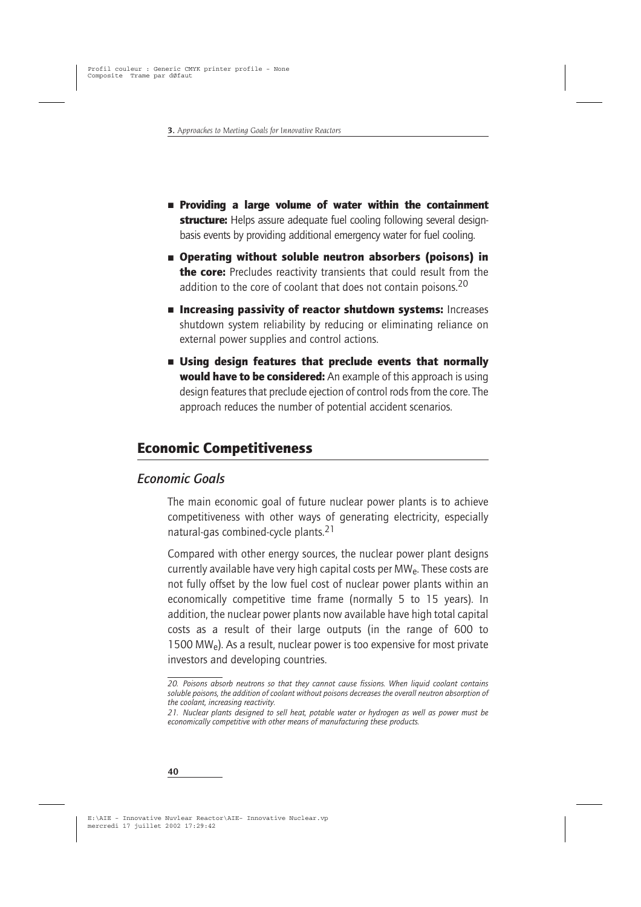- **Providing a large volume of water within the containment structure:** Helps assure adequate fuel cooling following several design-basis events by providing additional emergency water for fuel cooling.
- **Operating without soluble neutron absorbers (poisons) in the core:** Precludes reactivity transients that could result from the addition to the core of coolant that does not contain poisons.[20]
- **Increasing passivity of reactor shutdown systems:** Increases shutdown system reliability by reducing or eliminating reliance on external power supplies and control actions.
- **Using design features that preclude events that normally would have to be considered:** An example of this approach is using design features that preclude ejection of control rods from the core. The approach reduces the number of potential accident scenarios.

## Economic Competitiveness

### *Economic Goals*

The main economic goal of future nuclear power plants is to achieve competitiveness with other ways of generating electricity, especially natural-gas combined-cycle plants.[21]

Compared with other energy sources, the nuclear power plant designs currently available have very high capital costs per $MW_e$. These costs are not fully offset by the low fuel cost of nuclear power plants within an economically competitive time frame (normally 5 to 15 years). In addition, the nuclear power plants now available have high total capital costs as a result of their large outputs (in the range of 600 to 1500 $MW_e$). As a result, nuclear power is too expensive for most private investors and developing countries.

*20. Poisons absorb neutrons so that they cannot cause fissions. When liquid coolant contains soluble poisons, the addition of coolant without poisons decreases the overall neutron absorption of the coolant, increasing reactivity.*

*21. Nuclear plants designed to sell heat, potable water or hydrogen as well as power must be economically competitive with other means of manufacturing these products.*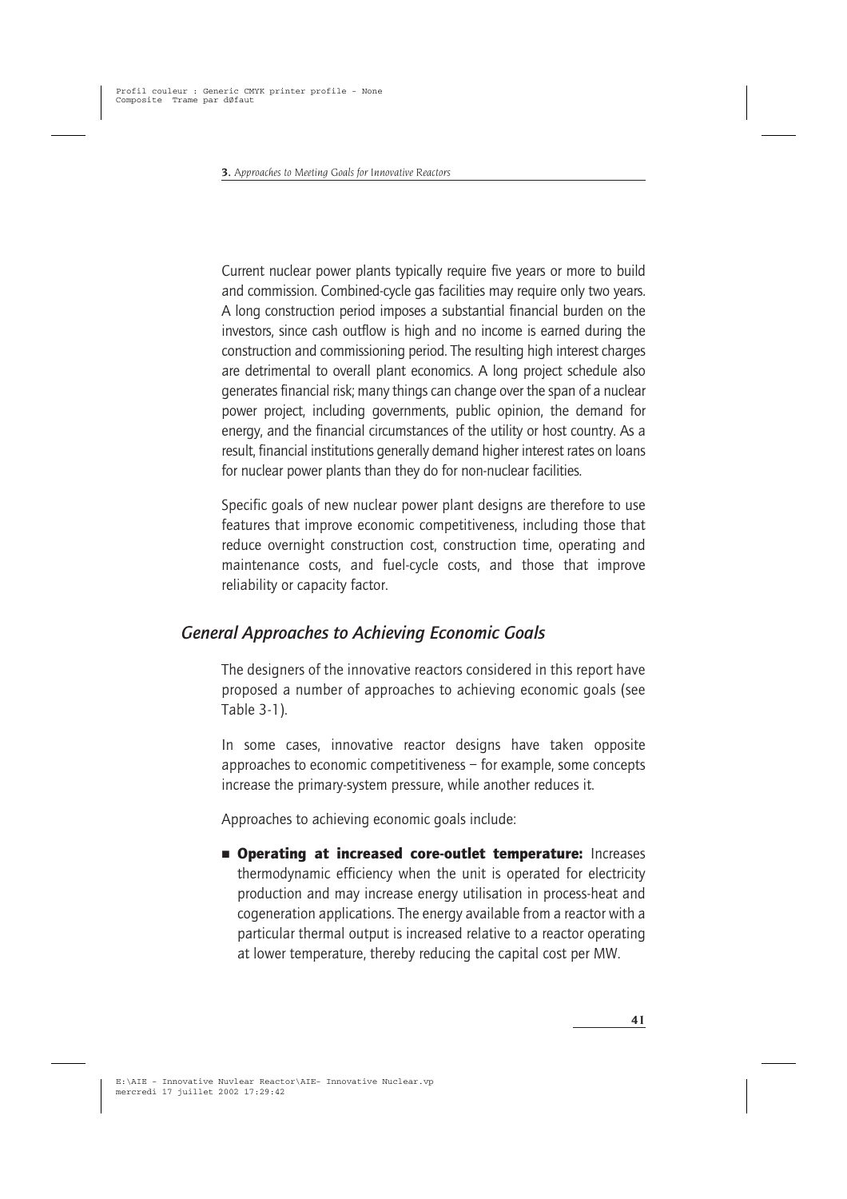Current nuclear power plants typically require five years or more to build and commission. Combined-cycle gas facilities may require only two years. A long construction period imposes a substantial financial burden on the investors, since cash outflow is high and no income is earned during the construction and commissioning period. The resulting high interest charges are detrimental to overall plant economics. A long project schedule also generates financial risk; many things can change over the span of a nuclear power project, including governments, public opinion, the demand for energy, and the financial circumstances of the utility or host country. As a result, financial institutions generally demand higher interest rates on loans for nuclear power plants than they do for non-nuclear facilities.

Specific goals of new nuclear power plant designs are therefore to use features that improve economic competitiveness, including those that reduce overnight construction cost, construction time, operating and maintenance costs, and fuel-cycle costs, and those that improve reliability or capacity factor.

## *General Approaches to Achieving Economic Goals*

The designers of the innovative reactors considered in this report have proposed a number of approaches to achieving economic goals (see Table 3-1).

In some cases, innovative reactor designs have taken opposite approaches to economic competitiveness – for example, some concepts increase the primary-system pressure, while another reduces it.

Approaches to achieving economic goals include:

- **Operating at increased core-outlet temperature:** Increases thermodynamic efficiency when the unit is operated for electricity production and may increase energy utilisation in process-heat and cogeneration applications. The energy available from a reactor with a particular thermal output is increased relative to a reactor operating at lower temperature, thereby reducing the capital cost per MW.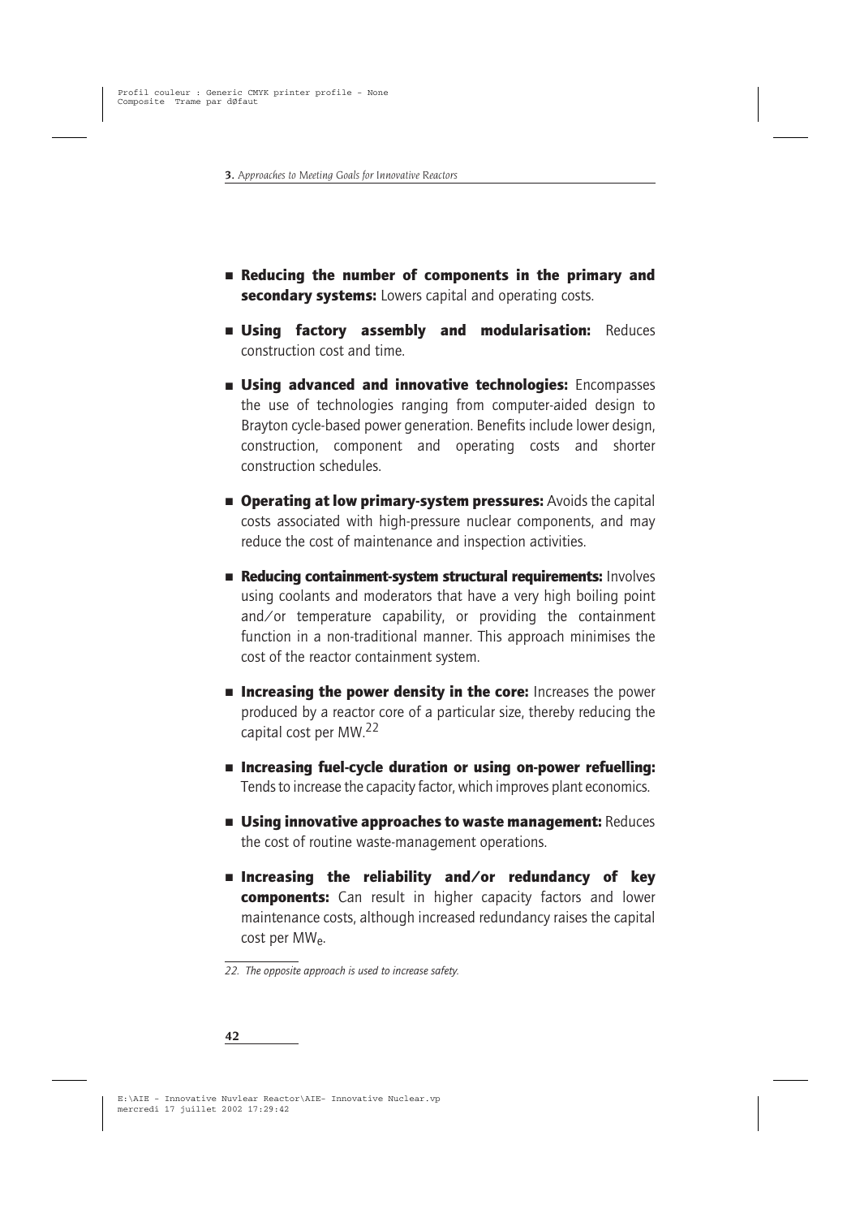- **Reducing the number of components in the primary and secondary systems:** Lowers capital and operating costs.
- **Using factory assembly and modularisation:** Reduces construction cost and time.
- **Using advanced and innovative technologies:** Encompasses the use of technologies ranging from computer-aided design to Brayton cycle-based power generation. Benefits include lower design, construction, component and operating costs and shorter construction schedules.
- **Operating at low primary-system pressures:** Avoids the capital costs associated with high-pressure nuclear components, and may reduce the cost of maintenance and inspection activities.
- **Reducing containment-system structural requirements:** Involves using coolants and moderators that have a very high boiling point and/or temperature capability, or providing the containment function in a non-traditional manner. This approach minimises the cost of the reactor containment system.
- **Increasing the power density in the core:** Increases the power produced by a reactor core of a particular size, thereby reducing the capital cost per MW.[22]
- **Increasing fuel-cycle duration or using on-power refuelling:** Tends to increase the capacity factor, which improves plant economics.
- **Using innovative approaches to waste management:** Reduces the cost of routine waste-management operations.
- **Increasing the reliability and/or redundancy of key components:** Can result in higher capacity factors and lower maintenance costs, although increased redundancy raises the capital cost per $MW_e$.

*22. The opposite approach is used to increase safety.*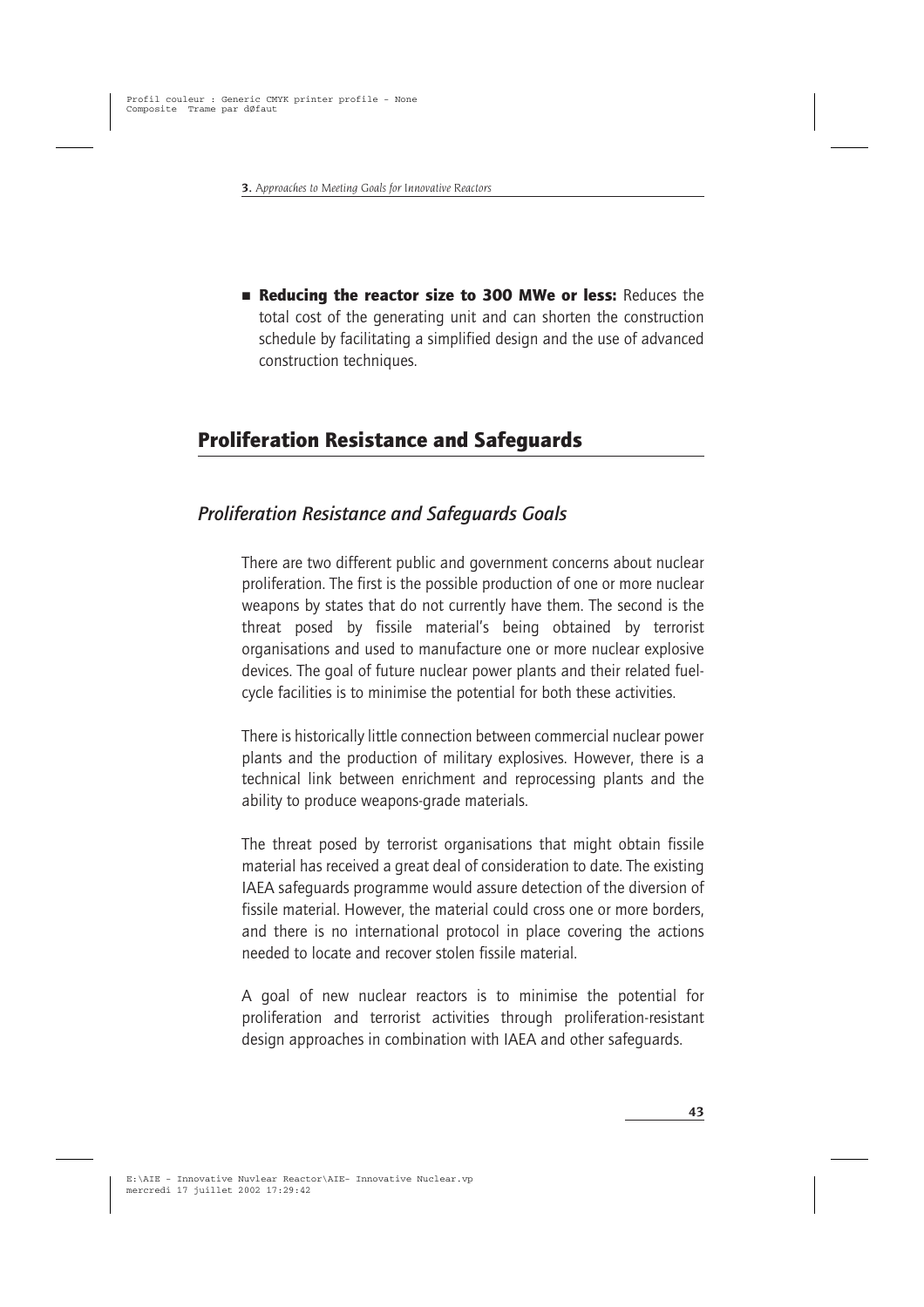- **Reducing the reactor size to 300 MWe or less:** Reduces the total cost of the generating unit and can shorten the construction schedule by facilitating a simplified design and the use of advanced construction techniques.

## Proliferation Resistance and Safeguards

### *Proliferation Resistance and Safeguards Goals*

There are two different public and government concerns about nuclear proliferation. The first is the possible production of one or more nuclear weapons by states that do not currently have them. The second is the threat posed by fissile material's being obtained by terrorist organisations and used to manufacture one or more nuclear explosive devices. The goal of future nuclear power plants and their related fuel-cycle facilities is to minimise the potential for both these activities.

There is historically little connection between commercial nuclear power plants and the production of military explosives. However, there is a technical link between enrichment and reprocessing plants and the ability to produce weapons-grade materials.

The threat posed by terrorist organisations that might obtain fissile material has received a great deal of consideration to date. The existing IAEA safeguards programme would assure detection of the diversion of fissile material. However, the material could cross one or more borders, and there is no international protocol in place covering the actions needed to locate and recover stolen fissile material.

A goal of new nuclear reactors is to minimise the potential for proliferation and terrorist activities through proliferation-resistant design approaches in combination with IAEA and other safeguards.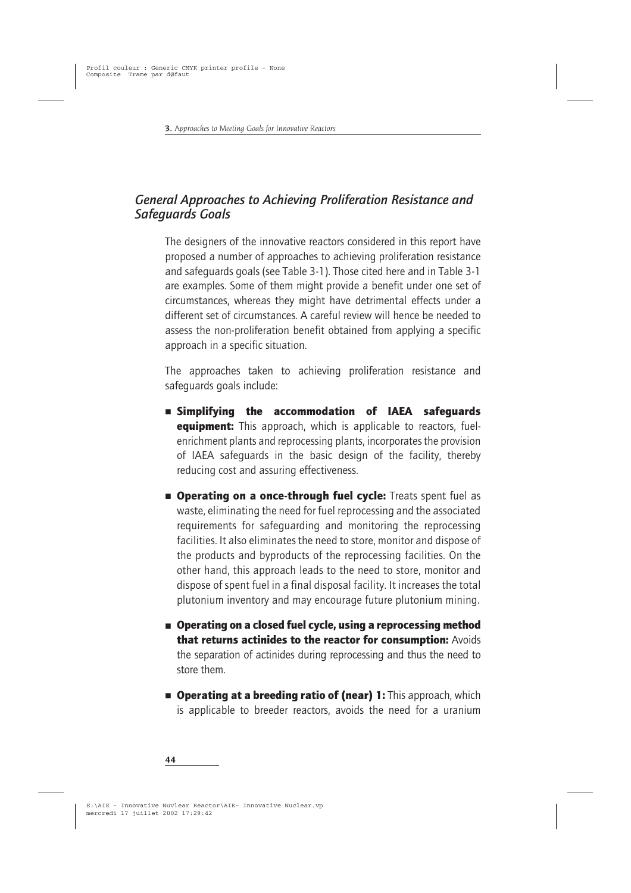## *General Approaches to Achieving Proliferation Resistance and Safeguards Goals*

The designers of the innovative reactors considered in this report have proposed a number of approaches to achieving proliferation resistance and safeguards goals (see Table 3-1). Those cited here and in Table 3-1 are examples. Some of them might provide a benefit under one set of circumstances, whereas they might have detrimental effects under a different set of circumstances. A careful review will hence be needed to assess the non-proliferation benefit obtained from applying a specific approach in a specific situation.

The approaches taken to achieving proliferation resistance and safeguards goals include:

- **Simplifying the accommodation of IAEA safeguards equipment:** This approach, which is applicable to reactors, fuel-enrichment plants and reprocessing plants, incorporates the provision of IAEA safeguards in the basic design of the facility, thereby reducing cost and assuring effectiveness.
- **Operating on a once-through fuel cycle:** Treats spent fuel as waste, eliminating the need for fuel reprocessing and the associated requirements for safeguarding and monitoring the reprocessing facilities. It also eliminates the need to store, monitor and dispose of the products and byproducts of the reprocessing facilities. On the other hand, this approach leads to the need to store, monitor and dispose of spent fuel in a final disposal facility. It increases the total plutonium inventory and may encourage future plutonium mining.
- **Operating on a closed fuel cycle, using a reprocessing method that returns actinides to the reactor for consumption:** Avoids the separation of actinides during reprocessing and thus the need to store them.
- **Operating at a breeding ratio of (near) 1:** This approach, which is applicable to breeder reactors, avoids the need for a uranium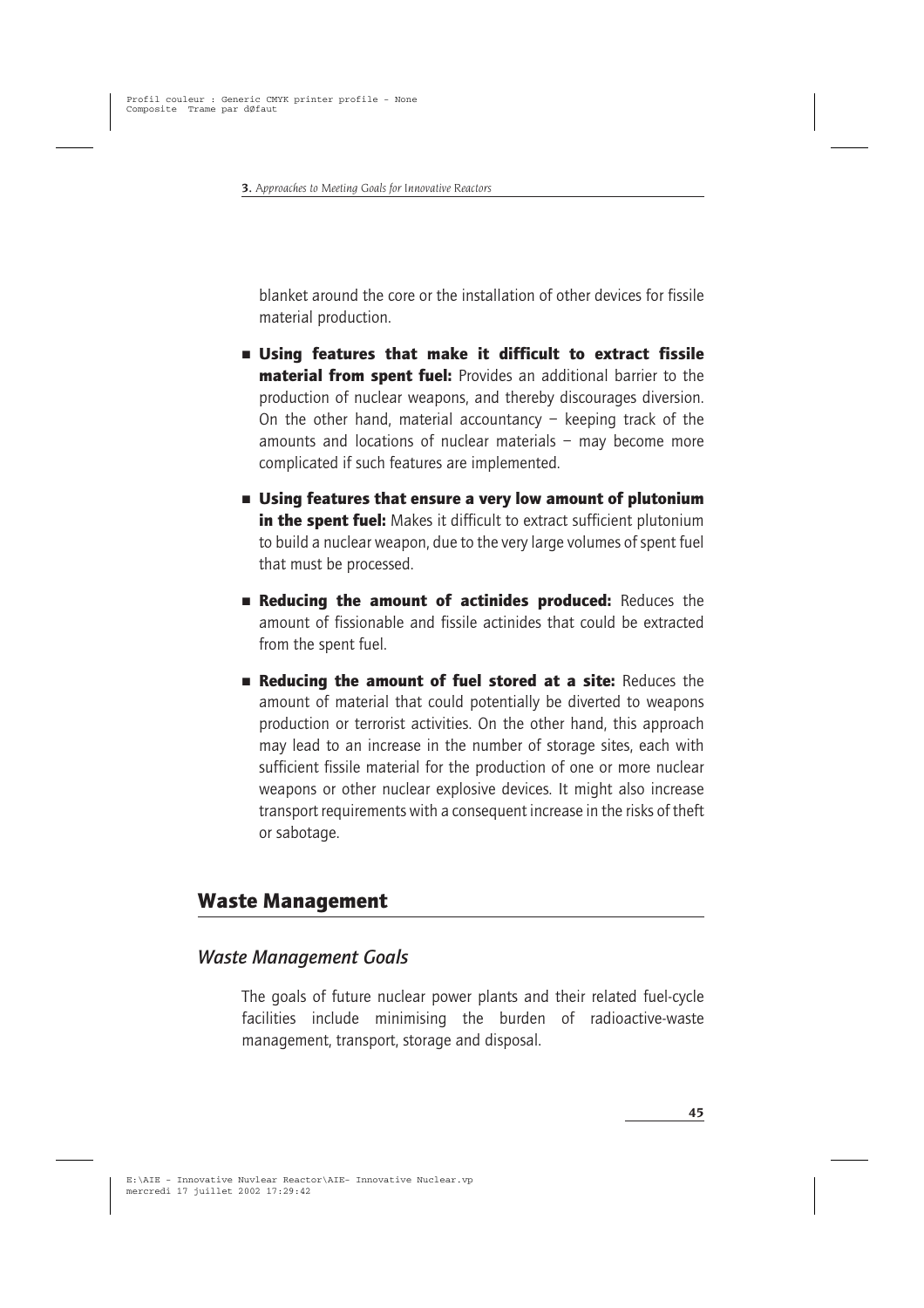blanket around the core or the installation of other devices for fissile material production.

- **Using features that make it difficult to extract fissile material from spent fuel:** Provides an additional barrier to the production of nuclear weapons, and thereby discourages diversion. On the other hand, material accountancy – keeping track of the amounts and locations of nuclear materials – may become more complicated if such features are implemented.

- **Using features that ensure a very low amount of plutonium in the spent fuel:** Makes it difficult to extract sufficient plutonium to build a nuclear weapon, due to the very large volumes of spent fuel that must be processed.

- **Reducing the amount of actinides produced:** Reduces the amount of fissionable and fissile actinides that could be extracted from the spent fuel.

- **Reducing the amount of fuel stored at a site:** Reduces the amount of material that could potentially be diverted to weapons production or terrorist activities. On the other hand, this approach may lead to an increase in the number of storage sites, each with sufficient fissile material for the production of one or more nuclear weapons or other nuclear explosive devices. It might also increase transport requirements with a consequent increase in the risks of theft or sabotage.

## Waste Management

### *Waste Management Goals*

The goals of future nuclear power plants and their related fuel-cycle facilities include minimising the burden of radioactive-waste management, transport, storage and disposal.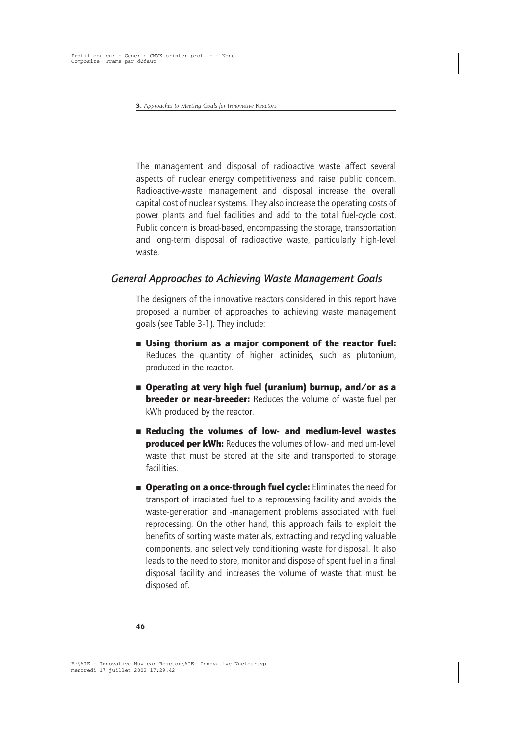The management and disposal of radioactive waste affect several aspects of nuclear energy competitiveness and raise public concern. Radioactive-waste management and disposal increase the overall capital cost of nuclear systems. They also increase the operating costs of power plants and fuel facilities and add to the total fuel-cycle cost. Public concern is broad-based, encompassing the storage, transportation and long-term disposal of radioactive waste, particularly high-level waste.

## *General Approaches to Achieving Waste Management Goals*

The designers of the innovative reactors considered in this report have proposed a number of approaches to achieving waste management goals (see Table 3-1). They include:

- **Using thorium as a major component of the reactor fuel:** Reduces the quantity of higher actinides, such as plutonium, produced in the reactor.
- **Operating at very high fuel (uranium) burnup, and/or as a breeder or near-breeder:** Reduces the volume of waste fuel per kWh produced by the reactor.
- **Reducing the volumes of low- and medium-level wastes produced per kWh:** Reduces the volumes of low- and medium-level waste that must be stored at the site and transported to storage facilities.
- **Operating on a once-through fuel cycle:** Eliminates the need for transport of irradiated fuel to a reprocessing facility and avoids the waste-generation and -management problems associated with fuel reprocessing. On the other hand, this approach fails to exploit the benefits of sorting waste materials, extracting and recycling valuable components, and selectively conditioning waste for disposal. It also leads to the need to store, monitor and dispose of spent fuel in a final disposal facility and increases the volume of waste that must be disposed of.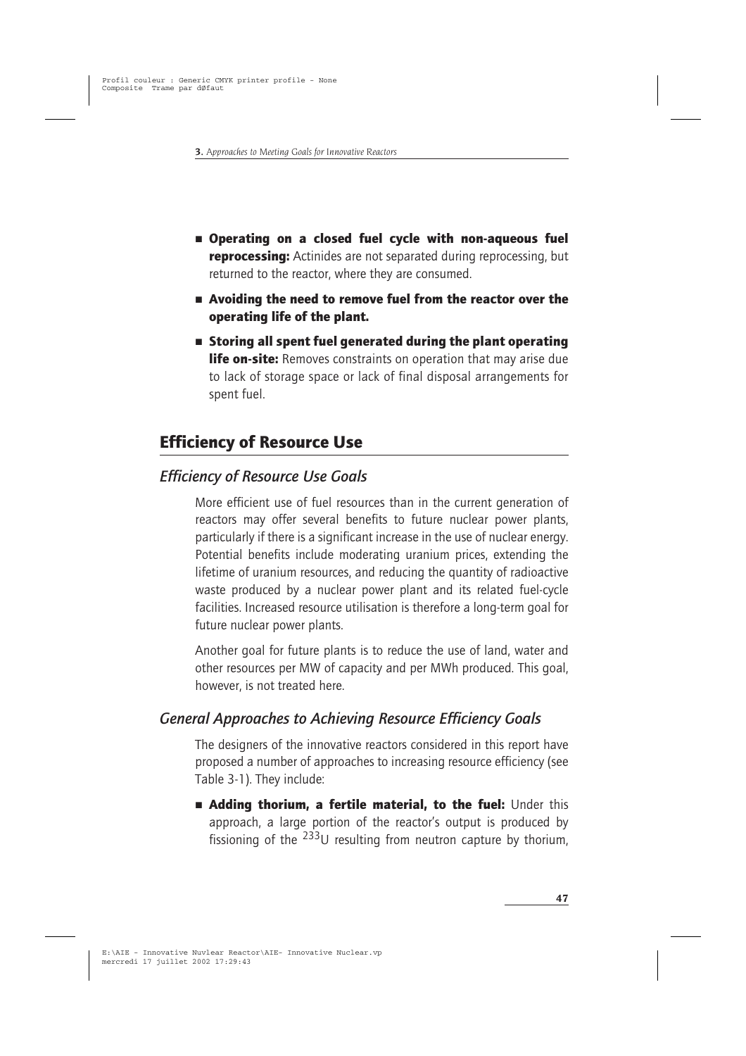- **Operating on a closed fuel cycle with non-aqueous fuel reprocessing:** Actinides are not separated during reprocessing, but returned to the reactor, where they are consumed.
- **Avoiding the need to remove fuel from the reactor over the operating life of the plant.**
- **Storing all spent fuel generated during the plant operating life on-site:** Removes constraints on operation that may arise due to lack of storage space or lack of final disposal arrangements for spent fuel.

## Efficiency of Resource Use

### *Efficiency of Resource Use Goals*

More efficient use of fuel resources than in the current generation of reactors may offer several benefits to future nuclear power plants, particularly if there is a significant increase in the use of nuclear energy. Potential benefits include moderating uranium prices, extending the lifetime of uranium resources, and reducing the quantity of radioactive waste produced by a nuclear power plant and its related fuel-cycle facilities. Increased resource utilisation is therefore a long-term goal for future nuclear power plants.

Another goal for future plants is to reduce the use of land, water and other resources per MW of capacity and per MWh produced. This goal, however, is not treated here.

### *General Approaches to Achieving Resource Efficiency Goals*

The designers of the innovative reactors considered in this report have proposed a number of approaches to increasing resource efficiency (see Table 3-1). They include:

- **Adding thorium, a fertile material, to the fuel:** Under this approach, a large portion of the reactor's output is produced by fissioning of the $^{233}U$ resulting from neutron capture by thorium,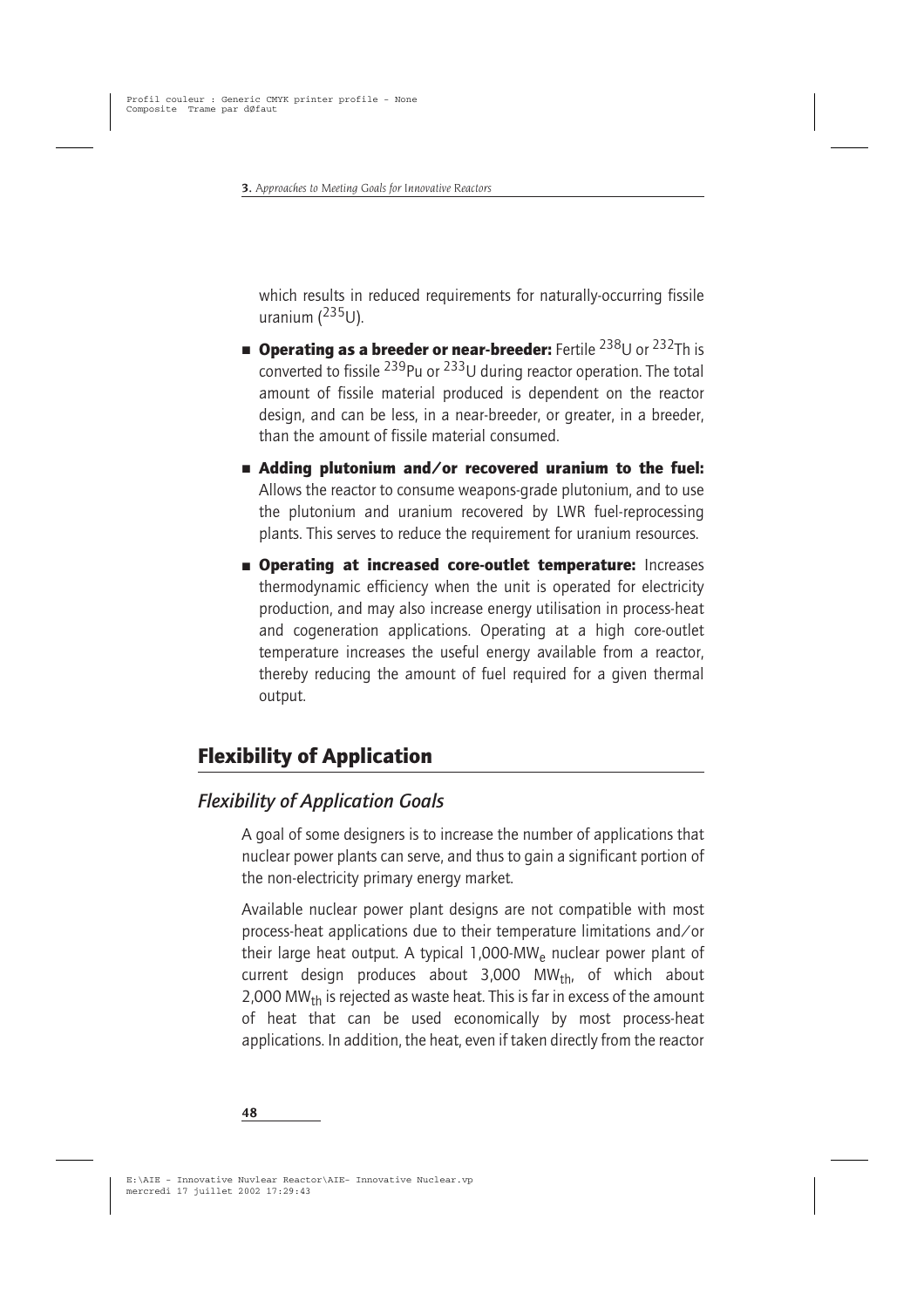which results in reduced requirements for naturally-occurring fissile uranium ($^{235}U$).

- **Operating as a breeder or near-breeder:** Fertile $^{238}U$ or $^{232}Th$ is converted to fissile $^{239}Pu$ or $^{233}U$ during reactor operation. The total amount of fissile material produced is dependent on the reactor design, and can be less, in a near-breeder, or greater, in a breeder, than the amount of fissile material consumed.
- **Adding plutonium and/or recovered uranium to the fuel:** Allows the reactor to consume weapons-grade plutonium, and to use the plutonium and uranium recovered by LWR fuel-reprocessing plants. This serves to reduce the requirement for uranium resources.
- **Operating at increased core-outlet temperature:** Increases thermodynamic efficiency when the unit is operated for electricity production, and may also increase energy utilisation in process-heat and cogeneration applications. Operating at a high core-outlet temperature increases the useful energy available from a reactor, thereby reducing the amount of fuel required for a given thermal output.

## Flexibility of Application

### *Flexibility of Application Goals*

A goal of some designers is to increase the number of applications that nuclear power plants can serve, and thus to gain a significant portion of the non-electricity primary energy market.

Available nuclear power plant designs are not compatible with most process-heat applications due to their temperature limitations and/or their large heat output. A typical 1,000-$MW_e$ nuclear power plant of current design produces about 3,000 $MW_{th}$, of which about 2,000 $MW_{th}$ is rejected as waste heat. This is far in excess of the amount of heat that can be used economically by most process-heat applications. In addition, the heat, even if taken directly from the reactor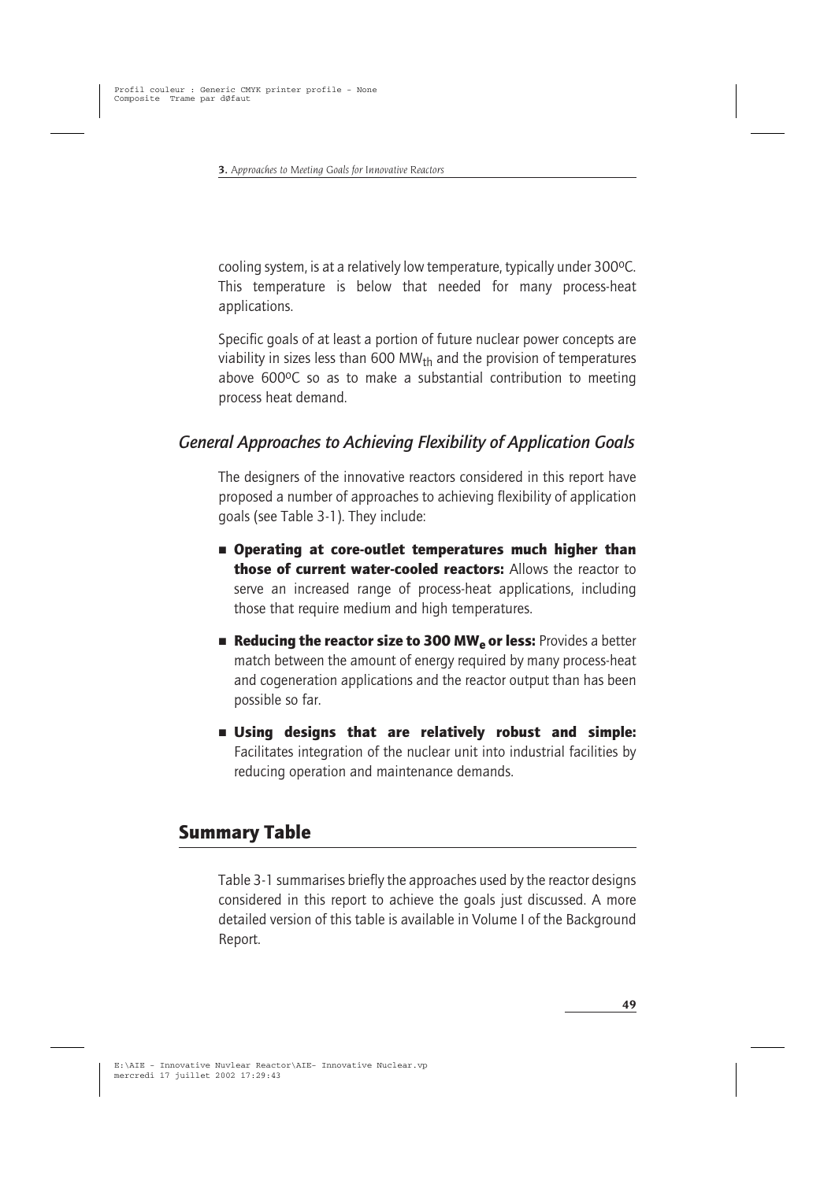cooling system, is at a relatively low temperature, typically under 300ºC. This temperature is below that needed for many process-heat applications.

Specific goals of at least a portion of future nuclear power concepts are viability in sizes less than 600 $MW_{th}$ and the provision of temperatures above 600ºC so as to make a substantial contribution to meeting process heat demand.

### *General Approaches to Achieving Flexibility of Application Goals*

The designers of the innovative reactors considered in this report have proposed a number of approaches to achieving flexibility of application goals (see Table 3-1). They include:

- **Operating at core-outlet temperatures much higher than those of current water-cooled reactors:** Allows the reactor to serve an increased range of process-heat applications, including those that require medium and high temperatures.
- **Reducing the reactor size to 300 $MW_e$ or less:** Provides a better match between the amount of energy required by many process-heat and cogeneration applications and the reactor output than has been possible so far.
- **Using designs that are relatively robust and simple:** Facilitates integration of the nuclear unit into industrial facilities by reducing operation and maintenance demands.

## Summary Table

Table 3-1 summarises briefly the approaches used by the reactor designs considered in this report to achieve the goals just discussed. A more detailed version of this table is available in Volume I of the Background Report.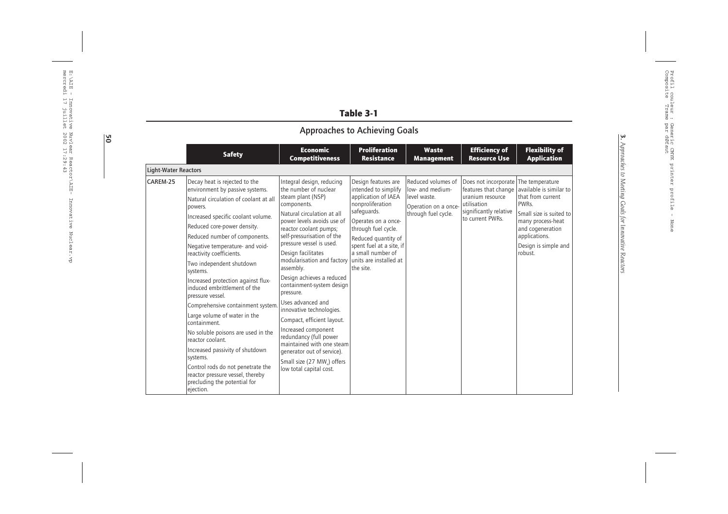# Table 3-1

## Approaches to Achieving Goals

| | Safety | Economic Competitiveness | Proliferation Resistance | Waste Management | Efficiency of Resource Use | Flexibility of Application |
|---|---|---|---|---|---|---|
| **Light-Water Reactors** | | | | | | |
| **CAREM-25** | Decay heat is rejected to the environment by passive systems. Natural circulation of coolant at all powers. Increased specific coolant volume. Reduced core-power density. Reduced number of components. Negative temperature- and void-reactivity coefficients. Two independent shutdown systems. Increased protection against flux-induced embrittlement of the pressure vessel. Comprehensive containment system. Large volume of water in the containment. No soluble poisons are used in the reactor coolant. Increased passivity of shutdown systems. Control rods do not penetrate the reactor pressure vessel, thereby precluding the potential for ejection. | Integral design, reducing the number of nuclear steam plant (NSP) components. Natural circulation at all power levels avoids use of reactor coolant pumps; self-pressurisation of the pressure vessel is used. Design facilitates modularisation and factory assembly. Design achieves a reduced containment-system design pressure. Uses advanced and innovative technologies. Compact, efficient layout. Increased component redundancy (full power maintained with one steam generator out of service). Small size (27 $MW_e$) offers low total capital cost. | Design features are intended to simplify application of IAEA nonproliferation safeguards. Operates on a once-through fuel cycle. Reduced quantity of spent fuel at a site, if a small number of units are installed at the site. | Reduced volumes of low- and medium-level waste. Operation on a once-through fuel cycle. | Does not incorporate features that change uranium resource utilisation significantly relative to current PWRs. | The temperature available is similar to that from current PWRs. Small size is suited to many process-heat and cogeneration applications. Design is simple and robust. |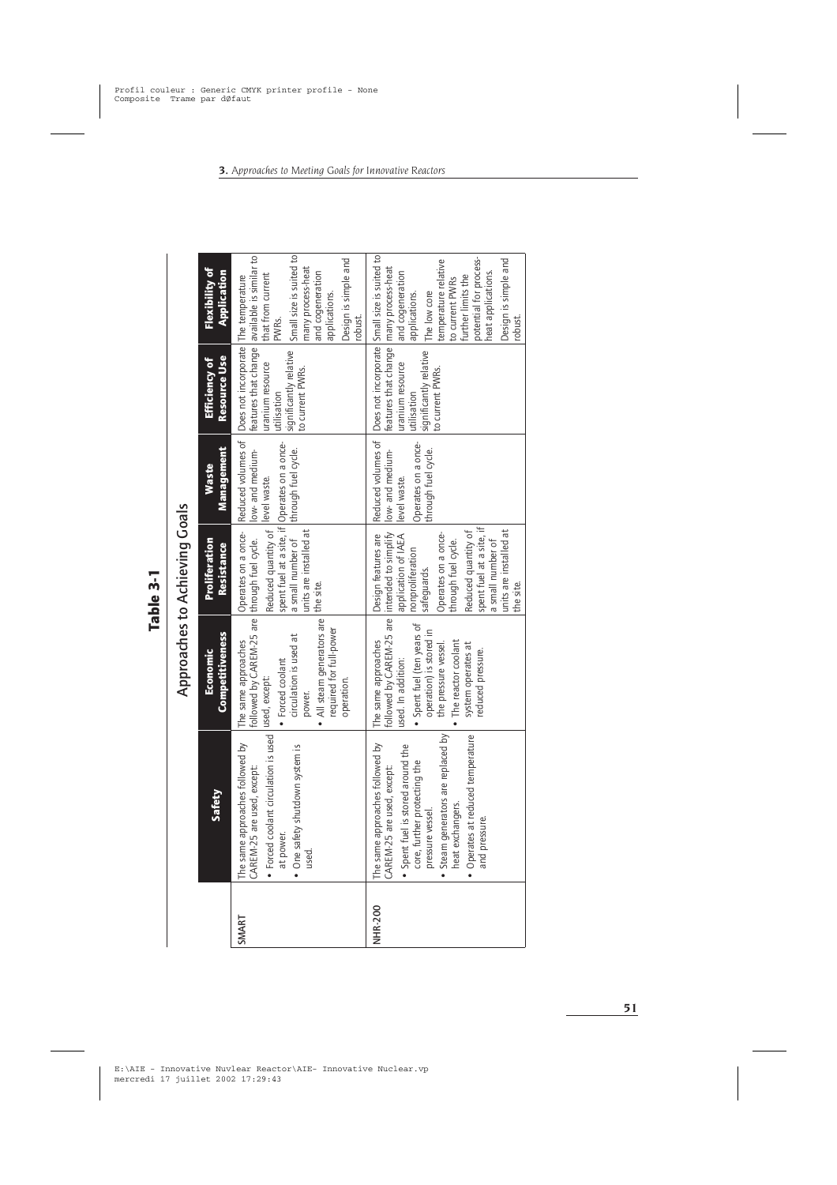**Table 3-1**

## Approaches to Achieving Goals

| | Safety | Economic Competitiveness | Proliferation Resistance | Waste Management | Efficiency of Resource Use | Flexibility of Application |
|---|---|---|---|---|---|---|
| **SMART** | The same approaches followed by CAREM-25 are used, except: • Forced coolant circulation is used at power. • One safety shutdown system is used. | The same approaches followed by CAREM-25 are used, except: • Forced coolant circulation is used at power. • All steam generators are required for full-power operation. | Operates on a once-through fuel cycle. Reduced quantity of spent fuel at a site, if a small number of units are installed at the site. | Reduced volumes of low- and medium-level waste. Operates on a once-through fuel cycle. | Does not incorporate features that change uranium resource utilisation significantly relative to current PWRs. | The temperature available is similar to that from current PWRs. Small size is suited to many process-heat and cogeneration applications. Design is simple and robust. |
| **NHR-200** | The same approaches followed by CAREM-25 are used, except: • Spent fuel is stored around the core, further protecting the pressure vessel. • Steam generators are replaced by heat exchangers. • Operates at reduced temperature and pressure. | The same approaches followed by CAREM-25 are used. In addition: • Spent fuel (ten years of operation) is stored in the pressure vessel. • The reactor coolant system operates at reduced pressure. | Design features are intended to simplify application of IAEA nonproliferation safeguards. Operates on a once-through fuel cycle. Reduced quantity of spent fuel at a site, if a small number of units are installed at the site. | Reduced volumes of low- and medium-level waste. Operates on a once-through fuel cycle. | Does not incorporate features that change uranium resource utilisation significantly relative to current PWRs. | Small size is suited to many process-heat and cogeneration applications. The low core temperature relative to current PWRs further limits the potential for process-heat applications. Design is simple and robust. |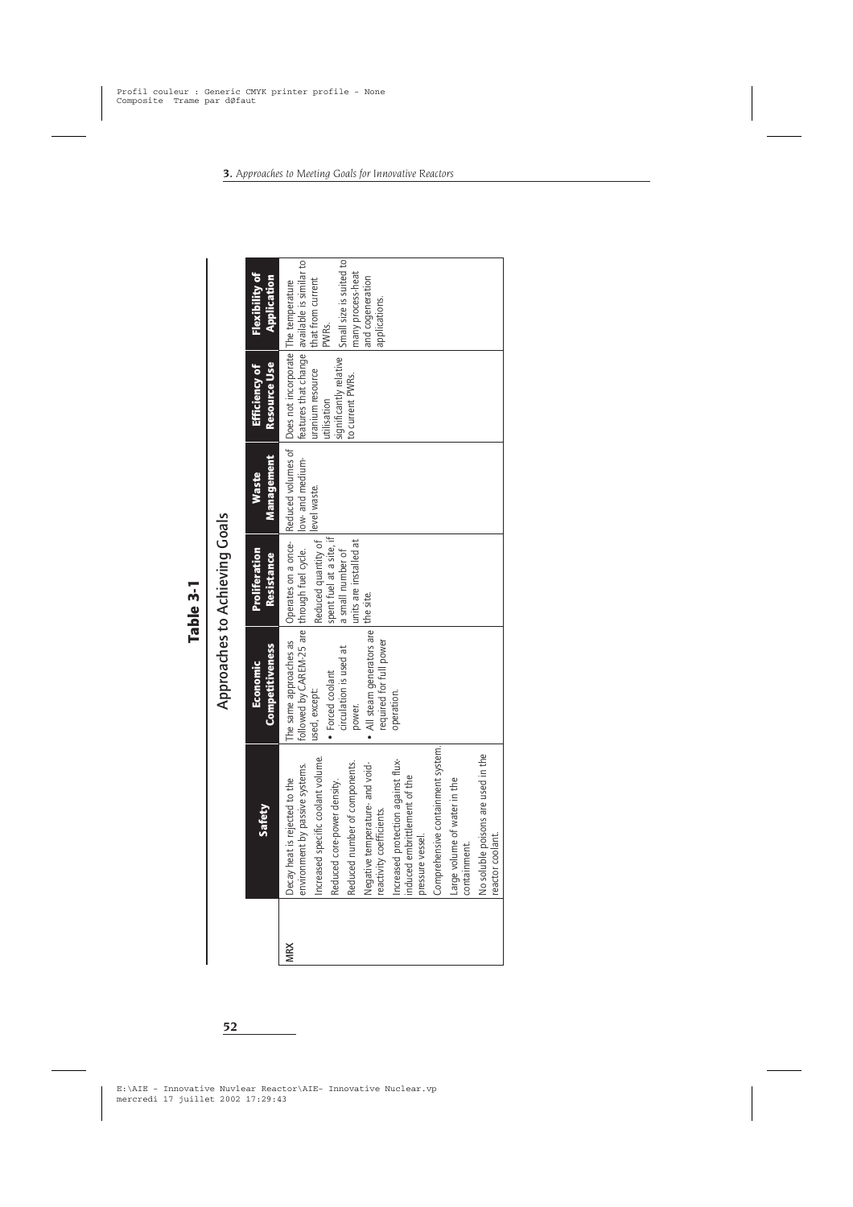# Table 3-1

## Approaches to Achieving Goals

| | Safety | Economic Competitiveness | Proliferation Resistance | Waste Management | Efficiency of Resource Use | Flexibility of Application |
|---|---|---|---|---|---|---|
| MRX | Decay heat is rejected to the environment by passive systems.<br>Increased specific coolant volume.<br>Reduced core-power density.<br>Reduced number of components.<br>Negative temperature- and void-reactivity coefficients.<br>Increased protection against flux-induced embrittlement of the pressure vessel.<br>Comprehensive containment system.<br>Large volume of water in the containment.<br>No soluble poisons are used in the reactor coolant. | The same approaches as followed by CAREM-25 are used, except:<br>• Forced coolant circulation is used at power.<br>• All steam generators are required for full power operation. | Operates on a once-through fuel cycle.<br>Reduced quantity of spent fuel at a site, if a small number of units are installed at the site. | Reduced volumes of low- and medium-level waste. | Does not incorporate features that change uranium resource utilisation significantly relative to current PWRs. | The temperature available is similar to that from current PWRs.<br>Small size is suited to many process-heat and cogeneration applications. |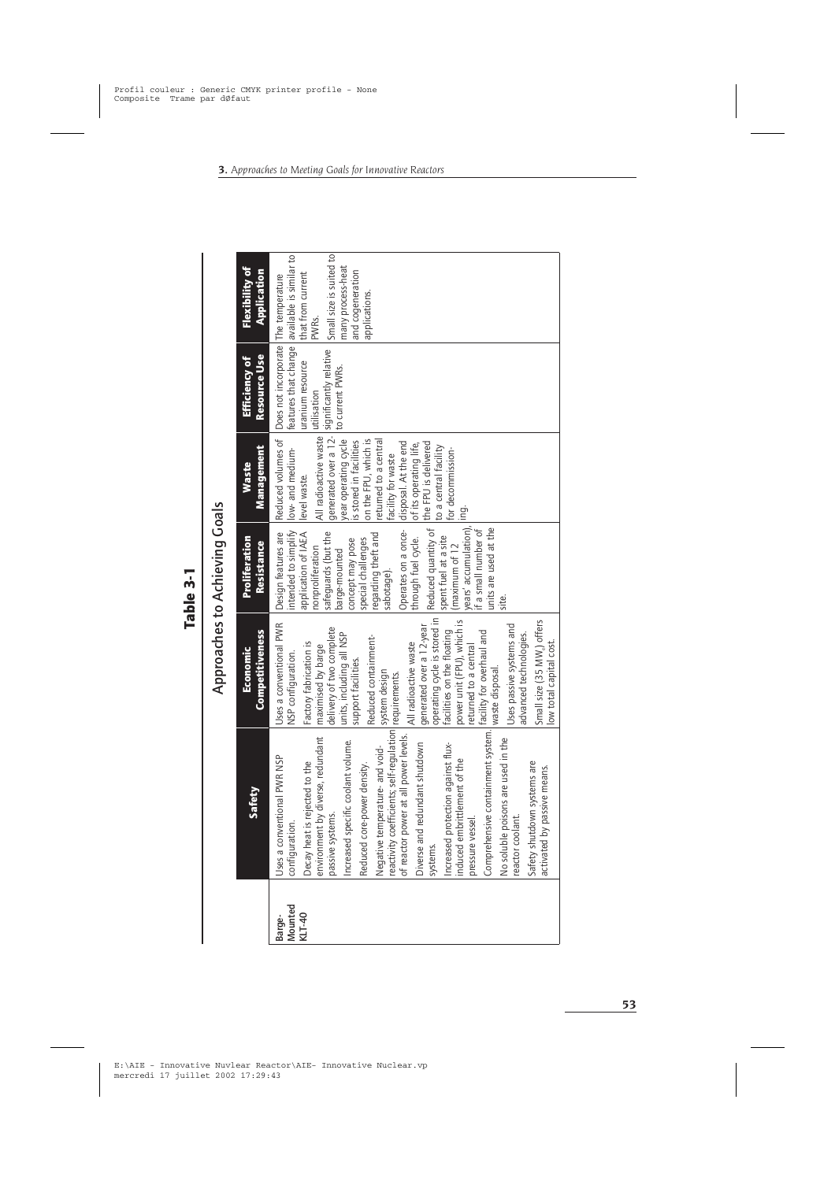## Table 3-1

### Approaches to Achieving Goals

| | Safety | Economic Competitiveness | Proliferation Resistance | Waste Management | Efficiency of Resource Use | Flexibility of Application |
|---|---|---|---|---|---|---|
| **Barge-Mounted KLT-40** | Uses a conventional PWR NSP configuration.<br>Decay heat is rejected to the environment by diverse, redundant passive systems.<br>Increased specific coolant volume.<br>Reduced core-power density.<br>Negative temperature- and void-reactivity coefficients; self-regulation of reactor power at all power levels.<br>Diverse and redundant shutdown systems.<br>Increased protection against flux-induced embrittlement of the pressure vessel.<br>Comprehensive containment system.<br>No soluble poisons are used in the reactor coolant.<br>Safety shutdown systems are activated by passive means. | Uses a conventional PWR NSP configuration.<br>Factory fabrication is maximised by barge delivery of two complete units, including all NSP support facilities.<br>Reduced containment-system design requirements.<br>All radioactive waste generated over a 12-year operating cycle is stored in facilities on the floating power unit (FPU), which is returned to a central facility for overhaul and waste disposal.<br>Uses passive systems and advanced technologies.<br>Small size (35 MW$_e$) offers low total capital cost. | Design features are intended to simplify application of IAEA nonproliferation safeguards (but the barge-mounted concept may pose special challenges regarding theft and sabotage).<br>Operates on a once-through fuel cycle.<br>Reduced quantity of spent fuel at a site (maximum of 12 years' accumulation), if a small number of units are used at the site. | Reduced volumes of low- and medium-level waste.<br>All radioactive waste generated over a 12-year operating cycle is stored in facilities on the FPU, which is returned to a central facility for waste disposal. At the end of its operating life, the FPU is delivered to a central facility for decommissioning. | Does not incorporate features that change uranium resource utilisation significantly relative to current PWRs. | The temperature available is similar to that from current PWRs.<br>Small size is suited to many process-heat and cogeneration applications. |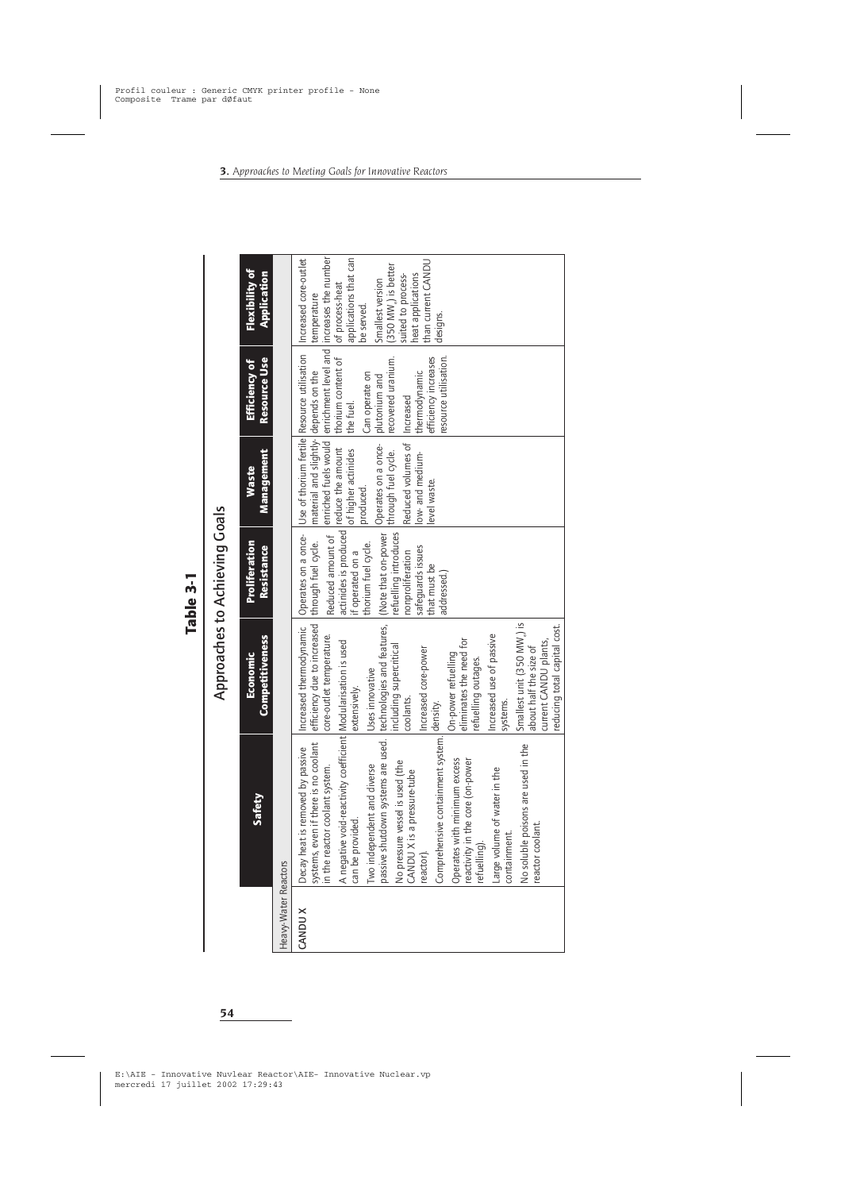**Table 3-1**

Approaches to Achieving Goals

| | Safety | Economic Competitiveness | Proliferation Resistance | Waste Management | Efficiency of Resource Use | Flexibility of Application |
|---|---|---|---|---|---|---|
| Heavy-Water Reactors | | | | | | |
| CANDU X | Decay heat is removed by passive systems, even if there is no coolant in the reactor coolant system.<br>A negative void-reactivity coefficient can be provided.<br>Two independent and diverse passive shutdown systems are used.<br>No pressure vessel is used (the CANDU X is a pressure-tube reactor).<br>Comprehensive containment system.<br>Operates with minimum excess reactivity in the core (on-power refuelling).<br>Large volume of water in the containment.<br>No soluble poisons are used in the reactor coolant. | Increased thermodynamic efficiency due to increased core-outlet temperature.<br>Modularisation is used extensively.<br>Uses innovative technologies and features, including supercritical coolants.<br>Increased core-power density.<br>On-power refuelling eliminates the need for refuelling outages.<br>Increased use of passive systems.<br>Smallest unit (350 $MW_e$) is about half the size of current CANDU plants, reducing total capital cost. | Operates on a once-through fuel cycle.<br>Reduced amount of actinides is produced if operated on a thorium fuel cycle.<br>(Note that on-power refuelling introduces nonproliferation safeguards issues that must be addressed.) | Use of thorium fertile material and slightly-enriched fuels would reduce the amount of higher actinides produced.<br>Operates on a once-through fuel cycle.<br>Reduced volumes of low- and medium-level waste. | Resource utilisation depends on the enrichment level and thorium content of the fuel.<br>Can operate on plutonium and recovered uranium.<br>Increased thermodynamic efficiency increases resource utilisation. | Increased core-outlet temperature increases the number of process-heat applications that can be served.<br>Smallest version (350 $MW_e$) is better suited to process-heat applications than current CANDU designs. |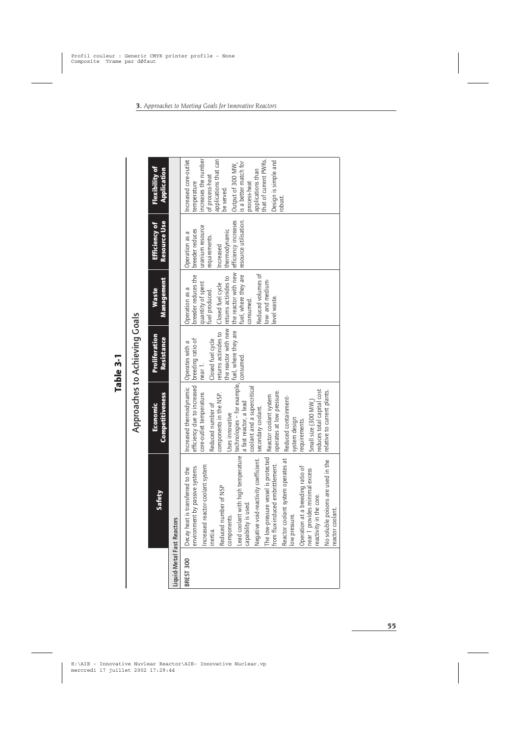# Table 3-1

## Approaches to Achieving Goals

| | Safety | Economic Competitiveness | Proliferation Resistance | Waste Management | Efficiency of Resource Use | Flexibility of Application |
|---|---|---|---|---|---|---|
| **Liquid-Metal Fast Reactors** | | | | | | |
| BREST 300 | Decay heat is transferred to the environment by passive systems.<br>Increased reactor-coolant system inertia.<br>Reduced number of NSP components.<br>Lead coolant with high temperature capability is used.<br>Negative void-reactivity coefficient.<br>The low-pressure vessel is protected from flux-induced embrittlement.<br>Reactor coolant system operates at low pressure.<br>Operation at a breeding ratio of near 1 provides minimal excess reactivity in the core.<br>No soluble poisons are used in the reactor coolant. | Increased thermodynamic efficiency due to increased core-outlet temperature.<br>Reduced number of components in the NSP.<br>Uses innovative technologies – for example, a fast reactor, a lead coolant and a supercritical secondary coolant.<br>Reactor coolant system operates at low pressure.<br>Reduced containment-system design requirements.<br>Small size (300 $MW_e$) reduces total capital cost relative to current plants. | Operates with a breeding ratio of near 1.<br>Closed fuel cycle returns actinides to the reactor with new fuel, where they are consumed. | Operation as a breeder reduces the quantity of spent fuel produced.<br>Closed fuel cycle returns actinides to the reactor with new fuel, where they are consumed.<br>Reduced volumes of low- and medium-level waste. | Operation as a breeder reduces uranium resource requirements.<br>Increased thermodynamic efficiency increases resource utilisation. | Increased core-outlet temperature increases the number of process-heat applications that can be served.<br>Output of 300 $MW_e$ is a better match for process-heat applications than that of current PWRs.<br>Design is simple and robust. |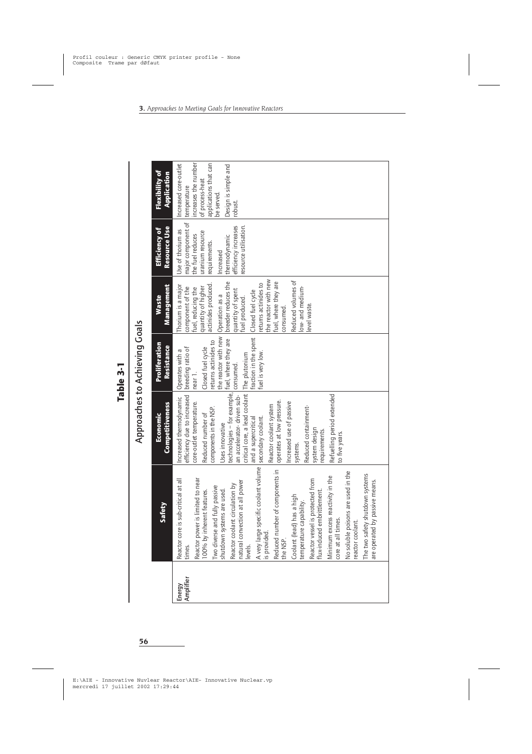# Table 3-1

## Approaches to Achieving Goals

| | Safety | Economic Competitiveness | Proliferation Resistance | Waste Management | Efficiency of Resource Use | Flexibility of Application |
|---|---|---|---|---|---|---|
| **Energy Amplifier** | Reactor core is sub-critical at all times.<br>Reactor power is limited to near 100% by inherent features.<br>Two diverse and fully passive shutdown systems are used.<br>Reactor coolant circulation by natural convection at all power levels.<br>A very large specific coolant volume is provided.<br>Reduced number of components in the NSP.<br>Coolant (lead) has a high temperature capability.<br>Reactor vessel is protected from flux-induced embrittlement.<br>Minimum excess reactivity in the core at all times.<br>No soluble poisons are used in the reactor coolant.<br>The two safety shutdown systems are operated by passive means. | Increased thermodynamic efficiency due to increased core-outlet temperature.<br>Reduced number of components in the NSP.<br>Uses innovative technologies – for example, an accelerator- driven sub-critical core, a lead coolant and a supercritical secondary coolant.<br>Reactor coolant system operates at low pressure.<br>Increased use of passive systems.<br>Reduced containment-system design requirements.<br>Refuelling period extended to five years. | Operates with a breeding ratio of near 1.<br>Closed fuel cycle returns actinides to the reactor with new fuel, where they are consumed.<br>The plutonium fraction in the spent fuel is very low. | Thorium is a major component of the fuel, reducing the quantity of higher actinides produced.<br>Operation as a breeder reduces the quantity of spent fuel produced.<br>Closed fuel cycle returns actinides to the reactor with new fuel, where they are consumed.<br>Reduced volumes of low- and medium-level waste. | Use of thorium as major component of the fuel reduces uranium resource requirements.<br>Increased thermodynamic efficiency increases resource utilisation. | Increased core-outlet temperature increases the number of process-heat applications that can be served.<br>Design is simple and robust. |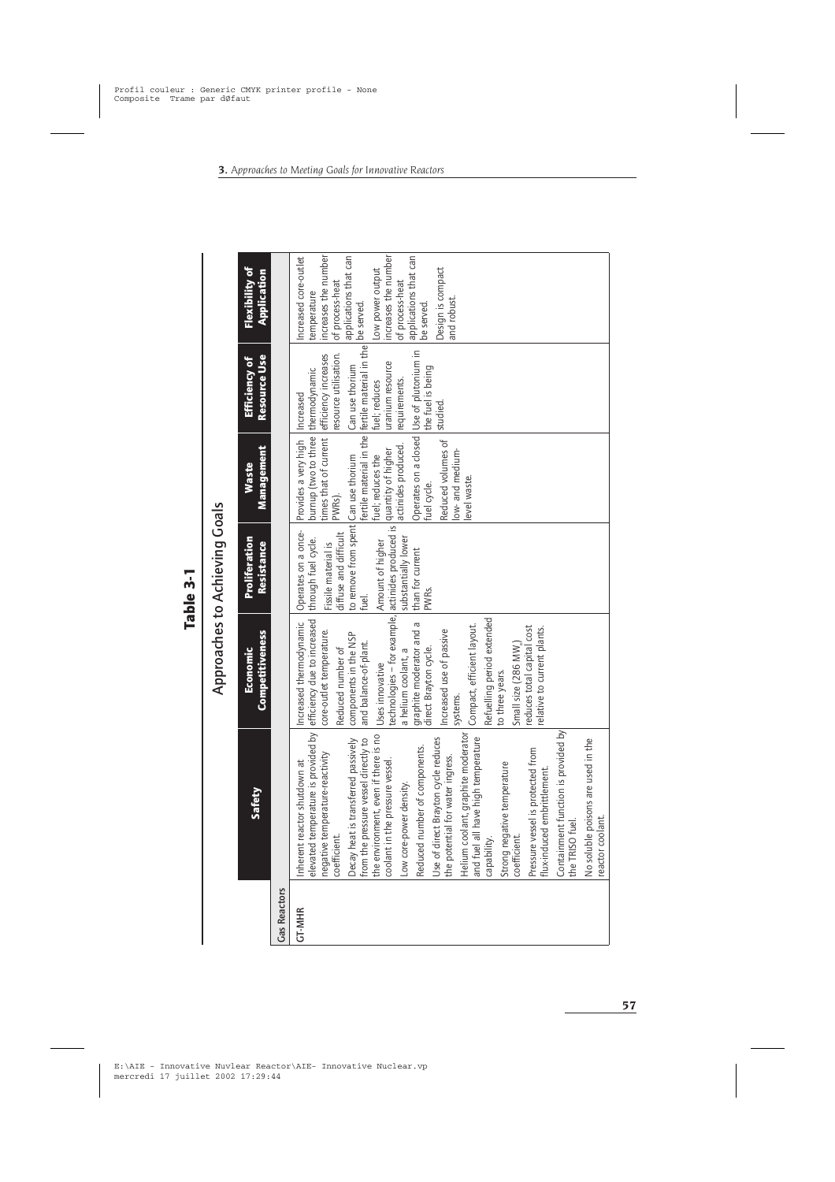# Table 3-1

## Approaches to Achieving Goals

| | Safety | Economic Competitiveness | Proliferation Resistance | Waste Management | Efficiency of Resource Use | Flexibility of Application |
|---|---|---|---|---|---|---|
| **Gas Reactors** | | | | | | |
| GT-MHR | Inherent reactor shutdown at elevated temperature is provided by negative temperature-reactivity coefficient.<br>Decay heat is transferred passively from the pressure vessel directly to the environment, even if there is no coolant in the pressure vessel.<br>Low core-power density.<br>Reduced number of components.<br>Use of direct Brayton cycle reduces the potential for water ingress.<br>Helium coolant, graphite moderator and fuel all have high temperature capability.<br>Strong negative temperature coefficient.<br>Pressure vessel is protected from flux-induced embrittlement.<br>Containment function is provided by the TRISO fuel.<br>No soluble poisons are used in the reactor coolant. | Increased thermodynamic efficiency due to increased core-outlet temperature.<br>Reduced number of components in the NSP and balance-of-plant.<br>Uses innovative technologies – for example, a helium coolant, a graphite moderator and a direct Brayton cycle.<br>Increased use of passive systems.<br>Compact, efficient layout.<br>Refuelling period extended to three years.<br>Small size (286 MW<sub></sub>) reduces total capital cost relative to current plants. | Operates on a once-through fuel cycle.<br>Fissile material is diffuse and difficult to remove from spent fuel.<br>Amount of higher actinides produced is substantially lower than for current PWRs. | Provides a very high burnup (two to three times that of current PWRs).<br>Can use thorium fertile material in the fuel; reduces the quantity of higher actinides produced.<br>Operates on a closed fuel cycle.<br>Reduced volumes of low- and medium-level waste. | Increased thermodynamic efficiency increases resource utilisation.<br>Can use thorium fertile material in the fuel; reduces uranium resource requirements.<br>Use of plutonium in the fuel is being studied. | Increased core-outlet temperature increases the number of process-heat applications that can be served.<br>Low power output increases the number of process-heat applications that can be served.<br>Design is compact and robust. |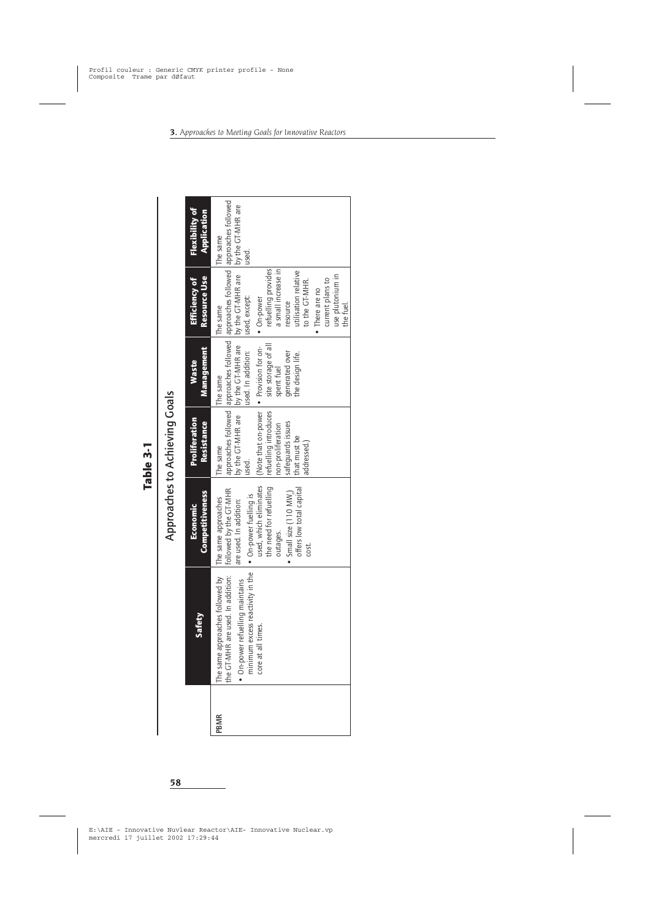## Table 3-1

### Approaches to Achieving Goals

| | Safety | Economic Competitiveness | Proliferation Resistance | Waste Management | Efficiency of Resource Use | Flexibility of Application |
|---|---|---|---|---|---|---|
| **PBMR** | The same approaches followed by the GT-MHR are used. In addition: • On-power refuelling maintains minimum excess reactivity in the core at all times. | The same approaches followed by the GT-MHR are used. In addition: • On-power fuelling is used, which eliminates the need for refuelling outages. • Small size (110 MW$_e$) offers low total capital cost. | The same approaches followed by the GT-MHR are used. (Note that on-power refuelling introduces non-proliferation safeguards issues that must be addressed.) | The same approaches followed by the GT-MHR are used. In addition: • Provision for on-site storage of all spent fuel generated over the design life. | The same approaches followed by the GT-MHR are used, except: • On-power refuelling provides a small increase in resource utilisation relative to the GT-MHR. • There are no current plans to use plutonium in the fuel. | The same approaches followed by the GT-MHR are used. |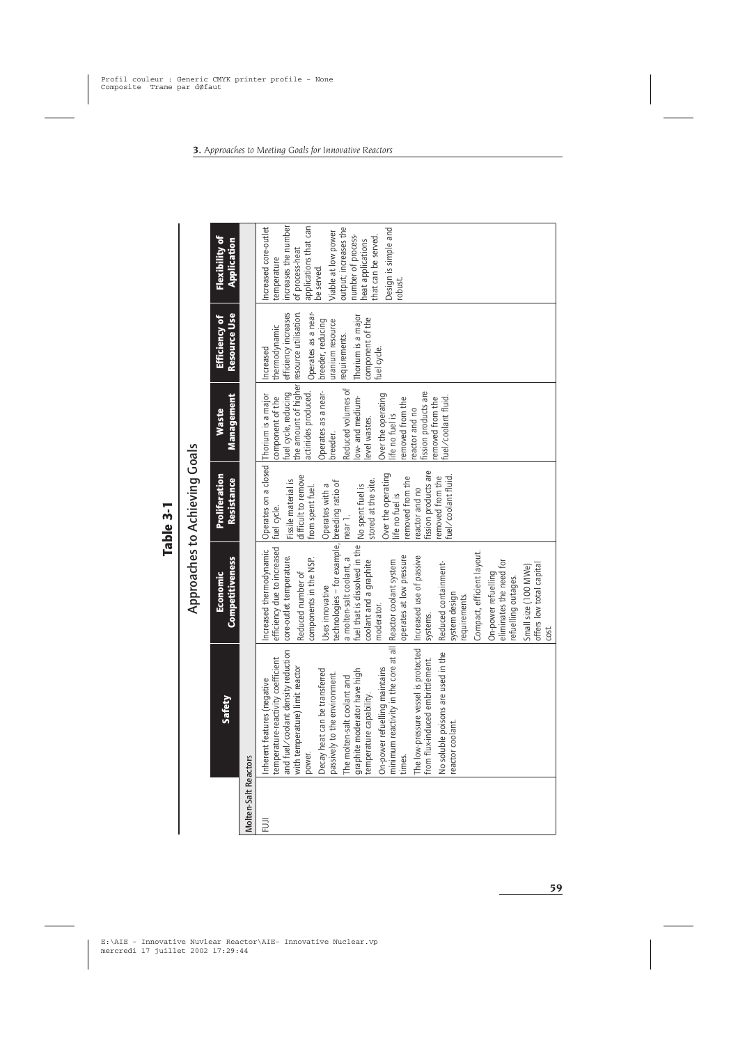# Table 3-1

## Approaches to Achieving Goals

| | Safety | Economic Competitiveness | Proliferation Resistance | Waste Management | Efficiency of Resource Use | Flexibility of Application |
|---|---|---|---|---|---|---|
| **Molten-Salt Reactors** | | | | | | |
| FUJI | Inherent features (negative temperature-reactivity coefficient and fuel/coolant density reduction with temperature) limit reactor power.<br>Decay heat can be transferred passively to the environment.<br>The molten-salt coolant and graphite moderator have high temperature capability.<br>On-power refuelling maintains minimum reactivity in the core at all times.<br>The low-pressure vessel is protected from flux-induced embrittlement.<br>No soluble poisons are used in the reactor coolant. | Increased thermodynamic efficiency due to increased core-outlet temperature.<br>Reduced number of components in the NSP.<br>Uses innovative technologies – for example, a molten-salt coolant, a fuel that is dissolved in the coolant and a graphite moderator.<br>Reactor coolant system operates at low pressure<br>Increased use of passive systems.<br>Reduced containment-system design requirements.<br>Compact, efficient layout.<br>On-power refuelling eliminates the need for refuelling outages.<br>Small size (100 MWe) offers low total capital cost. | Operates on a closed fuel cycle.<br>Fissile material is difficult to remove from spent fuel.<br>Operates with a breeding ratio of near 1.<br>No spent fuel is stored at the site.<br>Over the operating life no fuel is removed from the reactor and no fission products are removed from the fuel/coolant fluid. | Thorium is a major component of the fuel cycle, reducing the amount of higher actinides produced.<br>Operates as a near-breeder.<br>Reduced volumes of low- and medium-level wastes.<br>Over the operating life no fuel is removed from the reactor and no fission products are removed from the fuel/coolant fluid. | Increased thermodynamic efficiency increases resource utilisation.<br>Operates as a near-breeder, reducing uranium resource requirements.<br>Thorium is a major component of the fuel cycle. | Increased core-outlet temperature increases the number of process-heat applications that can be served.<br>Viable at low power output; increases the number of process-heat applications that can be served.<br>Design is simple and robust. |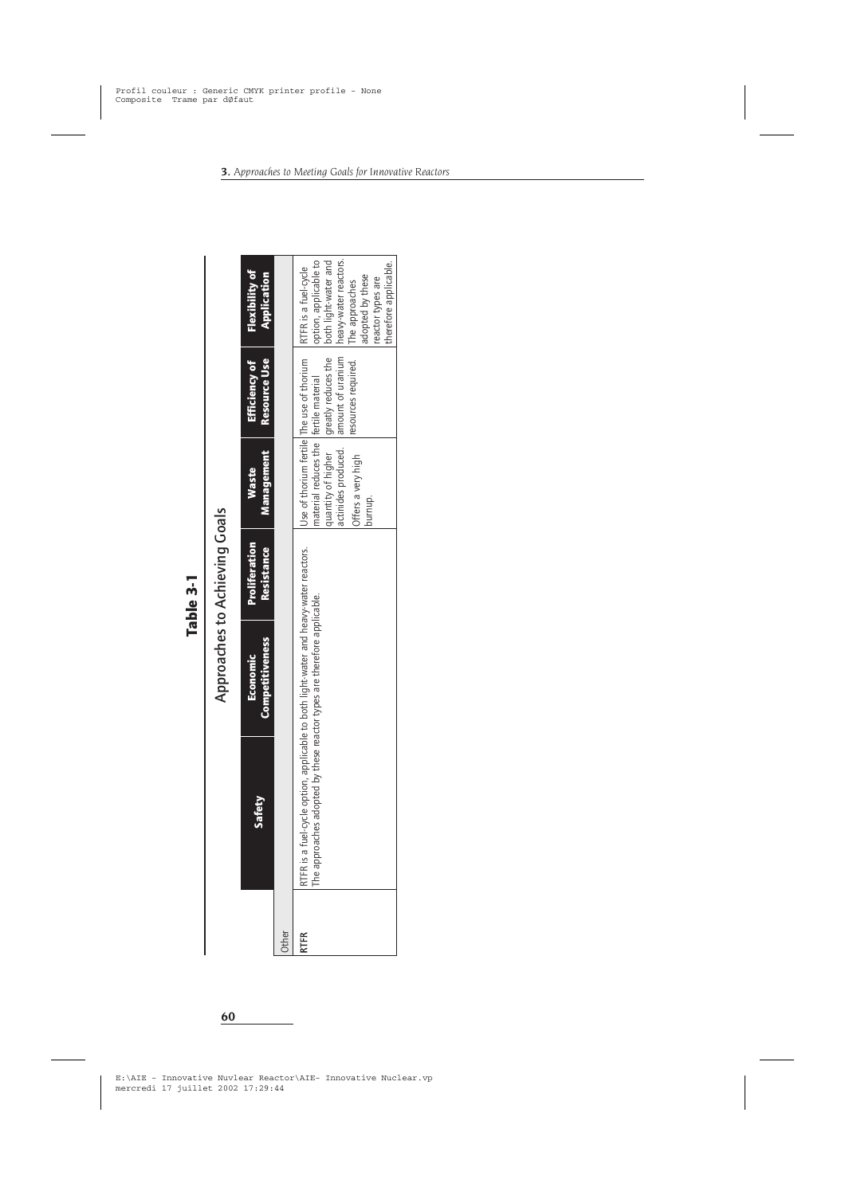**Table 3-1**

Approaches to Achieving Goals

| | Safety | Economic Competitiveness | Proliferation Resistance | Waste Management | Efficiency of Resource Use | Flexibility of Application |
|---|---|---|---|---|---|---|
| Other | | | | | | |
| **RTFR** | RTFR is a fuel-cycle option, applicable to both light-water and heavy-water reactors. The approaches adopted by these reactor types are therefore applicable. | | | Use of thorium fertile material reduces the quantity of higher actinides produced. Offers a very high burnup. | The use of thorium fertile material greatly reduces the amount of uranium resources required. | RTFR is a fuel-cycle option, applicable to both light-water and heavy-water reactors. The approaches adopted by these reactor types are therefore applicable. |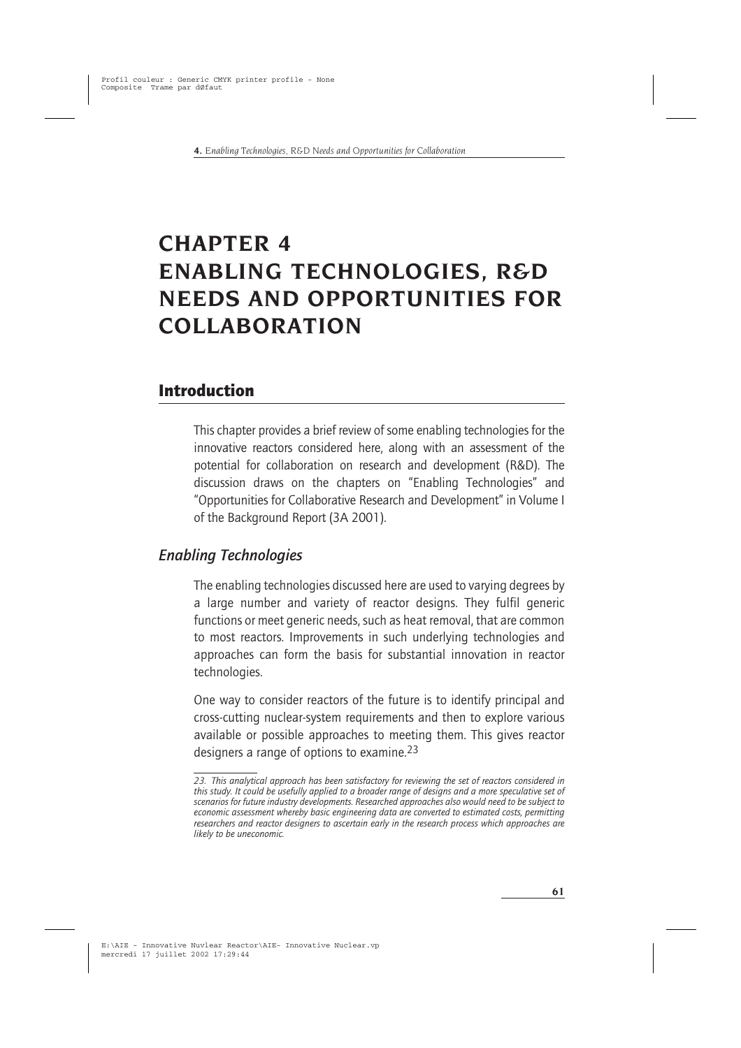# CHAPTER 4 ENABLING TECHNOLOGIES, R&D NEEDS AND OPPORTUNITIES FOR COLLABORATION

## Introduction

This chapter provides a brief review of some enabling technologies for the innovative reactors considered here, along with an assessment of the potential for collaboration on research and development (R&D). The discussion draws on the chapters on "Enabling Technologies" and "Opportunities for Collaborative Research and Development" in Volume I of the Background Report (3A 2001).

### *Enabling Technologies*

The enabling technologies discussed here are used to varying degrees by a large number and variety of reactor designs. They fulfil generic functions or meet generic needs, such as heat removal, that are common to most reactors. Improvements in such underlying technologies and approaches can form the basis for substantial innovation in reactor technologies.

One way to consider reactors of the future is to identify principal and cross-cutting nuclear-system requirements and then to explore various available or possible approaches to meeting them. This gives reactor designers a range of options to examine.[23]

*23. This analytical approach has been satisfactory for reviewing the set of reactors considered in this study. It could be usefully applied to a broader range of designs and a more speculative set of scenarios for future industry developments. Researched approaches also would need to be subject to economic assessment whereby basic engineering data are converted to estimated costs, permitting researchers and reactor designers to ascertain early in the research process which approaches are likely to be uneconomic.*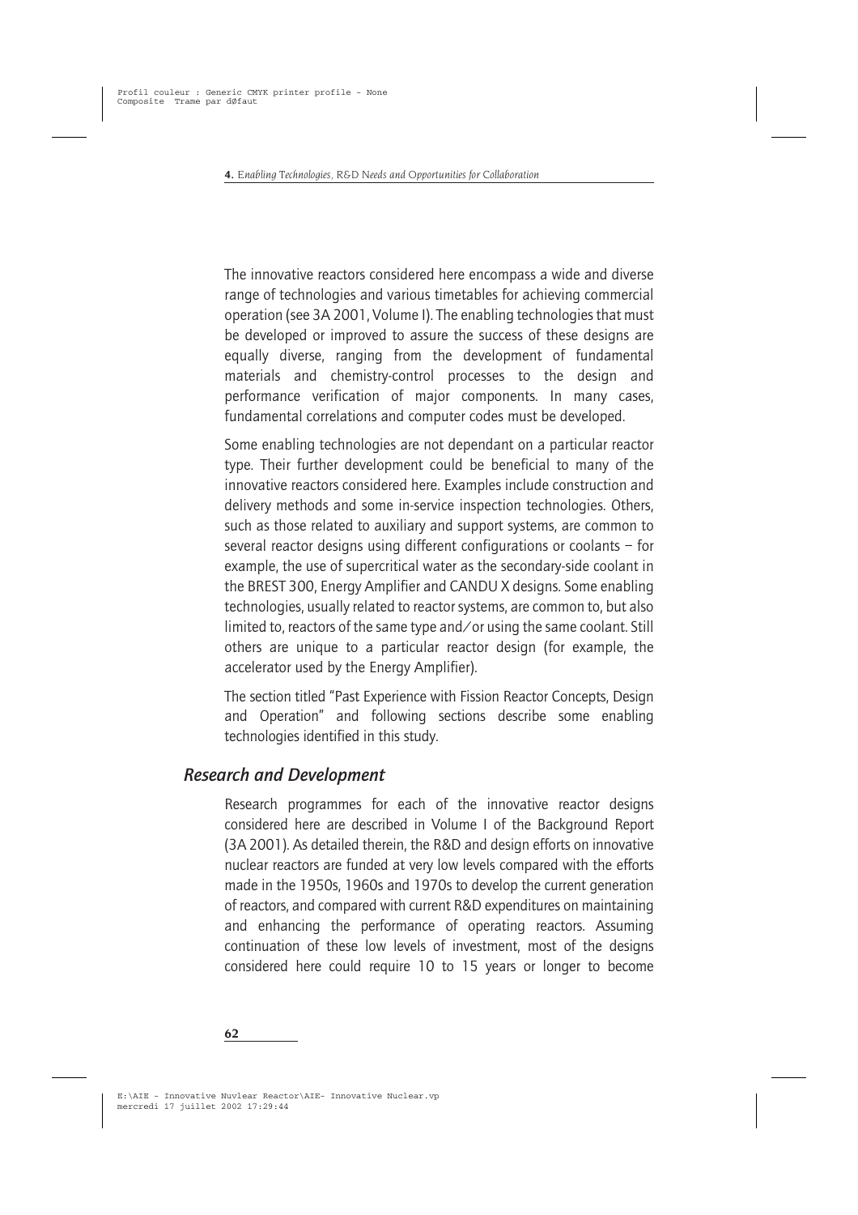The innovative reactors considered here encompass a wide and diverse range of technologies and various timetables for achieving commercial operation (see 3A 2001, Volume I). The enabling technologies that must be developed or improved to assure the success of these designs are equally diverse, ranging from the development of fundamental materials and chemistry-control processes to the design and performance verification of major components. In many cases, fundamental correlations and computer codes must be developed.

Some enabling technologies are not dependant on a particular reactor type. Their further development could be beneficial to many of the innovative reactors considered here. Examples include construction and delivery methods and some in-service inspection technologies. Others, such as those related to auxiliary and support systems, are common to several reactor designs using different configurations or coolants – for example, the use of supercritical water as the secondary-side coolant in the BREST 300, Energy Amplifier and CANDU X designs. Some enabling technologies, usually related to reactor systems, are common to, but also limited to, reactors of the same type and/or using the same coolant. Still others are unique to a particular reactor design (for example, the accelerator used by the Energy Amplifier).

The section titled "Past Experience with Fission Reactor Concepts, Design and Operation" and following sections describe some enabling technologies identified in this study.

## *Research and Development*

Research programmes for each of the innovative reactor designs considered here are described in Volume I of the Background Report (3A 2001). As detailed therein, the R&D and design efforts on innovative nuclear reactors are funded at very low levels compared with the efforts made in the 1950s, 1960s and 1970s to develop the current generation of reactors, and compared with current R&D expenditures on maintaining and enhancing the performance of operating reactors. Assuming continuation of these low levels of investment, most of the designs considered here could require 10 to 15 years or longer to become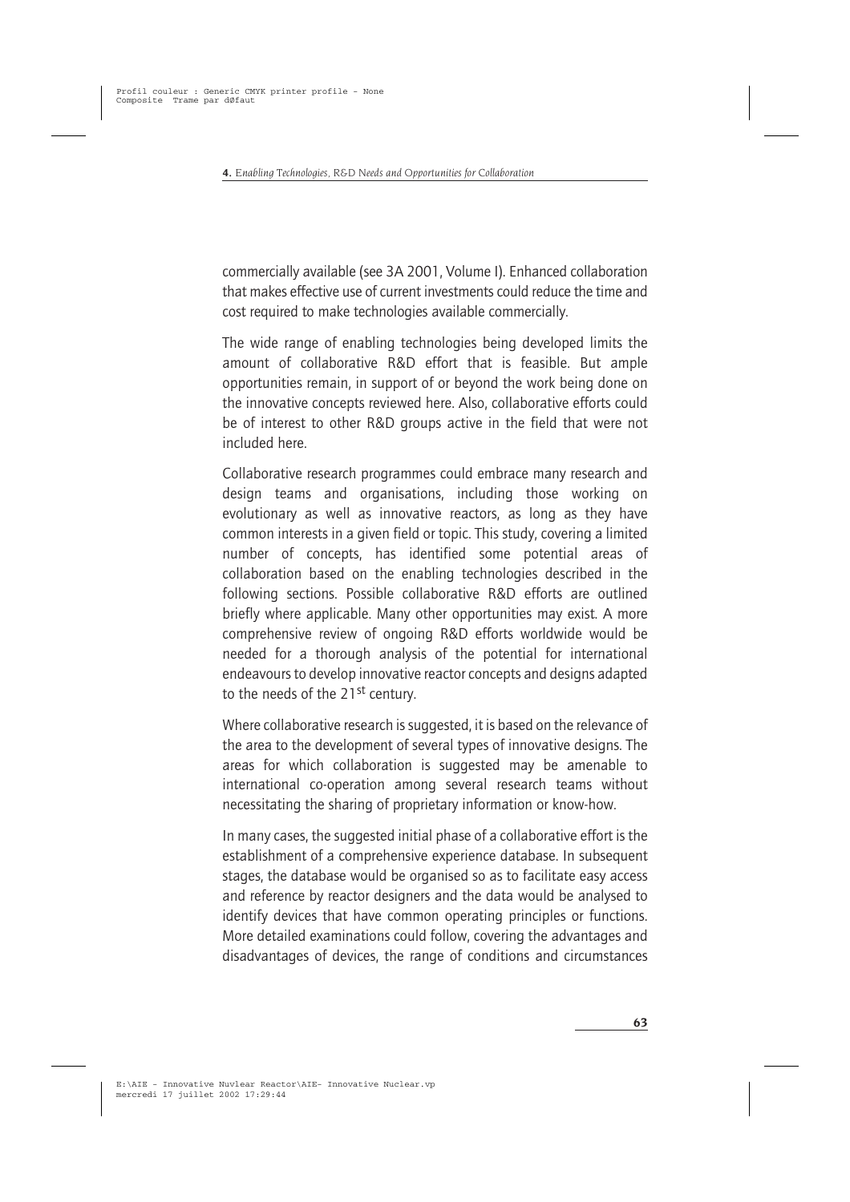commercially available (see 3A 2001, Volume I). Enhanced collaboration that makes effective use of current investments could reduce the time and cost required to make technologies available commercially.

The wide range of enabling technologies being developed limits the amount of collaborative R&D effort that is feasible. But ample opportunities remain, in support of or beyond the work being done on the innovative concepts reviewed here. Also, collaborative efforts could be of interest to other R&D groups active in the field that were not included here.

Collaborative research programmes could embrace many research and design teams and organisations, including those working on evolutionary as well as innovative reactors, as long as they have common interests in a given field or topic. This study, covering a limited number of concepts, has identified some potential areas of collaboration based on the enabling technologies described in the following sections. Possible collaborative R&D efforts are outlined briefly where applicable. Many other opportunities may exist. A more comprehensive review of ongoing R&D efforts worldwide would be needed for a thorough analysis of the potential for international endeavours to develop innovative reactor concepts and designs adapted to the needs of the 21st century.

Where collaborative research is suggested, it is based on the relevance of the area to the development of several types of innovative designs. The areas for which collaboration is suggested may be amenable to international co-operation among several research teams without necessitating the sharing of proprietary information or know-how.

In many cases, the suggested initial phase of a collaborative effort is the establishment of a comprehensive experience database. In subsequent stages, the database would be organised so as to facilitate easy access and reference by reactor designers and the data would be analysed to identify devices that have common operating principles or functions. More detailed examinations could follow, covering the advantages and disadvantages of devices, the range of conditions and circumstances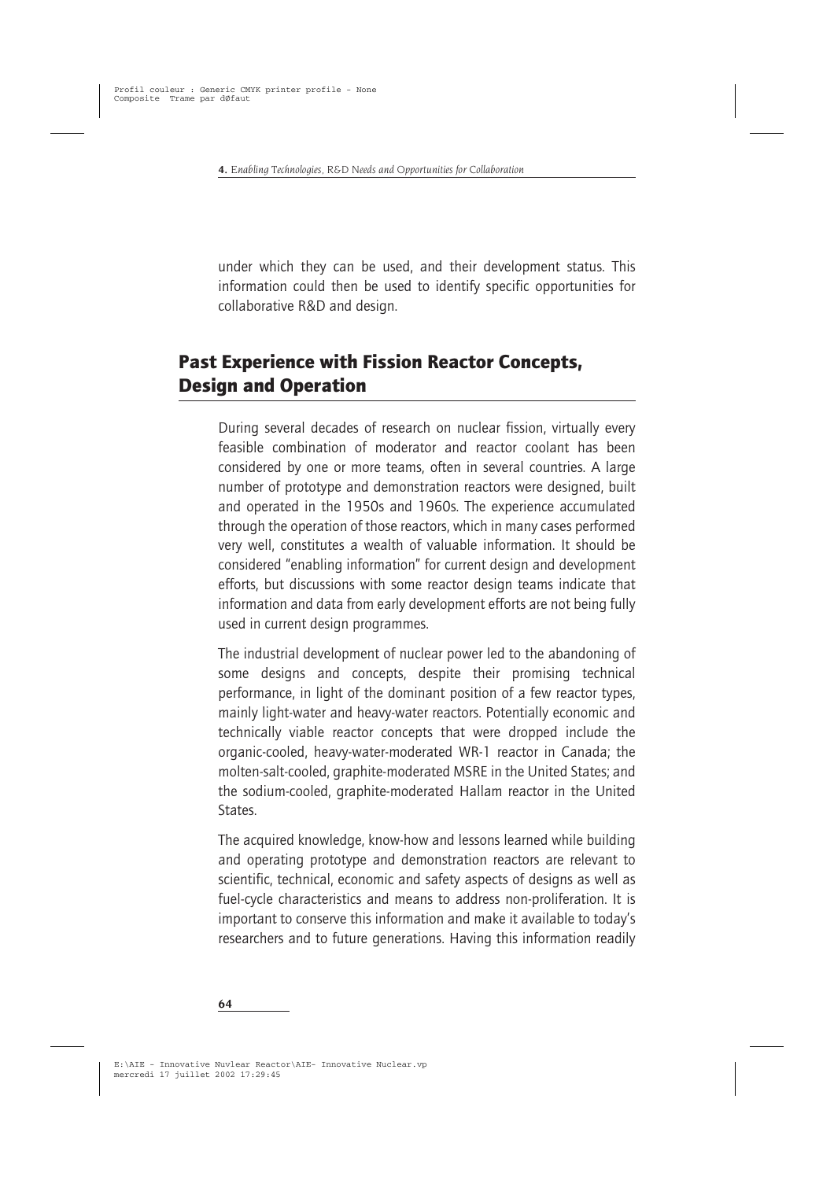under which they can be used, and their development status. This information could then be used to identify specific opportunities for collaborative R&D and design.

## Past Experience with Fission Reactor Concepts, Design and Operation

During several decades of research on nuclear fission, virtually every feasible combination of moderator and reactor coolant has been considered by one or more teams, often in several countries. A large number of prototype and demonstration reactors were designed, built and operated in the 1950s and 1960s. The experience accumulated through the operation of those reactors, which in many cases performed very well, constitutes a wealth of valuable information. It should be considered "enabling information" for current design and development efforts, but discussions with some reactor design teams indicate that information and data from early development efforts are not being fully used in current design programmes.

The industrial development of nuclear power led to the abandoning of some designs and concepts, despite their promising technical performance, in light of the dominant position of a few reactor types, mainly light-water and heavy-water reactors. Potentially economic and technically viable reactor concepts that were dropped include the organic-cooled, heavy-water-moderated WR-1 reactor in Canada; the molten-salt-cooled, graphite-moderated MSRE in the United States; and the sodium-cooled, graphite-moderated Hallam reactor in the United States.

The acquired knowledge, know-how and lessons learned while building and operating prototype and demonstration reactors are relevant to scientific, technical, economic and safety aspects of designs as well as fuel-cycle characteristics and means to address non-proliferation. It is important to conserve this information and make it available to today's researchers and to future generations. Having this information readily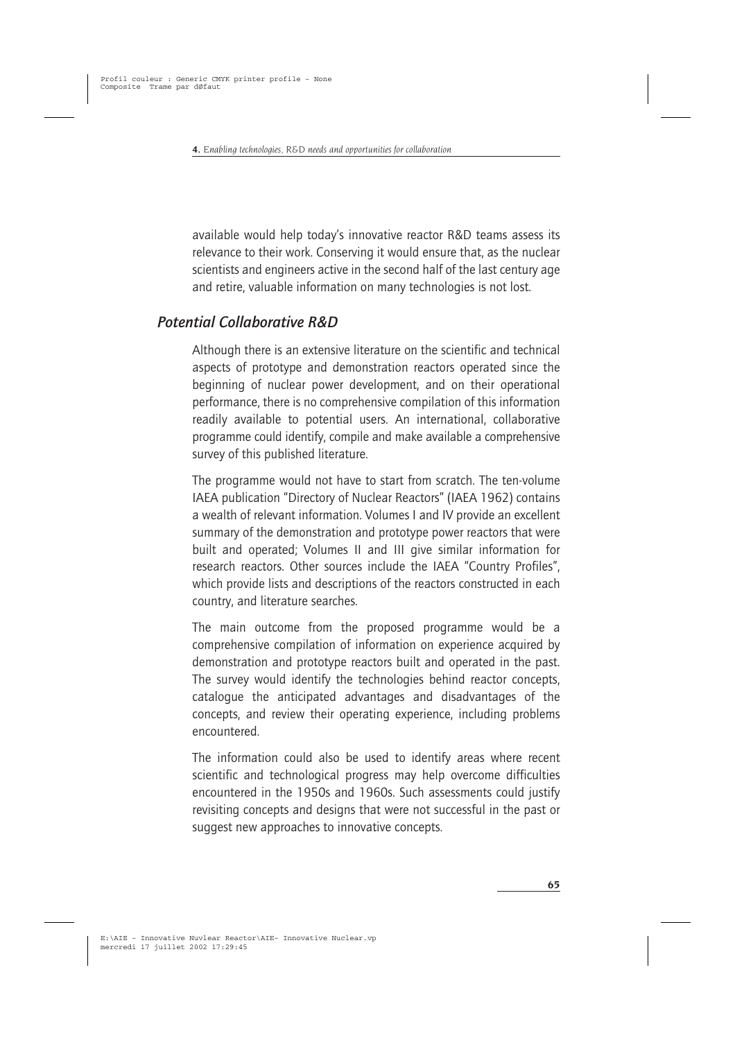available would help today's innovative reactor R&D teams assess its relevance to their work. Conserving it would ensure that, as the nuclear scientists and engineers active in the second half of the last century age and retire, valuable information on many technologies is not lost.

## *Potential Collaborative R&D*

Although there is an extensive literature on the scientific and technical aspects of prototype and demonstration reactors operated since the beginning of nuclear power development, and on their operational performance, there is no comprehensive compilation of this information readily available to potential users. An international, collaborative programme could identify, compile and make available a comprehensive survey of this published literature.

The programme would not have to start from scratch. The ten-volume IAEA publication "Directory of Nuclear Reactors" (IAEA 1962) contains a wealth of relevant information. Volumes I and IV provide an excellent summary of the demonstration and prototype power reactors that were built and operated; Volumes II and III give similar information for research reactors. Other sources include the IAEA "Country Profiles", which provide lists and descriptions of the reactors constructed in each country, and literature searches.

The main outcome from the proposed programme would be a comprehensive compilation of information on experience acquired by demonstration and prototype reactors built and operated in the past. The survey would identify the technologies behind reactor concepts, catalogue the anticipated advantages and disadvantages of the concepts, and review their operating experience, including problems encountered.

The information could also be used to identify areas where recent scientific and technological progress may help overcome difficulties encountered in the 1950s and 1960s. Such assessments could justify revisiting concepts and designs that were not successful in the past or suggest new approaches to innovative concepts.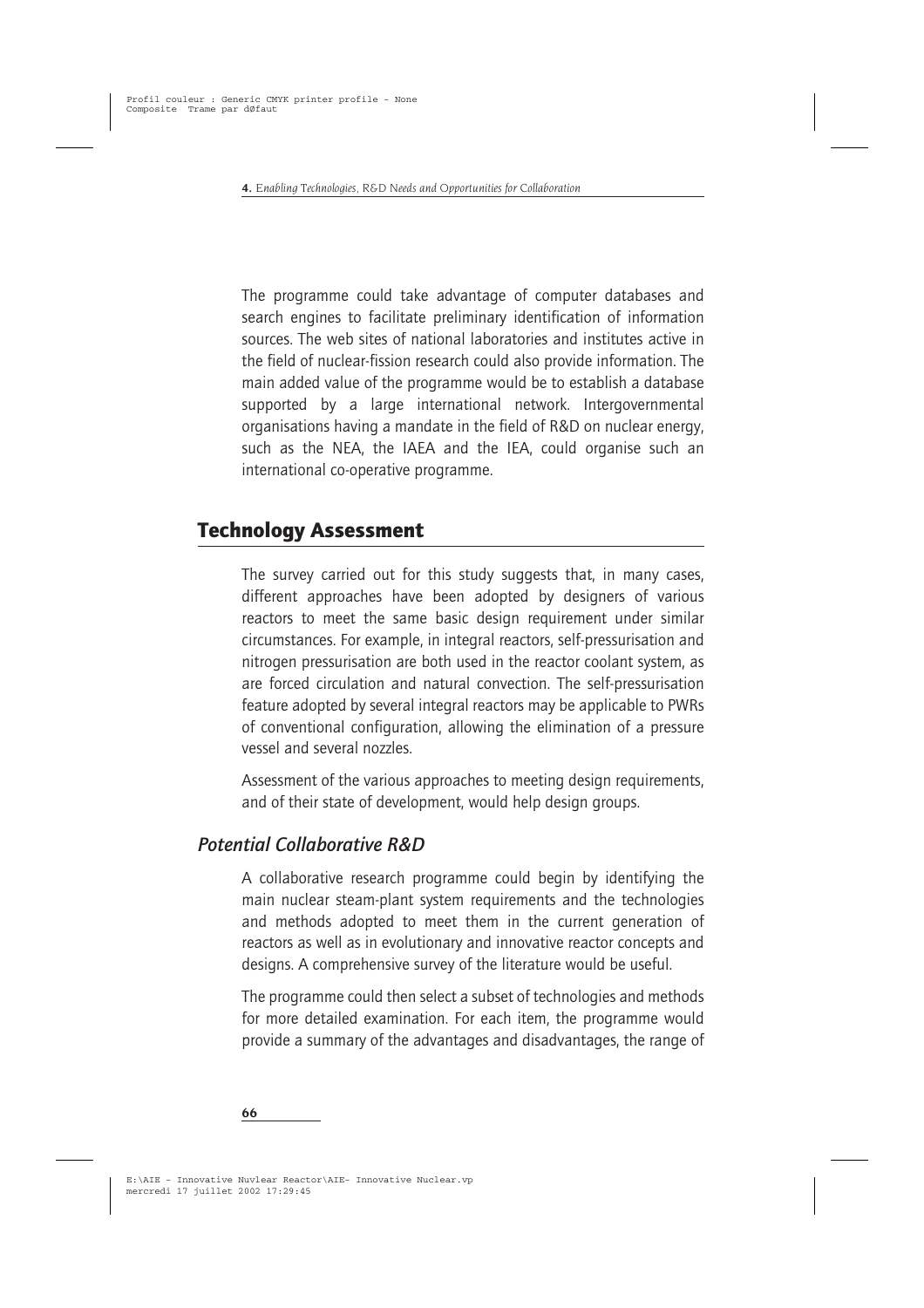The programme could take advantage of computer databases and search engines to facilitate preliminary identification of information sources. The web sites of national laboratories and institutes active in the field of nuclear-fission research could also provide information. The main added value of the programme would be to establish a database supported by a large international network. Intergovernmental organisations having a mandate in the field of R&D on nuclear energy, such as the NEA, the IAEA and the IEA, could organise such an international co-operative programme.

## Technology Assessment

The survey carried out for this study suggests that, in many cases, different approaches have been adopted by designers of various reactors to meet the same basic design requirement under similar circumstances. For example, in integral reactors, self-pressurisation and nitrogen pressurisation are both used in the reactor coolant system, as are forced circulation and natural convection. The self-pressurisation feature adopted by several integral reactors may be applicable to PWRs of conventional configuration, allowing the elimination of a pressure vessel and several nozzles.

Assessment of the various approaches to meeting design requirements, and of their state of development, would help design groups.

### *Potential Collaborative R&D*

A collaborative research programme could begin by identifying the main nuclear steam-plant system requirements and the technologies and methods adopted to meet them in the current generation of reactors as well as in evolutionary and innovative reactor concepts and designs. A comprehensive survey of the literature would be useful.

The programme could then select a subset of technologies and methods for more detailed examination. For each item, the programme would provide a summary of the advantages and disadvantages, the range of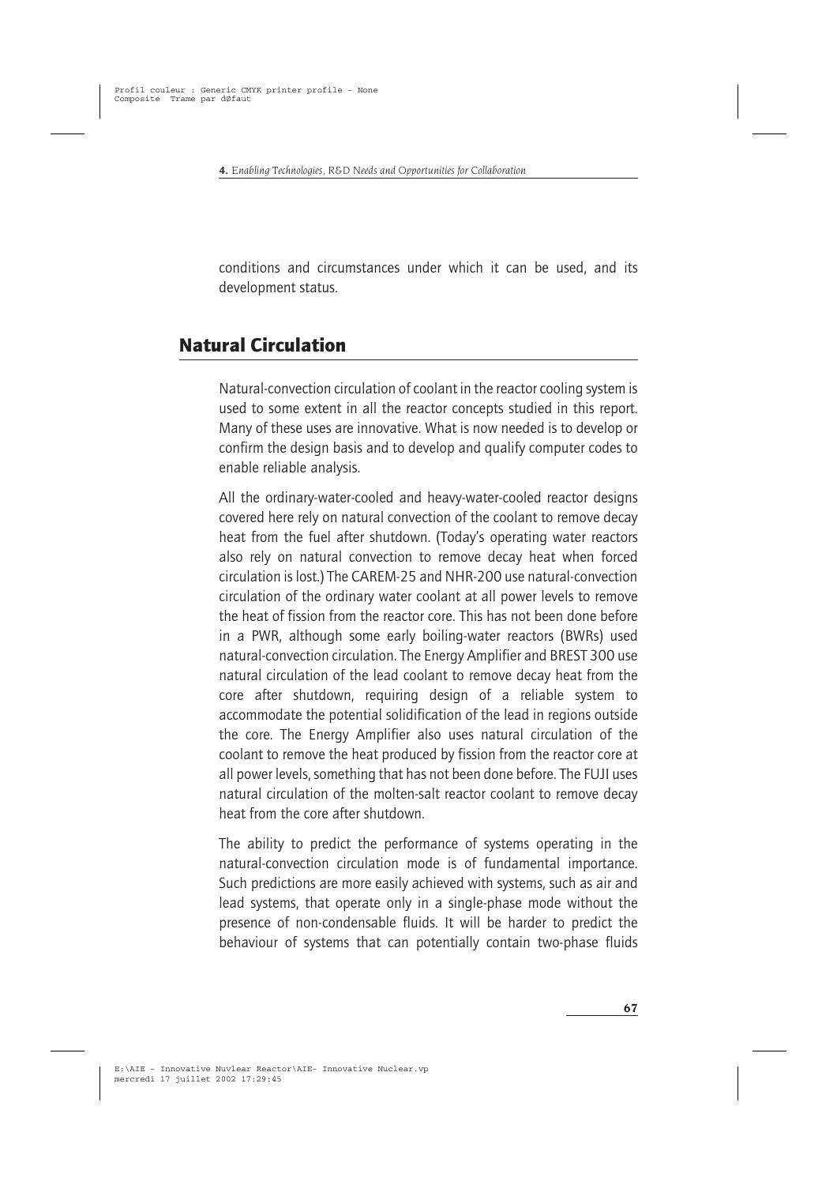conditions and circumstances under which it can be used, and its development status.

## Natural Circulation

Natural-convection circulation of coolant in the reactor cooling system is used to some extent in all the reactor concepts studied in this report. Many of these uses are innovative. What is now needed is to develop or confirm the design basis and to develop and qualify computer codes to enable reliable analysis.

All the ordinary-water-cooled and heavy-water-cooled reactor designs covered here rely on natural convection of the coolant to remove decay heat from the fuel after shutdown. (Today's operating water reactors also rely on natural convection to remove decay heat when forced circulation is lost.) The CAREM-25 and NHR-200 use natural-convection circulation of the ordinary water coolant at all power levels to remove the heat of fission from the reactor core. This has not been done before in a PWR, although some early boiling-water reactors (BWRs) used natural-convection circulation. The Energy Amplifier and BREST 300 use natural circulation of the lead coolant to remove decay heat from the core after shutdown, requiring design of a reliable system to accommodate the potential solidification of the lead in regions outside the core. The Energy Amplifier also uses natural circulation of the coolant to remove the heat produced by fission from the reactor core at all power levels, something that has not been done before. The FUJI uses natural circulation of the molten-salt reactor coolant to remove decay heat from the core after shutdown.

The ability to predict the performance of systems operating in the natural-convection circulation mode is of fundamental importance. Such predictions are more easily achieved with systems, such as air and lead systems, that operate only in a single-phase mode without the presence of non-condensable fluids. It will be harder to predict the behaviour of systems that can potentially contain two-phase fluids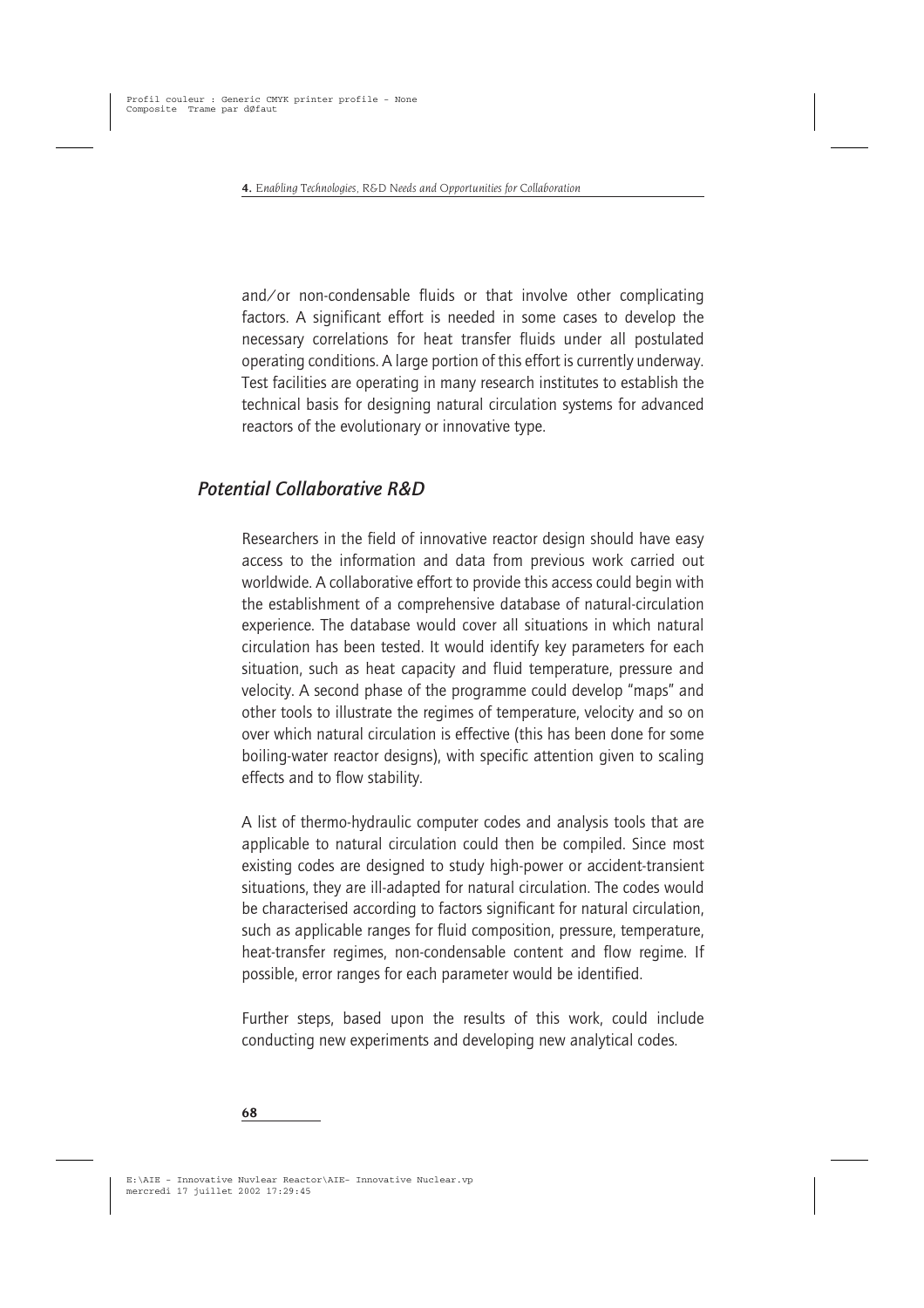and/or non-condensable fluids or that involve other complicating factors. A significant effort is needed in some cases to develop the necessary correlations for heat transfer fluids under all postulated operating conditions. A large portion of this effort is currently underway. Test facilities are operating in many research institutes to establish the technical basis for designing natural circulation systems for advanced reactors of the evolutionary or innovative type.

## *Potential Collaborative R&D*

Researchers in the field of innovative reactor design should have easy access to the information and data from previous work carried out worldwide. A collaborative effort to provide this access could begin with the establishment of a comprehensive database of natural-circulation experience. The database would cover all situations in which natural circulation has been tested. It would identify key parameters for each situation, such as heat capacity and fluid temperature, pressure and velocity. A second phase of the programme could develop "maps" and other tools to illustrate the regimes of temperature, velocity and so on over which natural circulation is effective (this has been done for some boiling-water reactor designs), with specific attention given to scaling effects and to flow stability.

A list of thermo-hydraulic computer codes and analysis tools that are applicable to natural circulation could then be compiled. Since most existing codes are designed to study high-power or accident-transient situations, they are ill-adapted for natural circulation. The codes would be characterised according to factors significant for natural circulation, such as applicable ranges for fluid composition, pressure, temperature, heat-transfer regimes, non-condensable content and flow regime. If possible, error ranges for each parameter would be identified.

Further steps, based upon the results of this work, could include conducting new experiments and developing new analytical codes.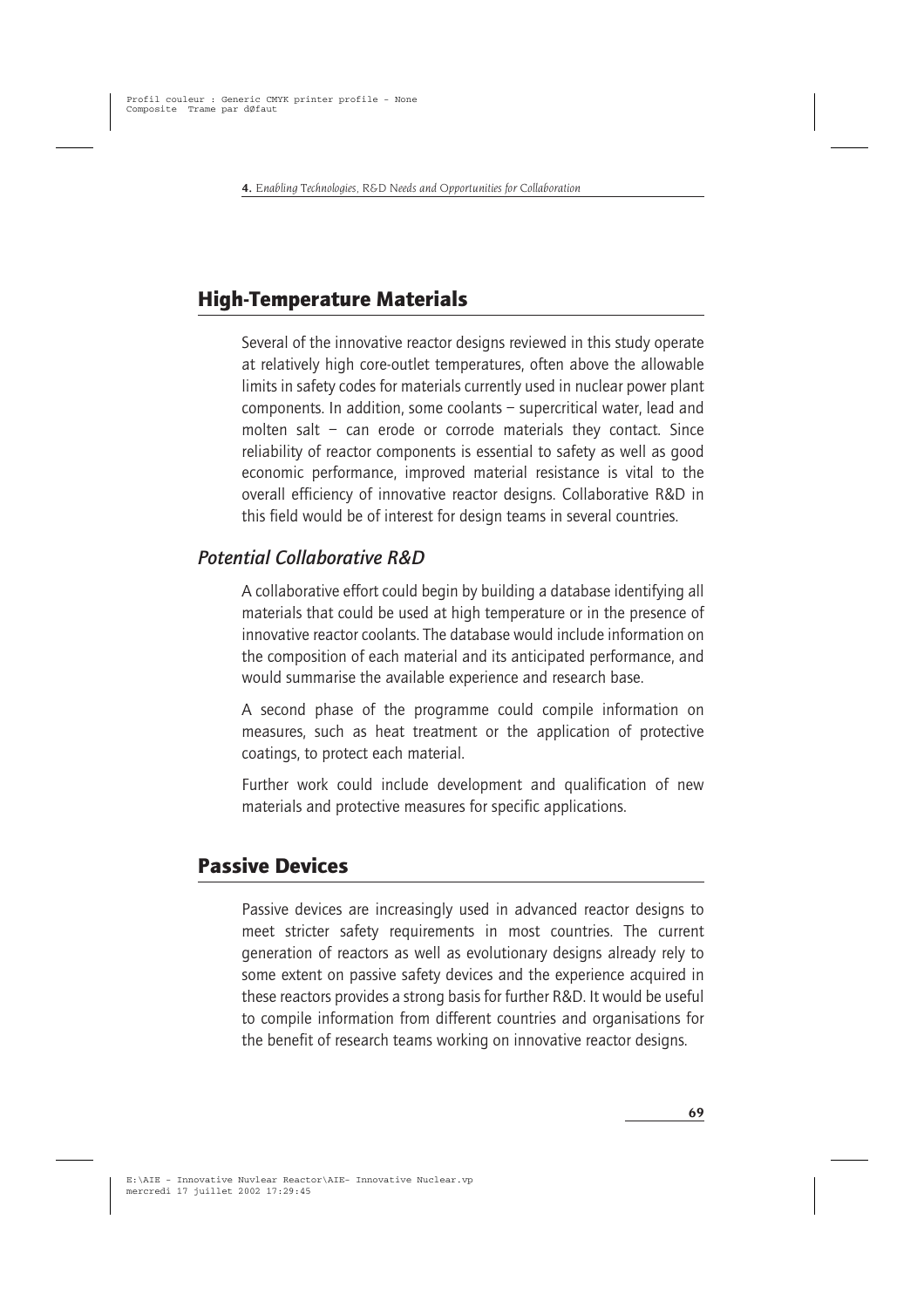## High-Temperature Materials

Several of the innovative reactor designs reviewed in this study operate at relatively high core-outlet temperatures, often above the allowable limits in safety codes for materials currently used in nuclear power plant components. In addition, some coolants – supercritical water, lead and molten salt – can erode or corrode materials they contact. Since reliability of reactor components is essential to safety as well as good economic performance, improved material resistance is vital to the overall efficiency of innovative reactor designs. Collaborative R&D in this field would be of interest for design teams in several countries.

### *Potential Collaborative R&D*

A collaborative effort could begin by building a database identifying all materials that could be used at high temperature or in the presence of innovative reactor coolants. The database would include information on the composition of each material and its anticipated performance, and would summarise the available experience and research base.

A second phase of the programme could compile information on measures, such as heat treatment or the application of protective coatings, to protect each material.

Further work could include development and qualification of new materials and protective measures for specific applications.

## Passive Devices

Passive devices are increasingly used in advanced reactor designs to meet stricter safety requirements in most countries. The current generation of reactors as well as evolutionary designs already rely to some extent on passive safety devices and the experience acquired in these reactors provides a strong basis for further R&D. It would be useful to compile information from different countries and organisations for the benefit of research teams working on innovative reactor designs.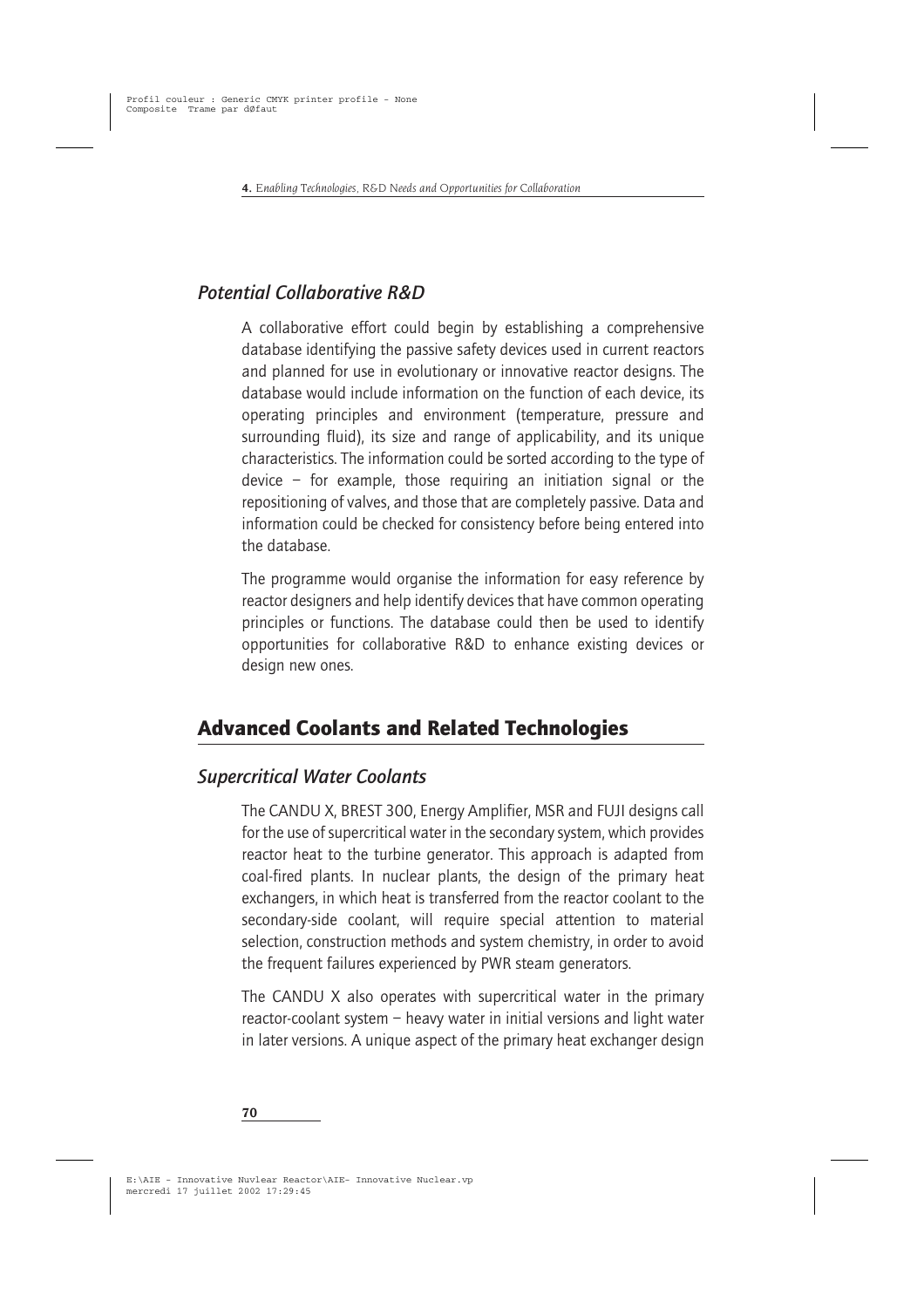### *Potential Collaborative R&D*

A collaborative effort could begin by establishing a comprehensive database identifying the passive safety devices used in current reactors and planned for use in evolutionary or innovative reactor designs. The database would include information on the function of each device, its operating principles and environment (temperature, pressure and surrounding fluid), its size and range of applicability, and its unique characteristics. The information could be sorted according to the type of device – for example, those requiring an initiation signal or the repositioning of valves, and those that are completely passive. Data and information could be checked for consistency before being entered into the database.

The programme would organise the information for easy reference by reactor designers and help identify devices that have common operating principles or functions. The database could then be used to identify opportunities for collaborative R&D to enhance existing devices or design new ones.

## Advanced Coolants and Related Technologies

### *Supercritical Water Coolants*

The CANDU X, BREST 300, Energy Amplifier, MSR and FUJI designs call for the use of supercritical water in the secondary system, which provides reactor heat to the turbine generator. This approach is adapted from coal-fired plants. In nuclear plants, the design of the primary heat exchangers, in which heat is transferred from the reactor coolant to the secondary-side coolant, will require special attention to material selection, construction methods and system chemistry, in order to avoid the frequent failures experienced by PWR steam generators.

The CANDU X also operates with supercritical water in the primary reactor-coolant system – heavy water in initial versions and light water in later versions. A unique aspect of the primary heat exchanger design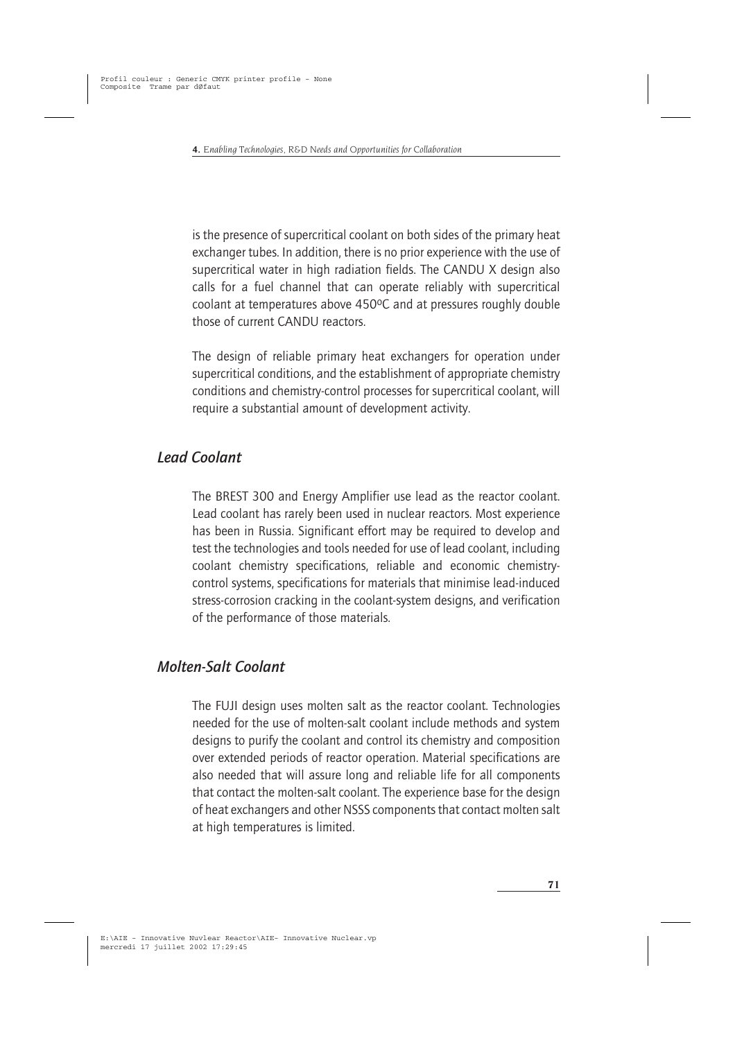is the presence of supercritical coolant on both sides of the primary heat exchanger tubes. In addition, there is no prior experience with the use of supercritical water in high radiation fields. The CANDU X design also calls for a fuel channel that can operate reliably with supercritical coolant at temperatures above 450ºC and at pressures roughly double those of current CANDU reactors.

The design of reliable primary heat exchangers for operation under supercritical conditions, and the establishment of appropriate chemistry conditions and chemistry-control processes for supercritical coolant, will require a substantial amount of development activity.

### *Lead Coolant*

The BREST 300 and Energy Amplifier use lead as the reactor coolant. Lead coolant has rarely been used in nuclear reactors. Most experience has been in Russia. Significant effort may be required to develop and test the technologies and tools needed for use of lead coolant, including coolant chemistry specifications, reliable and economic chemistry-control systems, specifications for materials that minimise lead-induced stress-corrosion cracking in the coolant-system designs, and verification of the performance of those materials.

### *Molten-Salt Coolant*

The FUJI design uses molten salt as the reactor coolant. Technologies needed for the use of molten-salt coolant include methods and system designs to purify the coolant and control its chemistry and composition over extended periods of reactor operation. Material specifications are also needed that will assure long and reliable life for all components that contact the molten-salt coolant. The experience base for the design of heat exchangers and other NSSS components that contact molten salt at high temperatures is limited.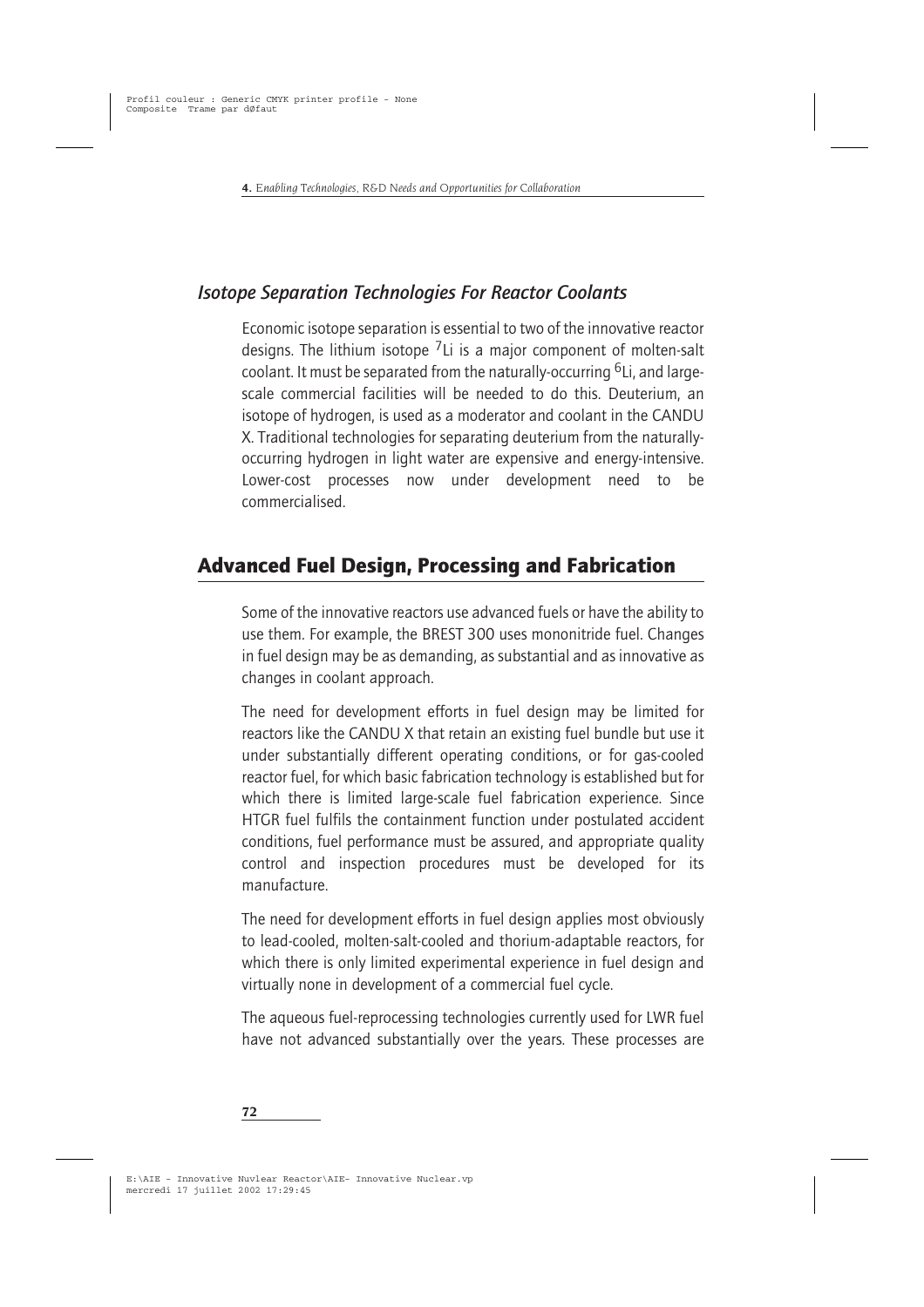### *Isotope Separation Technologies For Reactor Coolants*

Economic isotope separation is essential to two of the innovative reactor designs. The lithium isotope $^{7}Li$ is a major component of molten-salt coolant. It must be separated from the naturally-occurring $^{6}Li$, and large-scale commercial facilities will be needed to do this. Deuterium, an isotope of hydrogen, is used as a moderator and coolant in the CANDU X. Traditional technologies for separating deuterium from the naturally-occurring hydrogen in light water are expensive and energy-intensive. Lower-cost processes now under development need to be commercialised.

## Advanced Fuel Design, Processing and Fabrication

Some of the innovative reactors use advanced fuels or have the ability to use them. For example, the BREST 300 uses mononitride fuel. Changes in fuel design may be as demanding, as substantial and as innovative as changes in coolant approach.

The need for development efforts in fuel design may be limited for reactors like the CANDU X that retain an existing fuel bundle but use it under substantially different operating conditions, or for gas-cooled reactor fuel, for which basic fabrication technology is established but for which there is limited large-scale fuel fabrication experience. Since HTGR fuel fulfils the containment function under postulated accident conditions, fuel performance must be assured, and appropriate quality control and inspection procedures must be developed for its manufacture.

The need for development efforts in fuel design applies most obviously to lead-cooled, molten-salt-cooled and thorium-adaptable reactors, for which there is only limited experimental experience in fuel design and virtually none in development of a commercial fuel cycle.

The aqueous fuel-reprocessing technologies currently used for LWR fuel have not advanced substantially over the years. These processes are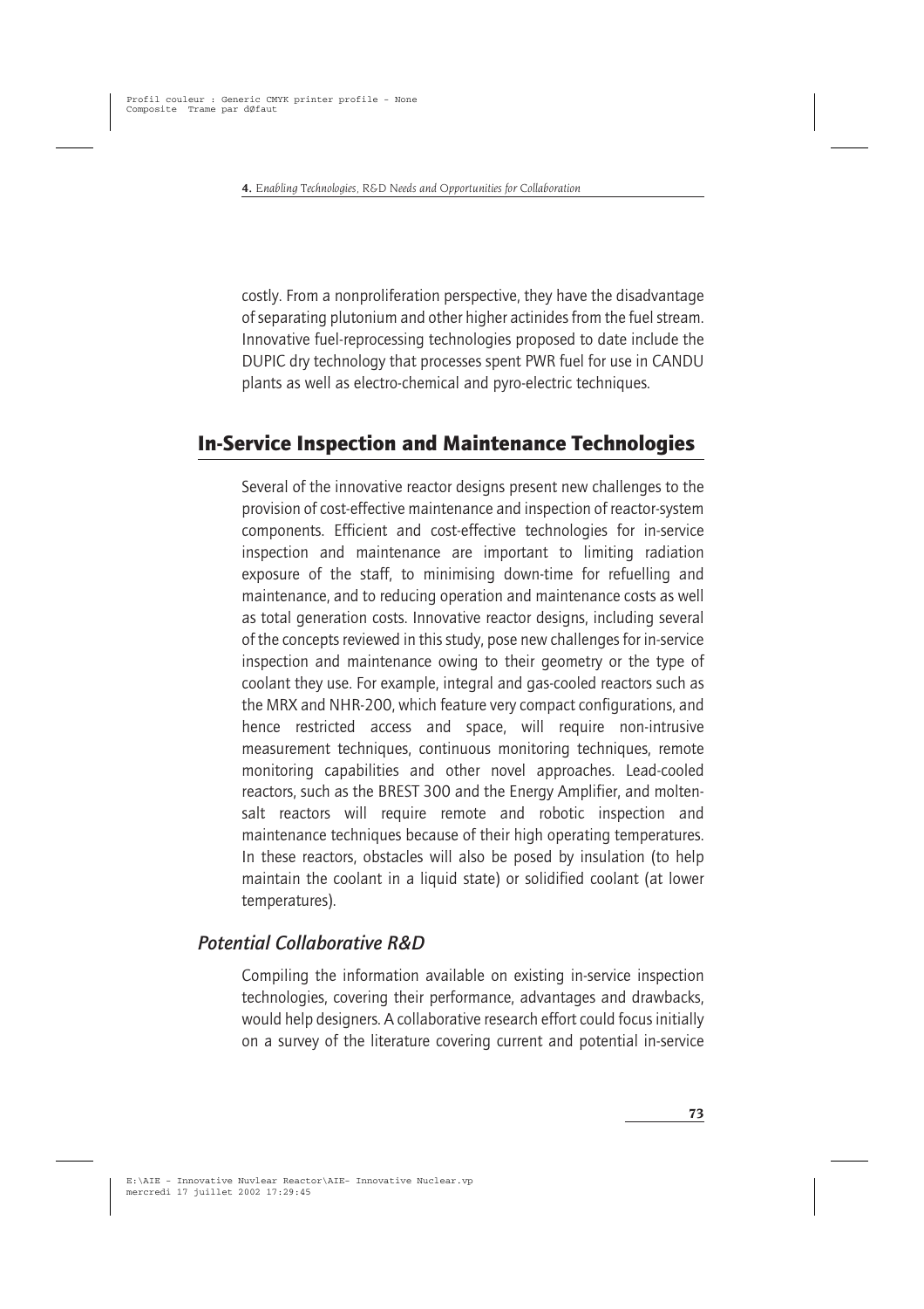costly. From a nonproliferation perspective, they have the disadvantage of separating plutonium and other higher actinides from the fuel stream. Innovative fuel-reprocessing technologies proposed to date include the DUPIC dry technology that processes spent PWR fuel for use in CANDU plants as well as electro-chemical and pyro-electric techniques.

## In-Service Inspection and Maintenance Technologies

Several of the innovative reactor designs present new challenges to the provision of cost-effective maintenance and inspection of reactor-system components. Efficient and cost-effective technologies for in-service inspection and maintenance are important to limiting radiation exposure of the staff, to minimising down-time for refuelling and maintenance, and to reducing operation and maintenance costs as well as total generation costs. Innovative reactor designs, including several of the concepts reviewed in this study, pose new challenges for in-service inspection and maintenance owing to their geometry or the type of coolant they use. For example, integral and gas-cooled reactors such as the MRX and NHR-200, which feature very compact configurations, and hence restricted access and space, will require non-intrusive measurement techniques, continuous monitoring techniques, remote monitoring capabilities and other novel approaches. Lead-cooled reactors, such as the BREST 300 and the Energy Amplifier, and molten-salt reactors will require remote and robotic inspection and maintenance techniques because of their high operating temperatures. In these reactors, obstacles will also be posed by insulation (to help maintain the coolant in a liquid state) or solidified coolant (at lower temperatures).

### *Potential Collaborative R&D*

Compiling the information available on existing in-service inspection technologies, covering their performance, advantages and drawbacks, would help designers. A collaborative research effort could focus initially on a survey of the literature covering current and potential in-service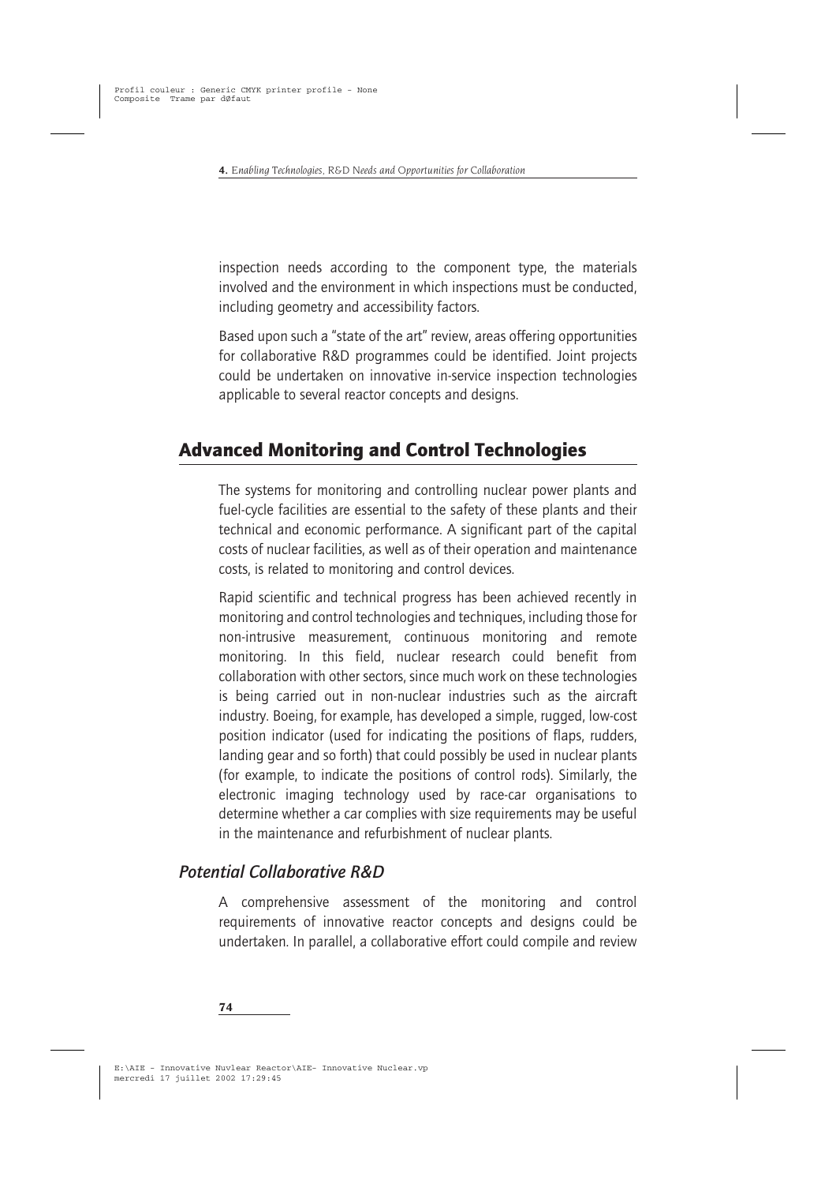inspection needs according to the component type, the materials involved and the environment in which inspections must be conducted, including geometry and accessibility factors.

Based upon such a "state of the art" review, areas offering opportunities for collaborative R&D programmes could be identified. Joint projects could be undertaken on innovative in-service inspection technologies applicable to several reactor concepts and designs.

## Advanced Monitoring and Control Technologies

The systems for monitoring and controlling nuclear power plants and fuel-cycle facilities are essential to the safety of these plants and their technical and economic performance. A significant part of the capital costs of nuclear facilities, as well as of their operation and maintenance costs, is related to monitoring and control devices.

Rapid scientific and technical progress has been achieved recently in monitoring and control technologies and techniques, including those for non-intrusive measurement, continuous monitoring and remote monitoring. In this field, nuclear research could benefit from collaboration with other sectors, since much work on these technologies is being carried out in non-nuclear industries such as the aircraft industry. Boeing, for example, has developed a simple, rugged, low-cost position indicator (used for indicating the positions of flaps, rudders, landing gear and so forth) that could possibly be used in nuclear plants (for example, to indicate the positions of control rods). Similarly, the electronic imaging technology used by race-car organisations to determine whether a car complies with size requirements may be useful in the maintenance and refurbishment of nuclear plants.

### *Potential Collaborative R&D*

A comprehensive assessment of the monitoring and control requirements of innovative reactor concepts and designs could be undertaken. In parallel, a collaborative effort could compile and review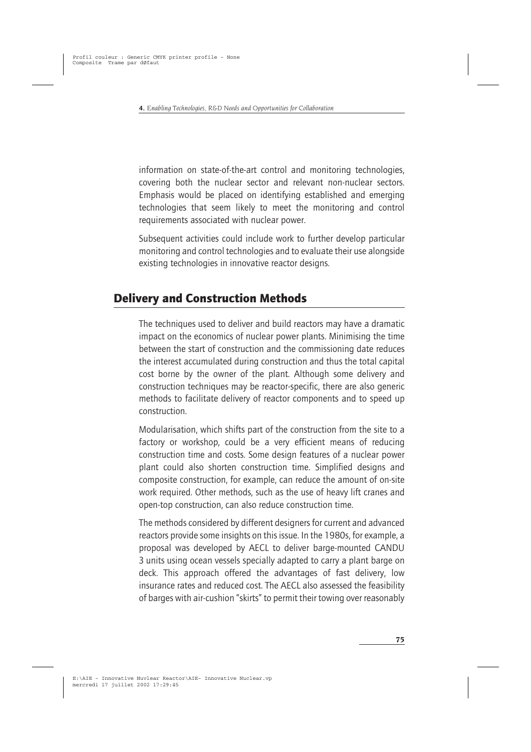information on state-of-the-art control and monitoring technologies, covering both the nuclear sector and relevant non-nuclear sectors. Emphasis would be placed on identifying established and emerging technologies that seem likely to meet the monitoring and control requirements associated with nuclear power.

Subsequent activities could include work to further develop particular monitoring and control technologies and to evaluate their use alongside existing technologies in innovative reactor designs.

## Delivery and Construction Methods

The techniques used to deliver and build reactors may have a dramatic impact on the economics of nuclear power plants. Minimising the time between the start of construction and the commissioning date reduces the interest accumulated during construction and thus the total capital cost borne by the owner of the plant. Although some delivery and construction techniques may be reactor-specific, there are also generic methods to facilitate delivery of reactor components and to speed up construction.

Modularisation, which shifts part of the construction from the site to a factory or workshop, could be a very efficient means of reducing construction time and costs. Some design features of a nuclear power plant could also shorten construction time. Simplified designs and composite construction, for example, can reduce the amount of on-site work required. Other methods, such as the use of heavy lift cranes and open-top construction, can also reduce construction time.

The methods considered by different designers for current and advanced reactors provide some insights on this issue. In the 1980s, for example, a proposal was developed by AECL to deliver barge-mounted CANDU 3 units using ocean vessels specially adapted to carry a plant barge on deck. This approach offered the advantages of fast delivery, low insurance rates and reduced cost. The AECL also assessed the feasibility of barges with air-cushion "skirts" to permit their towing over reasonably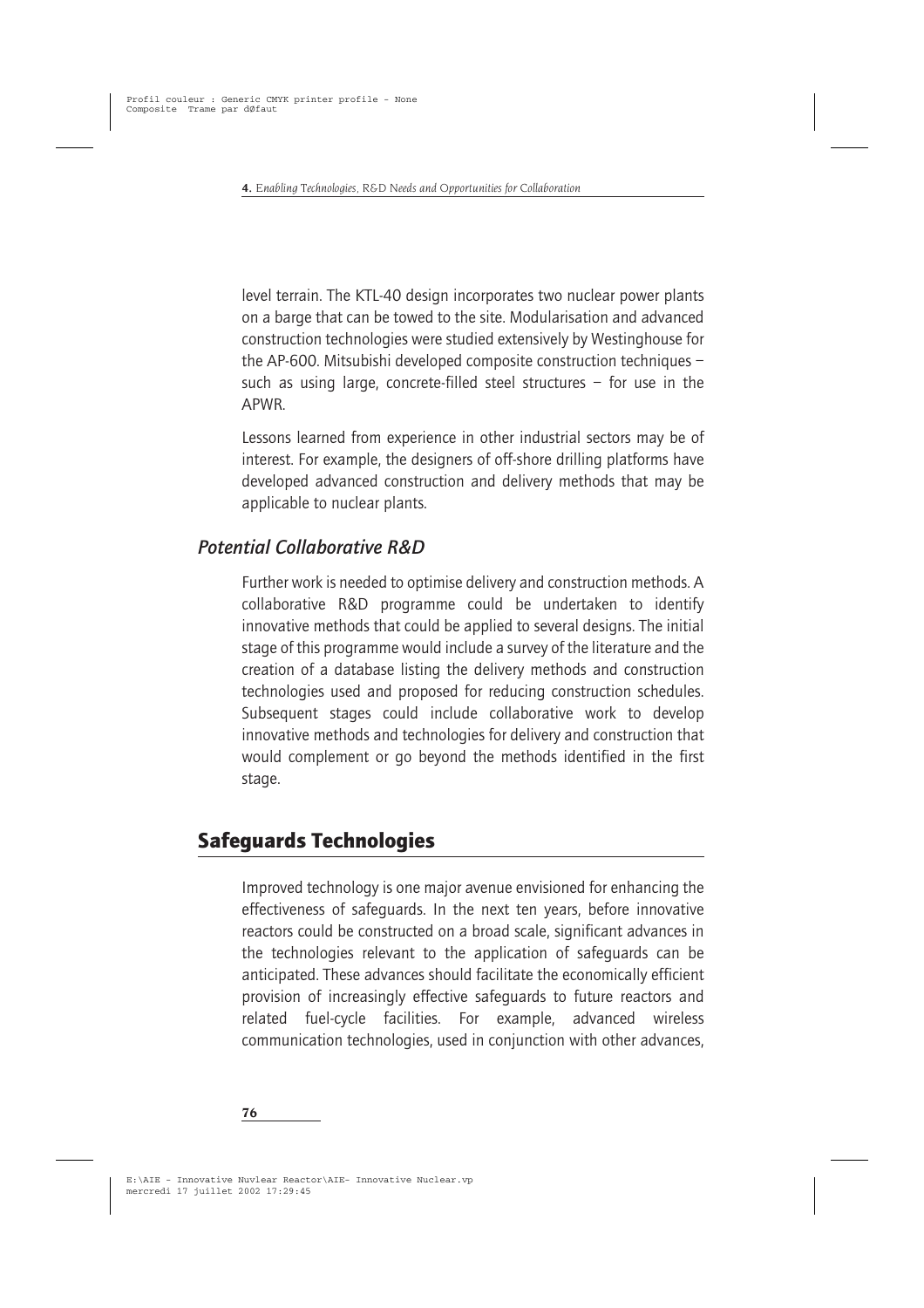level terrain. The KTL-40 design incorporates two nuclear power plants on a barge that can be towed to the site. Modularisation and advanced construction technologies were studied extensively by Westinghouse for the AP-600. Mitsubishi developed composite construction techniques – such as using large, concrete-filled steel structures – for use in the APWR.

Lessons learned from experience in other industrial sectors may be of interest. For example, the designers of off-shore drilling platforms have developed advanced construction and delivery methods that may be applicable to nuclear plants.

### *Potential Collaborative R&D*

Further work is needed to optimise delivery and construction methods. A collaborative R&D programme could be undertaken to identify innovative methods that could be applied to several designs. The initial stage of this programme would include a survey of the literature and the creation of a database listing the delivery methods and construction technologies used and proposed for reducing construction schedules. Subsequent stages could include collaborative work to develop innovative methods and technologies for delivery and construction that would complement or go beyond the methods identified in the first stage.

## Safeguards Technologies

Improved technology is one major avenue envisioned for enhancing the effectiveness of safeguards. In the next ten years, before innovative reactors could be constructed on a broad scale, significant advances in the technologies relevant to the application of safeguards can be anticipated. These advances should facilitate the economically efficient provision of increasingly effective safeguards to future reactors and related fuel-cycle facilities. For example, advanced wireless communication technologies, used in conjunction with other advances,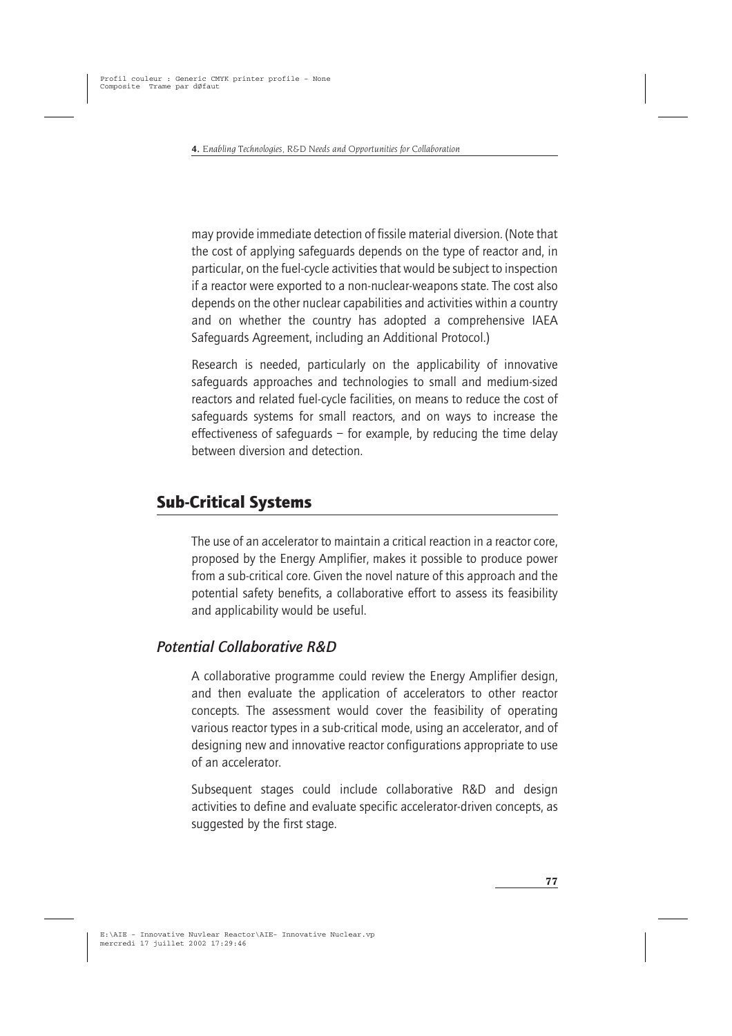may provide immediate detection of fissile material diversion. (Note that the cost of applying safeguards depends on the type of reactor and, in particular, on the fuel-cycle activities that would be subject to inspection if a reactor were exported to a non-nuclear-weapons state. The cost also depends on the other nuclear capabilities and activities within a country and on whether the country has adopted a comprehensive IAEA Safeguards Agreement, including an Additional Protocol.)

Research is needed, particularly on the applicability of innovative safeguards approaches and technologies to small and medium-sized reactors and related fuel-cycle facilities, on means to reduce the cost of safeguards systems for small reactors, and on ways to increase the effectiveness of safeguards – for example, by reducing the time delay between diversion and detection.

## Sub-Critical Systems

The use of an accelerator to maintain a critical reaction in a reactor core, proposed by the Energy Amplifier, makes it possible to produce power from a sub-critical core. Given the novel nature of this approach and the potential safety benefits, a collaborative effort to assess its feasibility and applicability would be useful.

### *Potential Collaborative R&D*

A collaborative programme could review the Energy Amplifier design, and then evaluate the application of accelerators to other reactor concepts. The assessment would cover the feasibility of operating various reactor types in a sub-critical mode, using an accelerator, and of designing new and innovative reactor configurations appropriate to use of an accelerator.

Subsequent stages could include collaborative R&D and design activities to define and evaluate specific accelerator-driven concepts, as suggested by the first stage.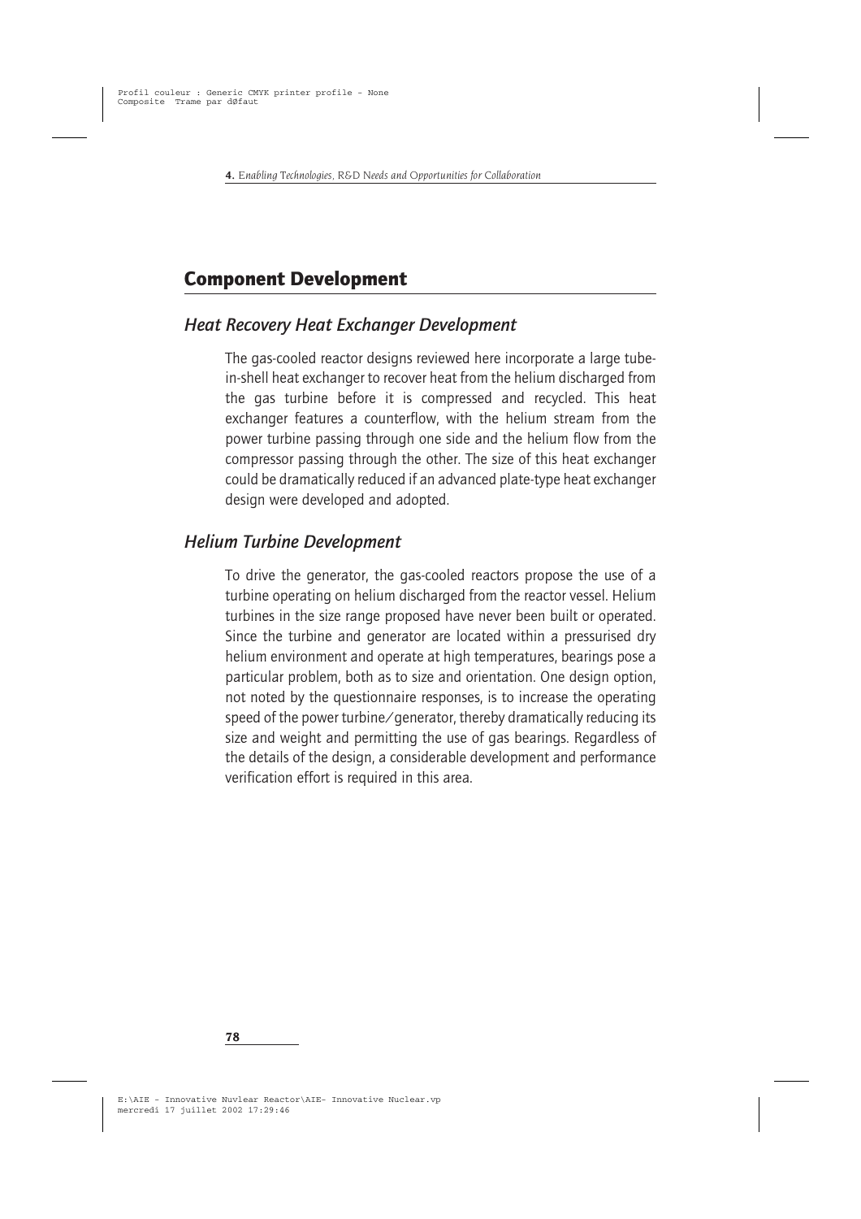## Component Development

### *Heat Recovery Heat Exchanger Development*

The gas-cooled reactor designs reviewed here incorporate a large tube-in-shell heat exchanger to recover heat from the helium discharged from the gas turbine before it is compressed and recycled. This heat exchanger features a counterflow, with the helium stream from the power turbine passing through one side and the helium flow from the compressor passing through the other. The size of this heat exchanger could be dramatically reduced if an advanced plate-type heat exchanger design were developed and adopted.

### *Helium Turbine Development*

To drive the generator, the gas-cooled reactors propose the use of a turbine operating on helium discharged from the reactor vessel. Helium turbines in the size range proposed have never been built or operated. Since the turbine and generator are located within a pressurised dry helium environment and operate at high temperatures, bearings pose a particular problem, both as to size and orientation. One design option, not noted by the questionnaire responses, is to increase the operating speed of the power turbine/generator, thereby dramatically reducing its size and weight and permitting the use of gas bearings. Regardless of the details of the design, a considerable development and performance verification effort is required in this area.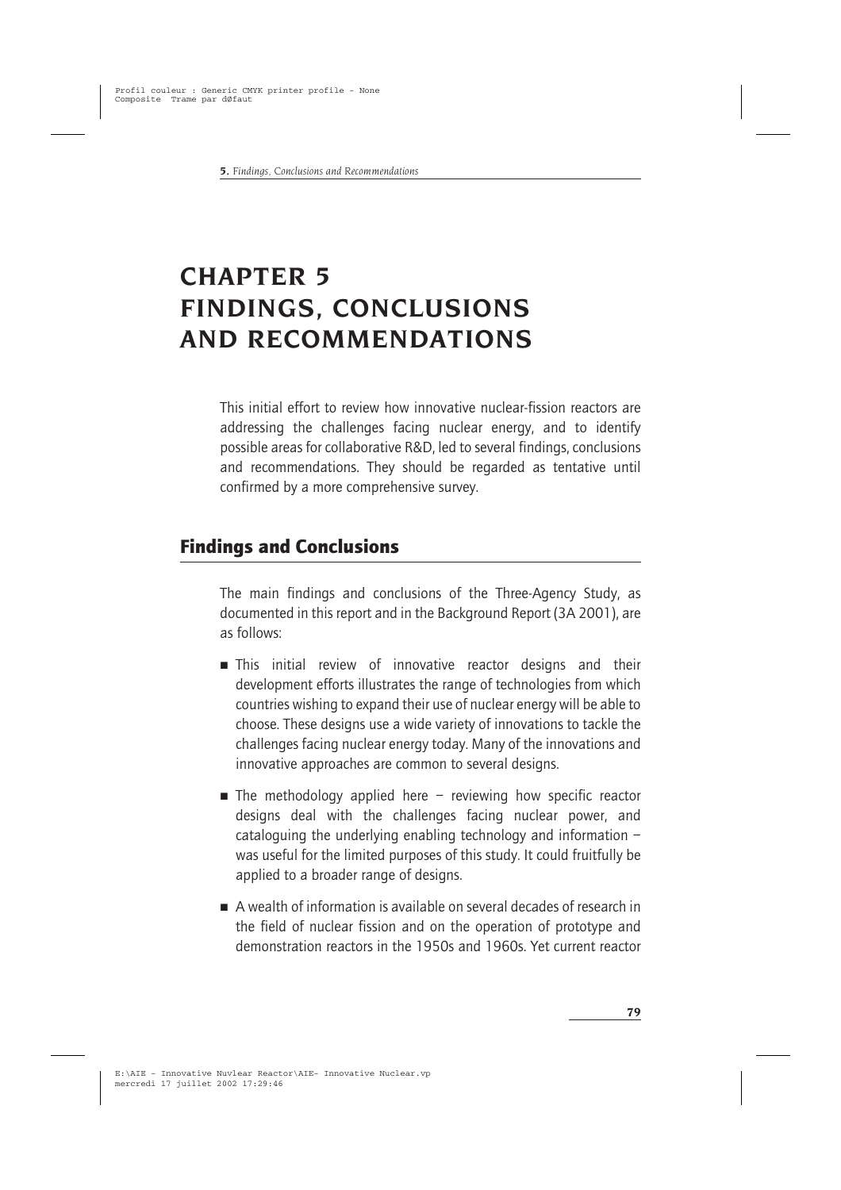# CHAPTER 5
# FINDINGS, CONCLUSIONS AND RECOMMENDATIONS

This initial effort to review how innovative nuclear-fission reactors are addressing the challenges facing nuclear energy, and to identify possible areas for collaborative R&D, led to several findings, conclusions and recommendations. They should be regarded as tentative until confirmed by a more comprehensive survey.

## Findings and Conclusions

The main findings and conclusions of the Three-Agency Study, as documented in this report and in the Background Report (3A 2001), are as follows:

- This initial review of innovative reactor designs and their development efforts illustrates the range of technologies from which countries wishing to expand their use of nuclear energy will be able to choose. These designs use a wide variety of innovations to tackle the challenges facing nuclear energy today. Many of the innovations and innovative approaches are common to several designs.
- The methodology applied here – reviewing how specific reactor designs deal with the challenges facing nuclear power, and cataloguing the underlying enabling technology and information – was useful for the limited purposes of this study. It could fruitfully be applied to a broader range of designs.
- A wealth of information is available on several decades of research in the field of nuclear fission and on the operation of prototype and demonstration reactors in the 1950s and 1960s. Yet current reactor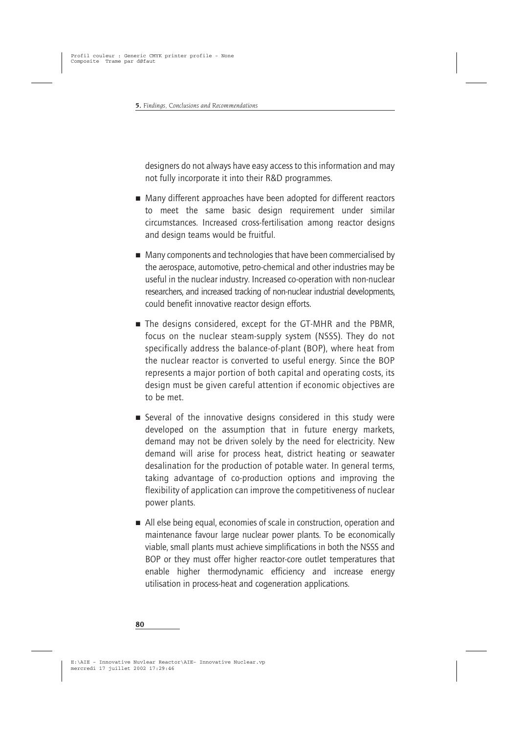designers do not always have easy access to this information and may not fully incorporate it into their R&D programmes.

- Many different approaches have been adopted for different reactors to meet the same basic design requirement under similar circumstances. Increased cross-fertilisation among reactor designs and design teams would be fruitful.

- Many components and technologies that have been commercialised by the aerospace, automotive, petro-chemical and other industries may be useful in the nuclear industry. Increased co-operation with non-nuclear researchers, and increased tracking of non-nuclear industrial developments, could benefit innovative reactor design efforts.

- The designs considered, except for the GT-MHR and the PBMR, focus on the nuclear steam-supply system (NSSS). They do not specifically address the balance-of-plant (BOP), where heat from the nuclear reactor is converted to useful energy. Since the BOP represents a major portion of both capital and operating costs, its design must be given careful attention if economic objectives are to be met.

- Several of the innovative designs considered in this study were developed on the assumption that in future energy markets, demand may not be driven solely by the need for electricity. New demand will arise for process heat, district heating or seawater desalination for the production of potable water. In general terms, taking advantage of co-production options and improving the flexibility of application can improve the competitiveness of nuclear power plants.

- All else being equal, economies of scale in construction, operation and maintenance favour large nuclear power plants. To be economically viable, small plants must achieve simplifications in both the NSSS and BOP or they must offer higher reactor-core outlet temperatures that enable higher thermodynamic efficiency and increase energy utilisation in process-heat and cogeneration applications.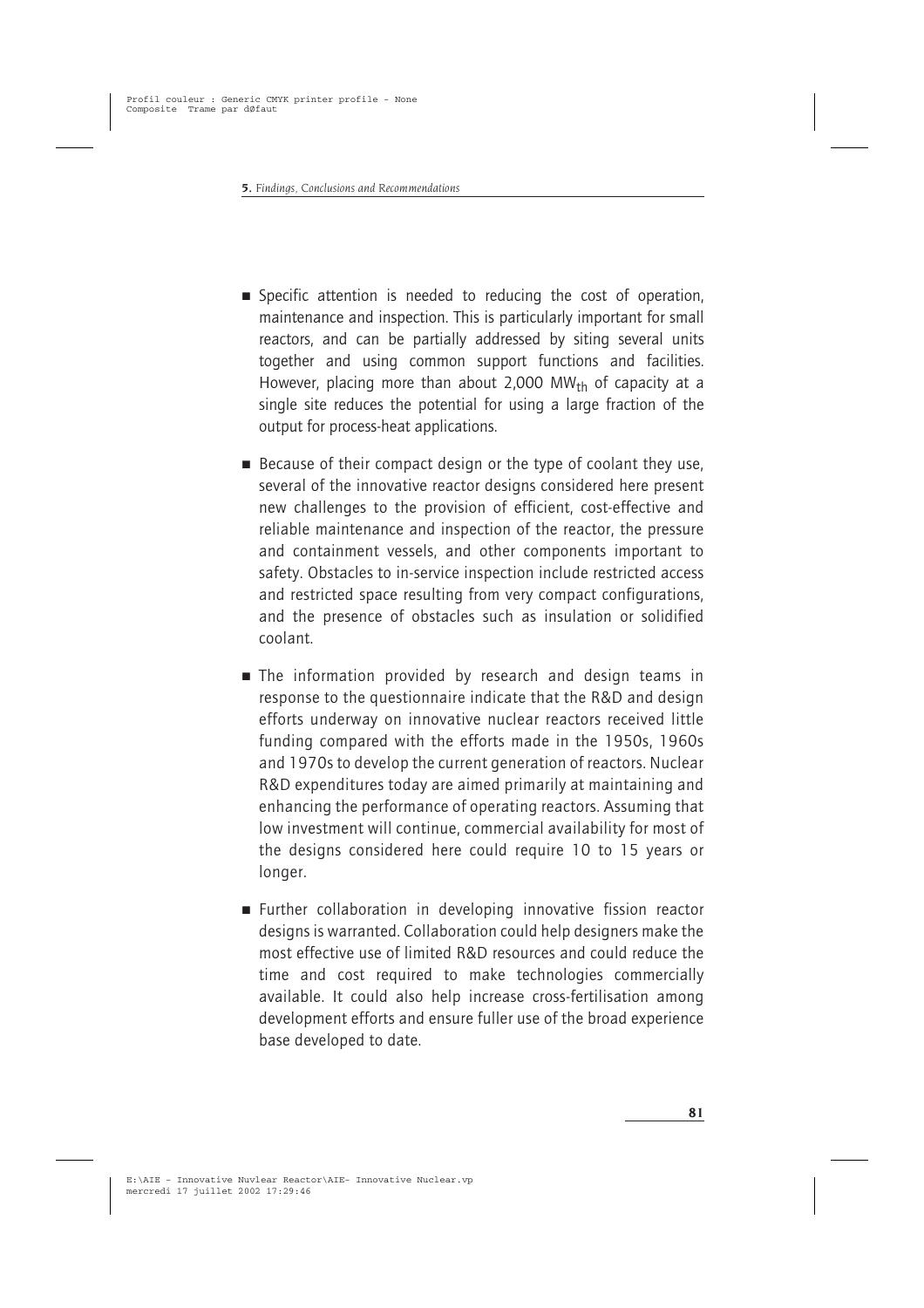- Specific attention is needed to reducing the cost of operation, maintenance and inspection. This is particularly important for small reactors, and can be partially addressed by siting several units together and using common support functions and facilities. However, placing more than about 2,000 $MW_{th}$ of capacity at a single site reduces the potential for using a large fraction of the output for process-heat applications.

- Because of their compact design or the type of coolant they use, several of the innovative reactor designs considered here present new challenges to the provision of efficient, cost-effective and reliable maintenance and inspection of the reactor, the pressure and containment vessels, and other components important to safety. Obstacles to in-service inspection include restricted access and restricted space resulting from very compact configurations, and the presence of obstacles such as insulation or solidified coolant.

- The information provided by research and design teams in response to the questionnaire indicate that the R&D and design efforts underway on innovative nuclear reactors received little funding compared with the efforts made in the 1950s, 1960s and 1970s to develop the current generation of reactors. Nuclear R&D expenditures today are aimed primarily at maintaining and enhancing the performance of operating reactors. Assuming that low investment will continue, commercial availability for most of the designs considered here could require 10 to 15 years or longer.

- Further collaboration in developing innovative fission reactor designs is warranted. Collaboration could help designers make the most effective use of limited R&D resources and could reduce the time and cost required to make technologies commercially available. It could also help increase cross-fertilisation among development efforts and ensure fuller use of the broad experience base developed to date.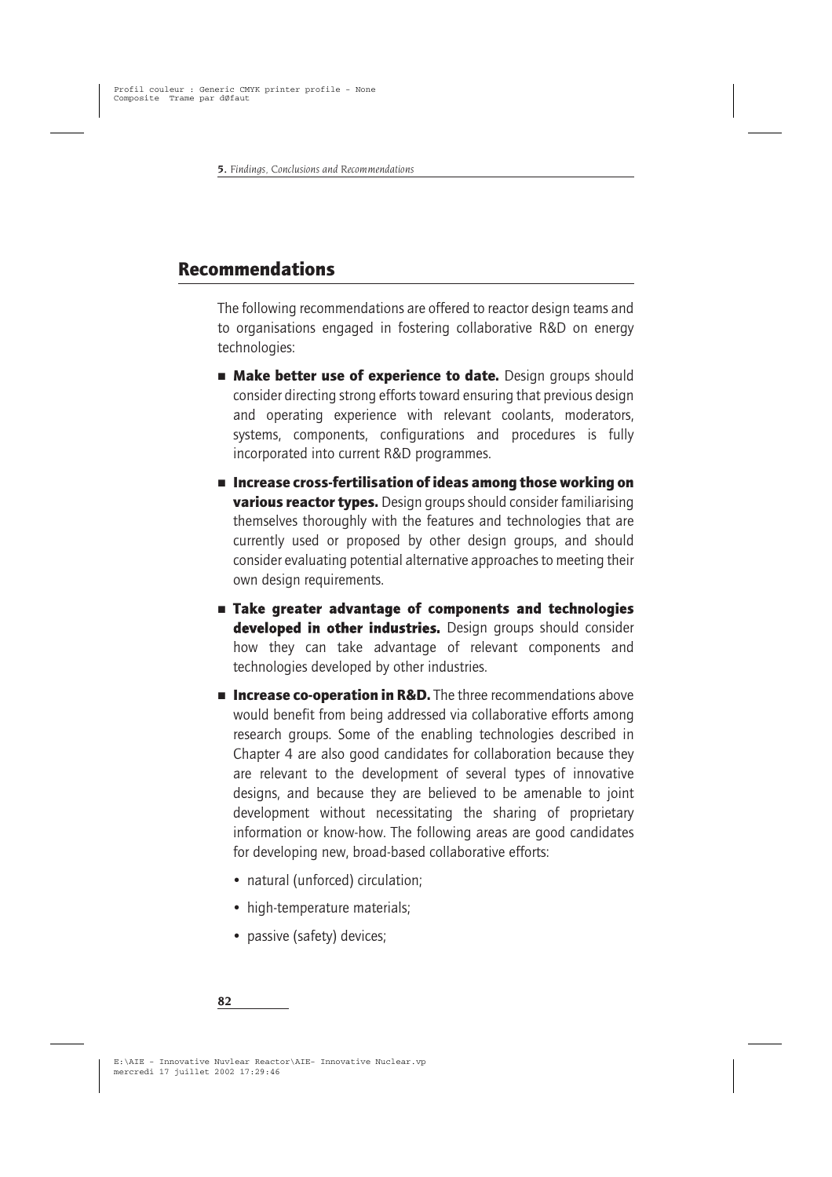## Recommendations

The following recommendations are offered to reactor design teams and to organisations engaged in fostering collaborative R&D on energy technologies:

- **Make better use of experience to date.** Design groups should consider directing strong efforts toward ensuring that previous design and operating experience with relevant coolants, moderators, systems, components, configurations and procedures is fully incorporated into current R&D programmes.
- **Increase cross-fertilisation of ideas among those working on various reactor types.** Design groups should consider familiarising themselves thoroughly with the features and technologies that are currently used or proposed by other design groups, and should consider evaluating potential alternative approaches to meeting their own design requirements.
- **Take greater advantage of components and technologies developed in other industries.** Design groups should consider how they can take advantage of relevant components and technologies developed by other industries.
- **Increase co-operation in R&D.** The three recommendations above would benefit from being addressed via collaborative efforts among research groups. Some of the enabling technologies described in Chapter 4 are also good candidates for collaboration because they are relevant to the development of several types of innovative designs, and because they are believed to be amenable to joint development without necessitating the sharing of proprietary information or know-how. The following areas are good candidates for developing new, broad-based collaborative efforts:
  - natural (unforced) circulation;
  - high-temperature materials;
  - passive (safety) devices;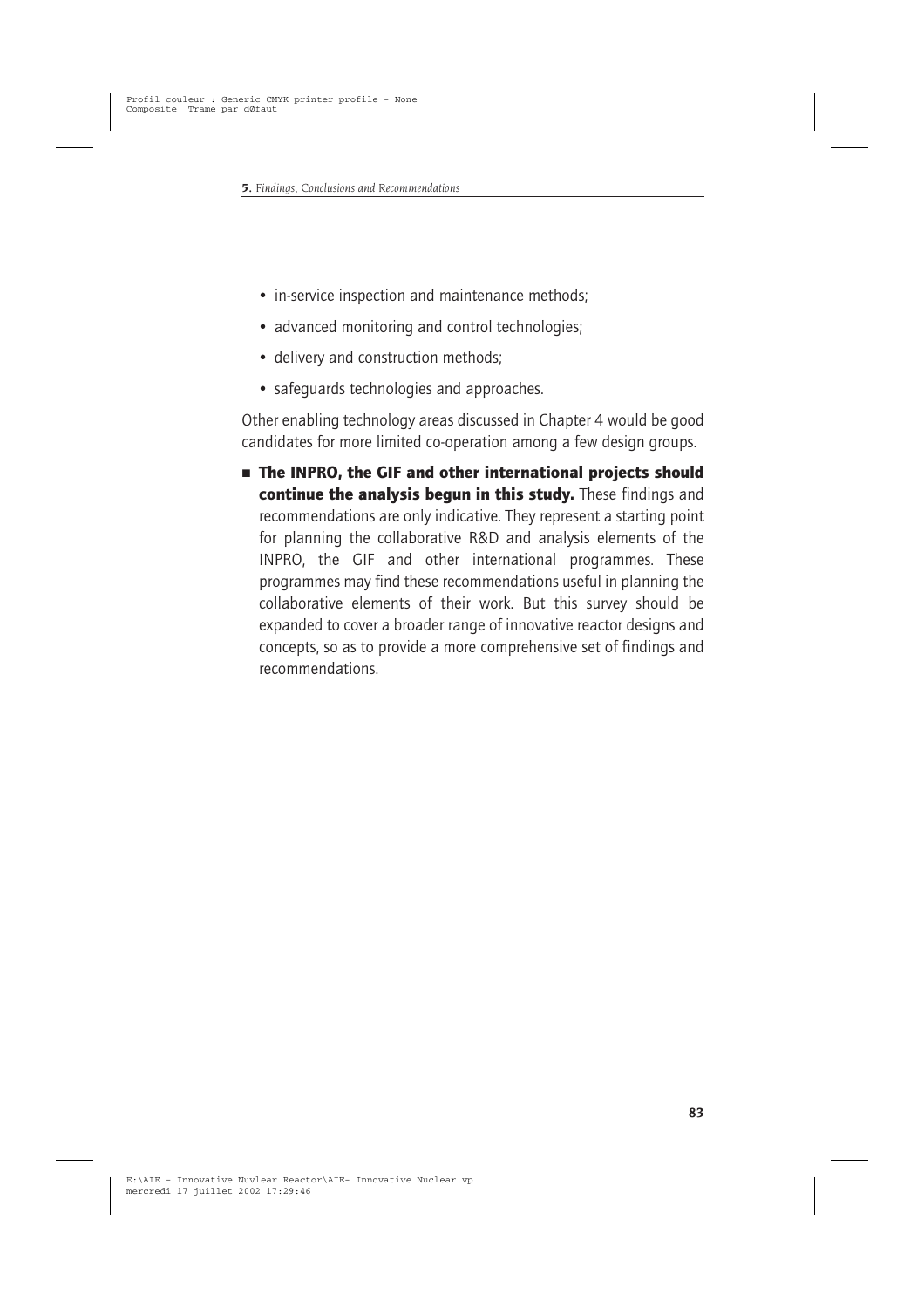- in-service inspection and maintenance methods;
- advanced monitoring and control technologies;
- delivery and construction methods;
- safeguards technologies and approaches.

Other enabling technology areas discussed in Chapter 4 would be good candidates for more limited co-operation among a few design groups.

- **The INPRO, the GIF and other international projects should continue the analysis begun in this study.** These findings and recommendations are only indicative. They represent a starting point for planning the collaborative R&D and analysis elements of the INPRO, the GIF and other international programmes. These programmes may find these recommendations useful in planning the collaborative elements of their work. But this survey should be expanded to cover a broader range of innovative reactor designs and concepts, so as to provide a more comprehensive set of findings and recommendations.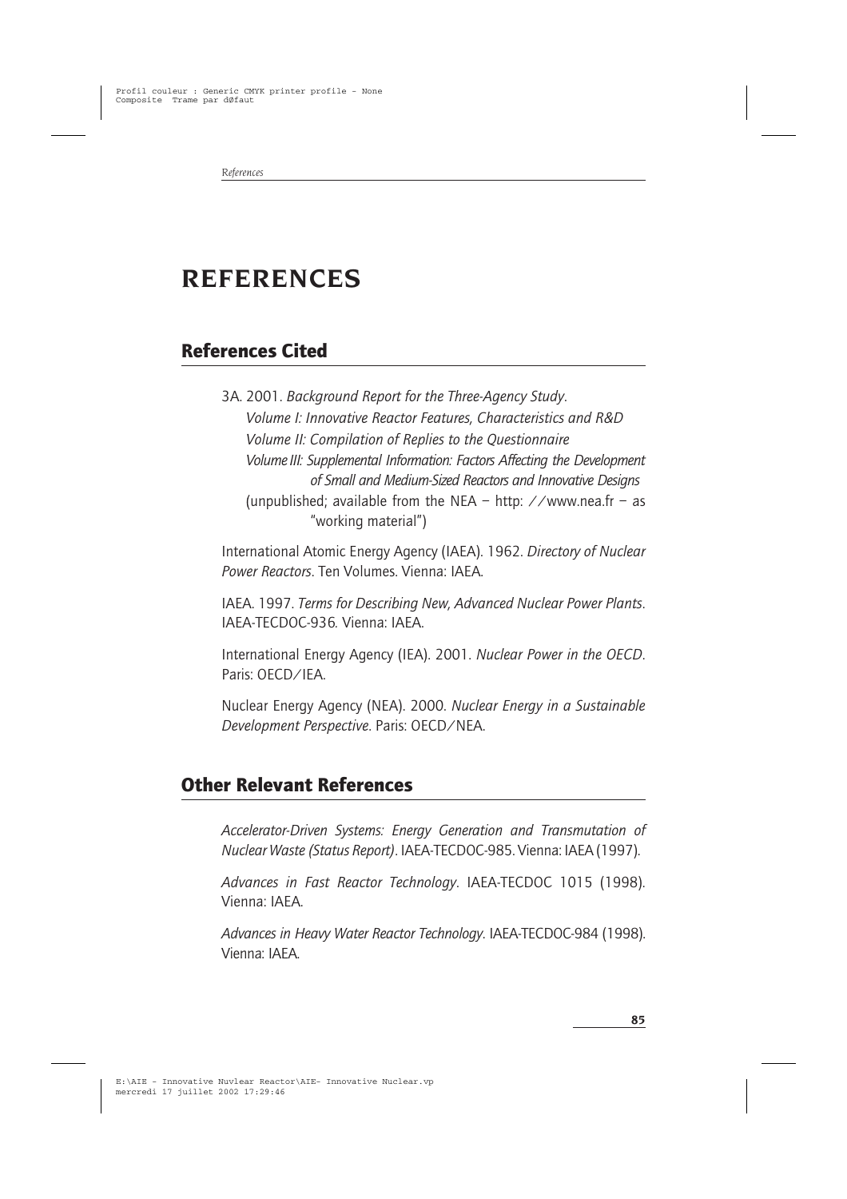# REFERENCES

## References Cited

3A. 2001. *Background Report for the Three-Agency Study.*
*Volume I: Innovative Reactor Features, Characteristics and R&D*
*Volume II: Compilation of Replies to the Questionnaire*
*Volume III: Supplemental Information: Factors Affecting the Development of Small and Medium-Sized Reactors and Innovative Designs*
(unpublished; available from the NEA – http: //www.nea.fr – as "working material")

International Atomic Energy Agency (IAEA). 1962. *Directory of Nuclear Power Reactors*. Ten Volumes. Vienna: IAEA.

IAEA. 1997. *Terms for Describing New, Advanced Nuclear Power Plants*. IAEA-TECDOC-936. Vienna: IAEA.

International Energy Agency (IEA). 2001. *Nuclear Power in the OECD*. Paris: OECD/IEA.

Nuclear Energy Agency (NEA). 2000. *Nuclear Energy in a Sustainable Development Perspective*. Paris: OECD/NEA.

## Other Relevant References

*Accelerator-Driven Systems: Energy Generation and Transmutation of Nuclear Waste (Status Report)*. IAEA-TECDOC-985. Vienna: IAEA (1997).

*Advances in Fast Reactor Technology*. IAEA-TECDOC 1015 (1998). Vienna: IAEA.

*Advances in Heavy Water Reactor Technology*. IAEA-TECDOC-984 (1998). Vienna: IAEA.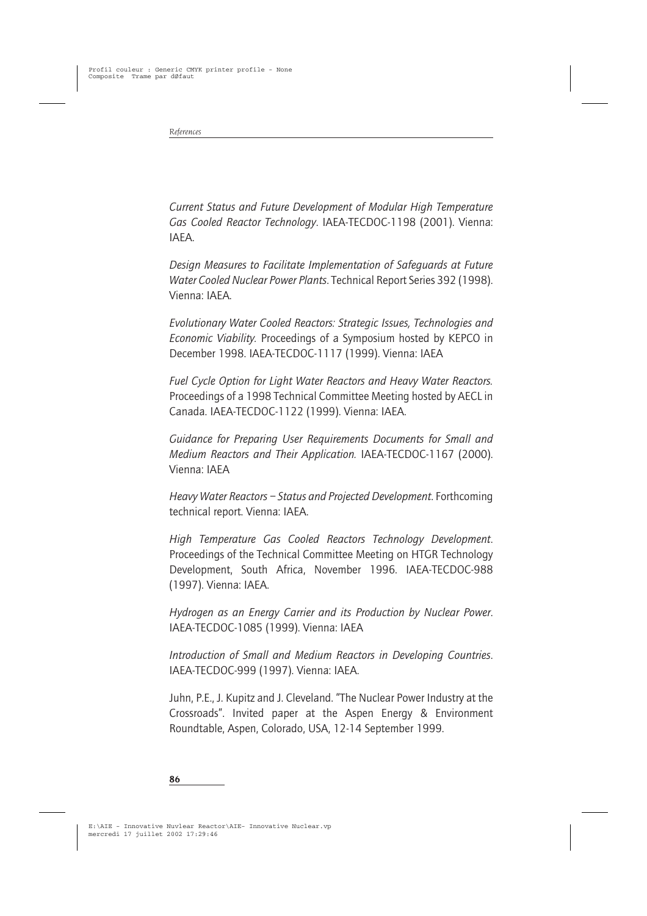*Current Status and Future Development of Modular High Temperature Gas Cooled Reactor Technology*. IAEA-TECDOC-1198 (2001). Vienna: IAEA.

*Design Measures to Facilitate Implementation of Safeguards at Future Water Cooled Nuclear Power Plants*. Technical Report Series 392 (1998). Vienna: IAEA.

*Evolutionary Water Cooled Reactors: Strategic Issues, Technologies and Economic Viability.* Proceedings of a Symposium hosted by KEPCO in December 1998. IAEA-TECDOC-1117 (1999). Vienna: IAEA

*Fuel Cycle Option for Light Water Reactors and Heavy Water Reactors.* Proceedings of a 1998 Technical Committee Meeting hosted by AECL in Canada. IAEA-TECDOC-1122 (1999). Vienna: IAEA.

*Guidance for Preparing User Requirements Documents for Small and Medium Reactors and Their Application.* IAEA-TECDOC-1167 (2000). Vienna: IAEA

*Heavy Water Reactors – Status and Projected Development*. Forthcoming technical report. Vienna: IAEA.

*High Temperature Gas Cooled Reactors Technology Development*. Proceedings of the Technical Committee Meeting on HTGR Technology Development, South Africa, November 1996. IAEA-TECDOC-988 (1997). Vienna: IAEA.

*Hydrogen as an Energy Carrier and its Production by Nuclear Power*. IAEA-TECDOC-1085 (1999). Vienna: IAEA

*Introduction of Small and Medium Reactors in Developing Countries*. IAEA-TECDOC-999 (1997). Vienna: IAEA.

Juhn, P.E., J. Kupitz and J. Cleveland. "The Nuclear Power Industry at the Crossroads". Invited paper at the Aspen Energy & Environment Roundtable, Aspen, Colorado, USA, 12-14 September 1999.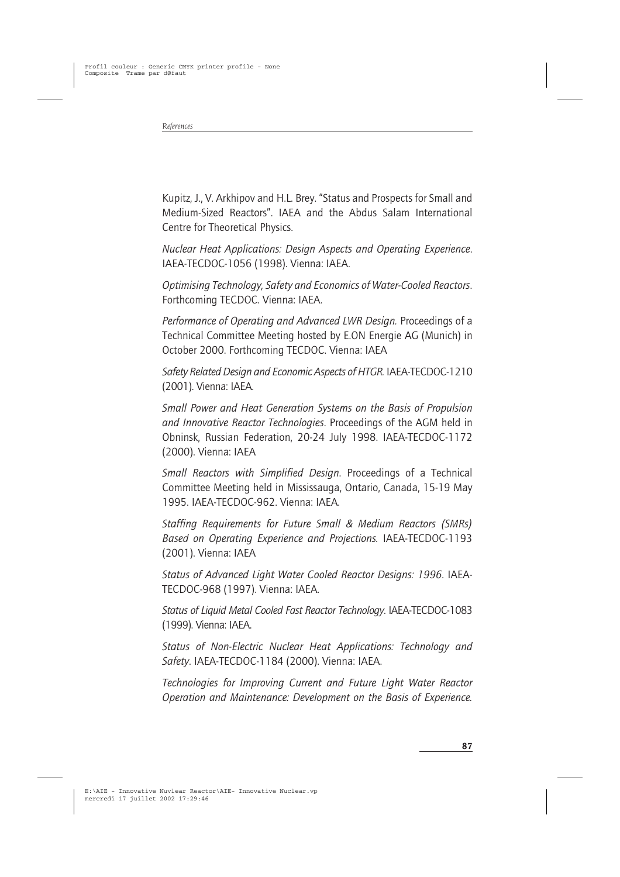Kupitz, J., V. Arkhipov and H.L. Brey. "Status and Prospects for Small and Medium-Sized Reactors". IAEA and the Abdus Salam International Centre for Theoretical Physics.

*Nuclear Heat Applications: Design Aspects and Operating Experience*. IAEA-TECDOC-1056 (1998). Vienna: IAEA.

*Optimising Technology, Safety and Economics of Water-Cooled Reactors*. Forthcoming TECDOC. Vienna: IAEA.

*Performance of Operating and Advanced LWR Design.* Proceedings of a Technical Committee Meeting hosted by E.ON Energie AG (Munich) in October 2000. Forthcoming TECDOC. Vienna: IAEA

*Safety Related Design and Economic Aspects of HTGR.* IAEA-TECDOC-1210 (2001). Vienna: IAEA.

*Small Power and Heat Generation Systems on the Basis of Propulsion and Innovative Reactor Technologies*. Proceedings of the AGM held in Obninsk, Russian Federation, 20-24 July 1998. IAEA-TECDOC-1172 (2000). Vienna: IAEA

*Small Reactors with Simplified Design*. Proceedings of a Technical Committee Meeting held in Mississauga, Ontario, Canada, 15-19 May 1995. IAEA-TECDOC-962. Vienna: IAEA.

*Staffing Requirements for Future Small & Medium Reactors (SMRs) Based on Operating Experience and Projections.* IAEA-TECDOC-1193 (2001). Vienna: IAEA

*Status of Advanced Light Water Cooled Reactor Designs: 1996*. IAEA-TECDOC-968 (1997). Vienna: IAEA.

*Status of Liquid Metal Cooled Fast Reactor Technology*. IAEA-TECDOC-1083 (1999). Vienna: IAEA.

*Status of Non-Electric Nuclear Heat Applications: Technology and Safety*. IAEA-TECDOC-1184 (2000). Vienna: IAEA.

*Technologies for Improving Current and Future Light Water Reactor Operation and Maintenance: Development on the Basis of Experience.*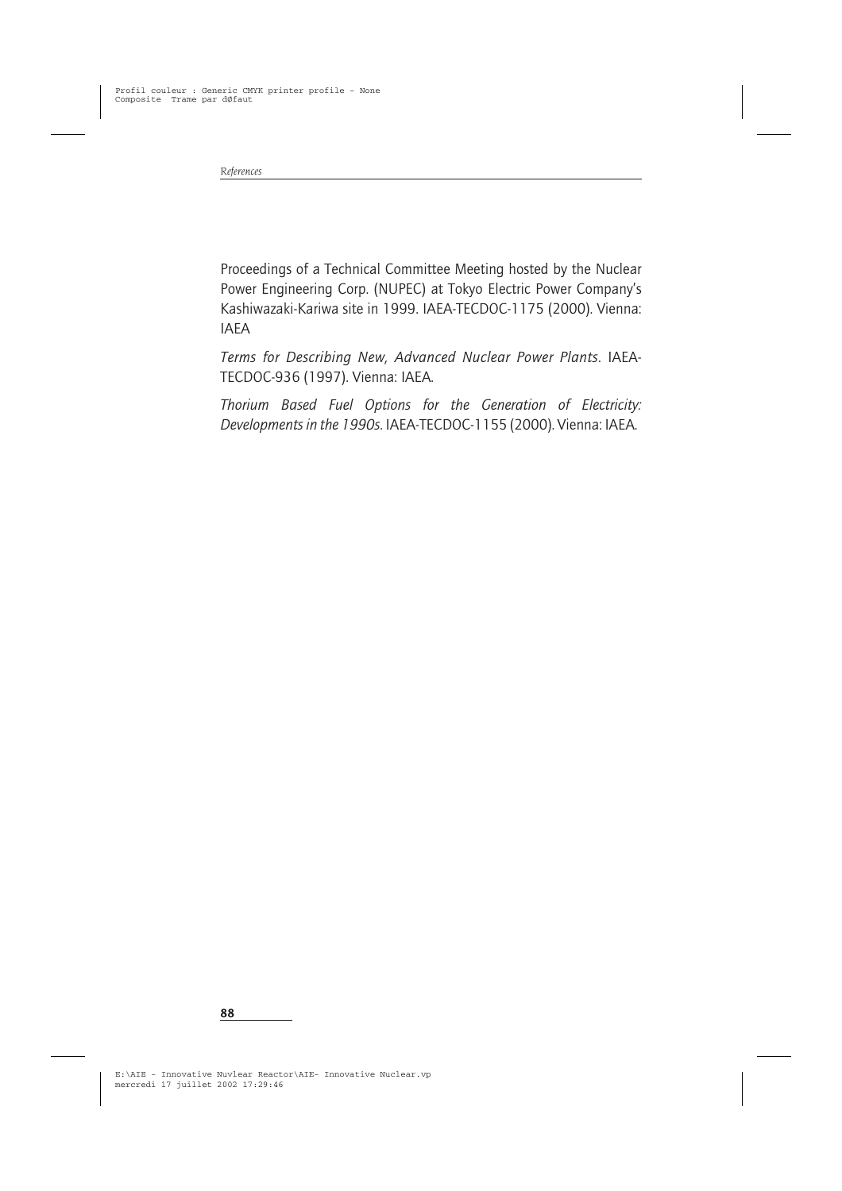Proceedings of a Technical Committee Meeting hosted by the Nuclear Power Engineering Corp. (NUPEC) at Tokyo Electric Power Company's Kashiwazaki-Kariwa site in 1999. IAEA-TECDOC-1175 (2000). Vienna: IAEA

*Terms for Describing New, Advanced Nuclear Power Plants*. IAEA-TECDOC-936 (1997). Vienna: IAEA.

*Thorium Based Fuel Options for the Generation of Electricity: Developments in the 1990s*. IAEA-TECDOC-1155 (2000). Vienna: IAEA.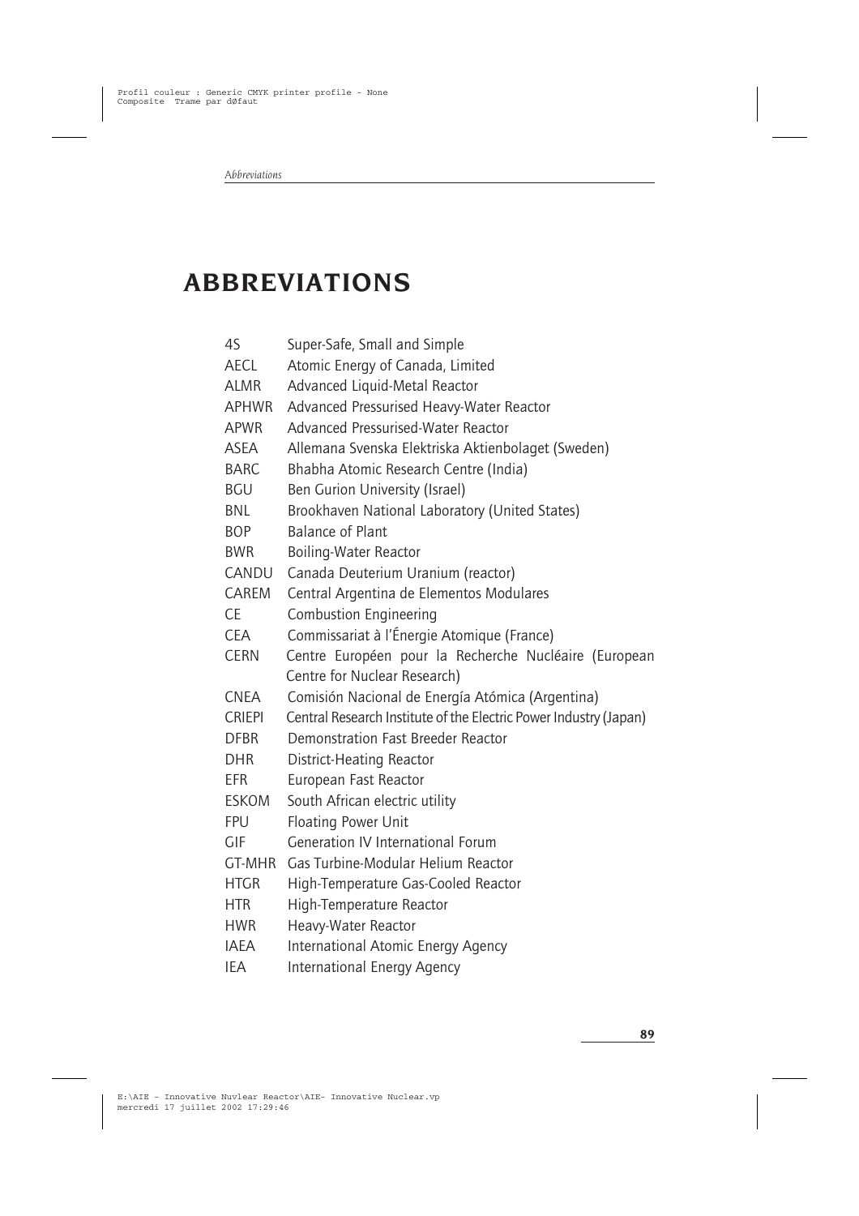# ABBREVIATIONS

| | |
|---|---|
| 4S | Super-Safe, Small and Simple |
| AECL | Atomic Energy of Canada, Limited |
| ALMR | Advanced Liquid-Metal Reactor |
| APHWR | Advanced Pressurised Heavy-Water Reactor |
| APWR | Advanced Pressurised-Water Reactor |
| ASEA | Allemana Svenska Elektriska Aktienbolaget (Sweden) |
| BARC | Bhabha Atomic Research Centre (India) |
| BGU | Ben Gurion University (Israel) |
| BNL | Brookhaven National Laboratory (United States) |
| BOP | Balance of Plant |
| BWR | Boiling-Water Reactor |
| CANDU | Canada Deuterium Uranium (reactor) |
| CAREM | Central Argentina de Elementos Modulares |
| CE | Combustion Engineering |
| CEA | Commissariat à l'Énergie Atomique (France) |
| CERN | Centre Européen pour la Recherche Nucléaire (European Centre for Nuclear Research) |
| CNEA | Comisión Nacional de Energía Atómica (Argentina) |
| CRIEPI | Central Research Institute of the Electric Power Industry (Japan) |
| DFBR | Demonstration Fast Breeder Reactor |
| DHR | District-Heating Reactor |
| EFR | European Fast Reactor |
| ESKOM | South African electric utility |
| FPU | Floating Power Unit |
| GIF | Generation IV International Forum |
| GT-MHR | Gas Turbine-Modular Helium Reactor |
| HTGR | High-Temperature Gas-Cooled Reactor |
| HTR | High-Temperature Reactor |
| HWR | Heavy-Water Reactor |
| IAEA | International Atomic Energy Agency |
| IEA | International Energy Agency |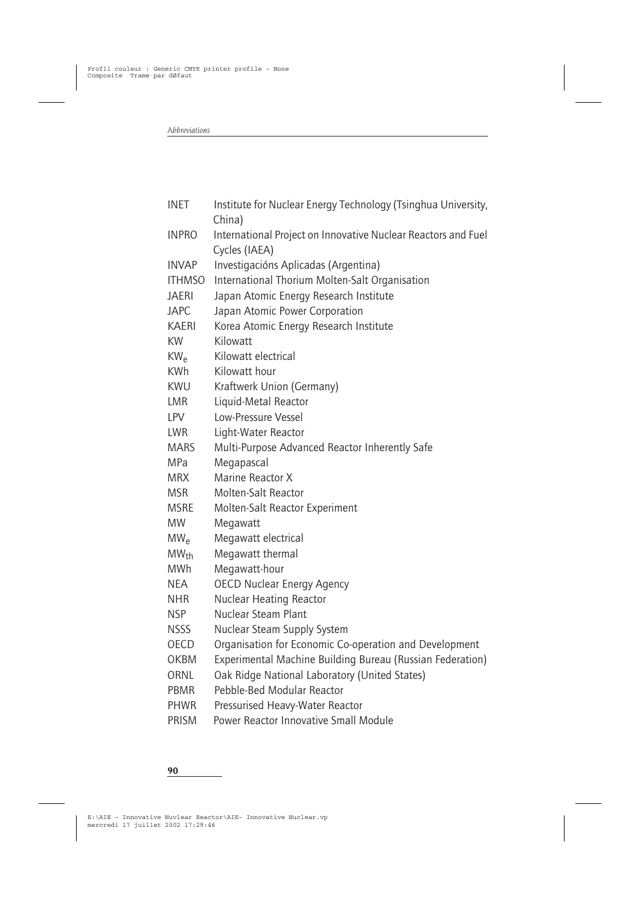| | |
|---|---|
| INET | Institute for Nuclear Energy Technology (Tsinghua University, China) |
| INPRO | International Project on Innovative Nuclear Reactors and Fuel Cycles (IAEA) |
| INVAP | Investigacións Aplicadas (Argentina) |
| ITHMSO | International Thorium Molten-Salt Organisation |
| JAERI | Japan Atomic Energy Research Institute |
| JAPC | Japan Atomic Power Corporation |
| KAERI | Korea Atomic Energy Research Institute |
| KW | Kilowatt |
| $KW_e$ | Kilowatt electrical |
| KWh | Kilowatt hour |
| KWU | Kraftwerk Union (Germany) |
| LMR | Liquid-Metal Reactor |
| LPV | Low-Pressure Vessel |
| LWR | Light-Water Reactor |
| MARS | Multi-Purpose Advanced Reactor Inherently Safe |
| MPa | Megapascal |
| MRX | Marine Reactor X |
| MSR | Molten-Salt Reactor |
| MSRE | Molten-Salt Reactor Experiment |
| MW | Megawatt |
| $MW_e$ | Megawatt electrical |
| $MW_{th}$ | Megawatt thermal |
| MWh | Megawatt-hour |
| NEA | OECD Nuclear Energy Agency |
| NHR | Nuclear Heating Reactor |
| NSP | Nuclear Steam Plant |
| NSSS | Nuclear Steam Supply System |
| OECD | Organisation for Economic Co-operation and Development |
| OKBM | Experimental Machine Building Bureau (Russian Federation) |
| ORNL | Oak Ridge National Laboratory (United States) |
| PBMR | Pebble-Bed Modular Reactor |
| PHWR | Pressurised Heavy-Water Reactor |
| PRISM | Power Reactor Innovative Small Module |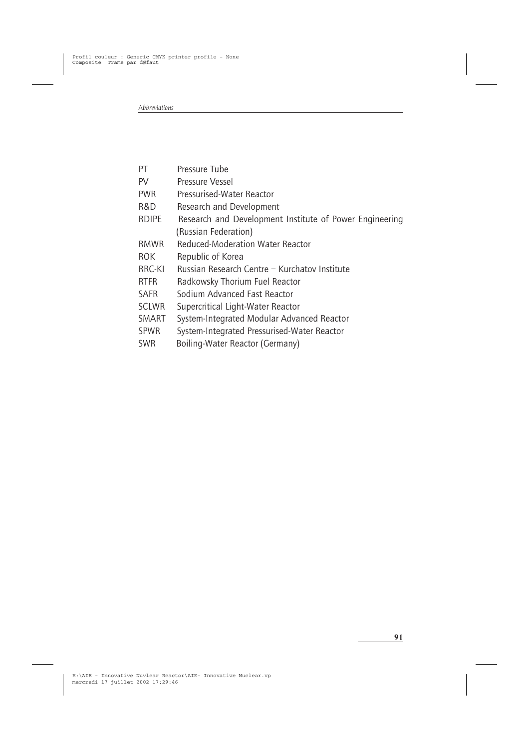| | |
|---|---|
| PT | Pressure Tube |
| PV | Pressure Vessel |
| PWR | Pressurised-Water Reactor |
| R&D | Research and Development |
| RDIPE | Research and Development Institute of Power Engineering (Russian Federation) |
| RMWR | Reduced-Moderation Water Reactor |
| ROK | Republic of Korea |
| RRC-KI | Russian Research Centre – Kurchatov Institute |
| RTFR | Radkowsky Thorium Fuel Reactor |
| SAFR | Sodium Advanced Fast Reactor |
| SCLWR | Supercritical Light-Water Reactor |
| SMART | System-Integrated Modular Advanced Reactor |
| SPWR | System-Integrated Pressurised-Water Reactor |
| SWR | Boiling-Water Reactor (Germany) |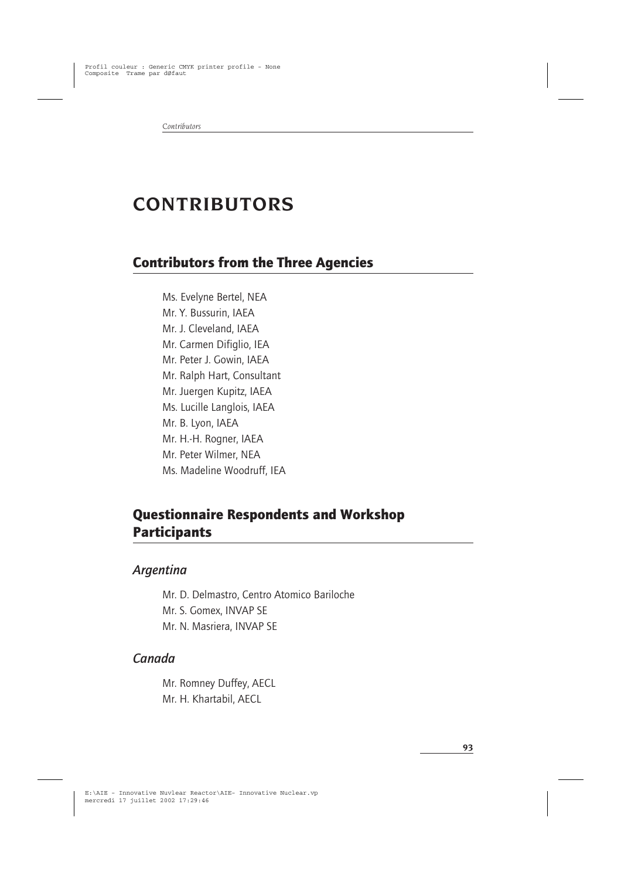# CONTRIBUTORS

## Contributors from the Three Agencies

Ms. Evelyne Bertel, NEA
Mr. Y. Bussurin, IAEA
Mr. J. Cleveland, IAEA
Mr. Carmen Difiglio, IEA
Mr. Peter J. Gowin, IAEA
Mr. Ralph Hart, Consultant
Mr. Juergen Kupitz, IAEA
Ms. Lucille Langlois, IAEA
Mr. B. Lyon, IAEA
Mr. H.-H. Rogner, IAEA
Mr. Peter Wilmer, NEA
Ms. Madeline Woodruff, IEA

## Questionnaire Respondents and Workshop Participants

### *Argentina*

Mr. D. Delmastro, Centro Atomico Bariloche
Mr. S. Gomex, INVAP SE
Mr. N. Masriera, INVAP SE

### *Canada*

Mr. Romney Duffey, AECL
Mr. H. Khartabil, AECL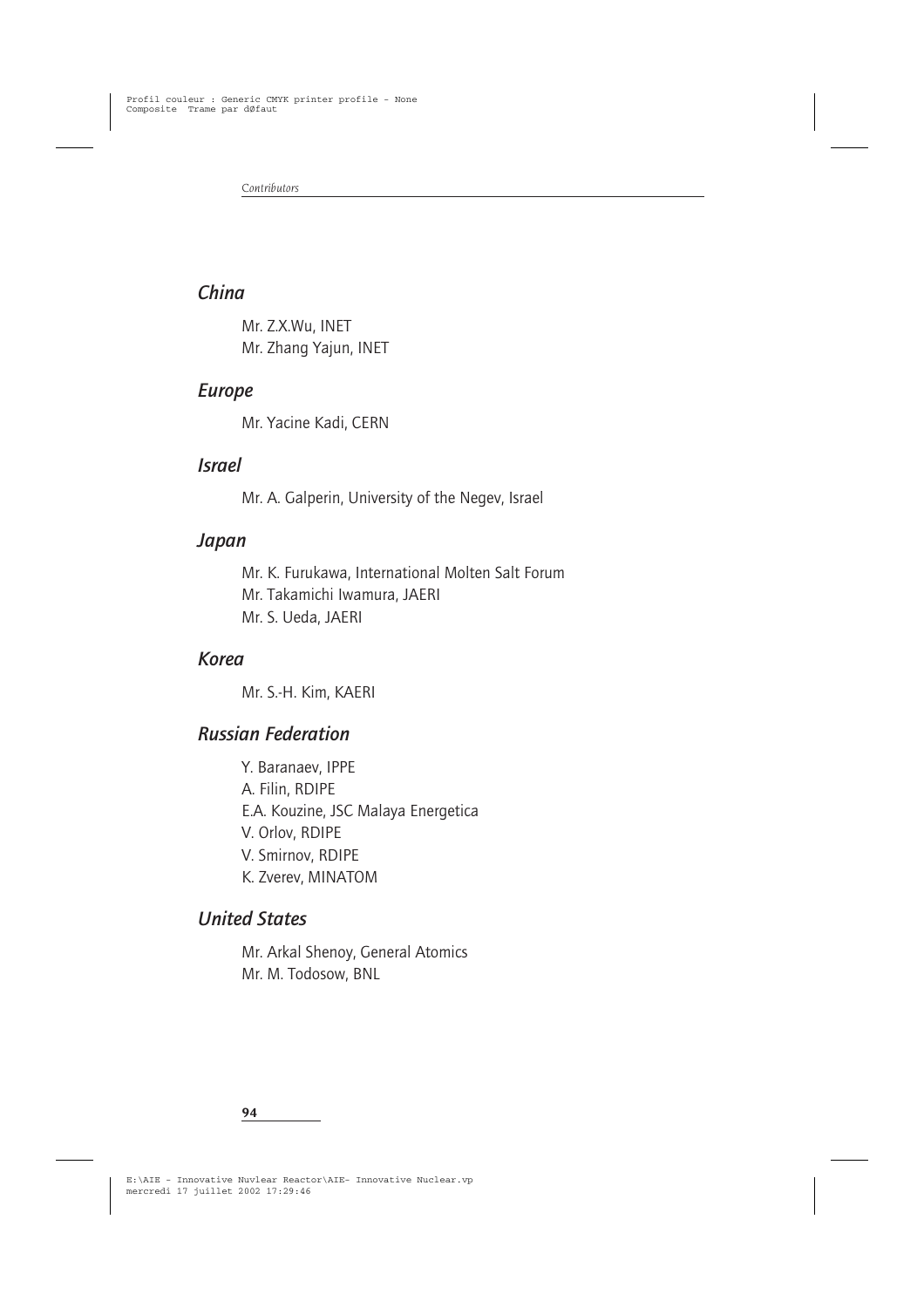## China

Mr. Z.X.Wu, INET
Mr. Zhang Yajun, INET

## Europe

Mr. Yacine Kadi, CERN

## Israel

Mr. A. Galperin, University of the Negev, Israel

## Japan

Mr. K. Furukawa, International Molten Salt Forum
Mr. Takamichi Iwamura, JAERI
Mr. S. Ueda, JAERI

## Korea

Mr. S.-H. Kim, KAERI

## Russian Federation

Y. Baranaev, IPPE
A. Filin, RDIPE
E.A. Kouzine, JSC Malaya Energetica
V. Orlov, RDIPE
V. Smirnov, RDIPE
K. Zverev, MINATOM

## United States

Mr. Arkal Shenoy, General Atomics
Mr. M. Todosow, BNL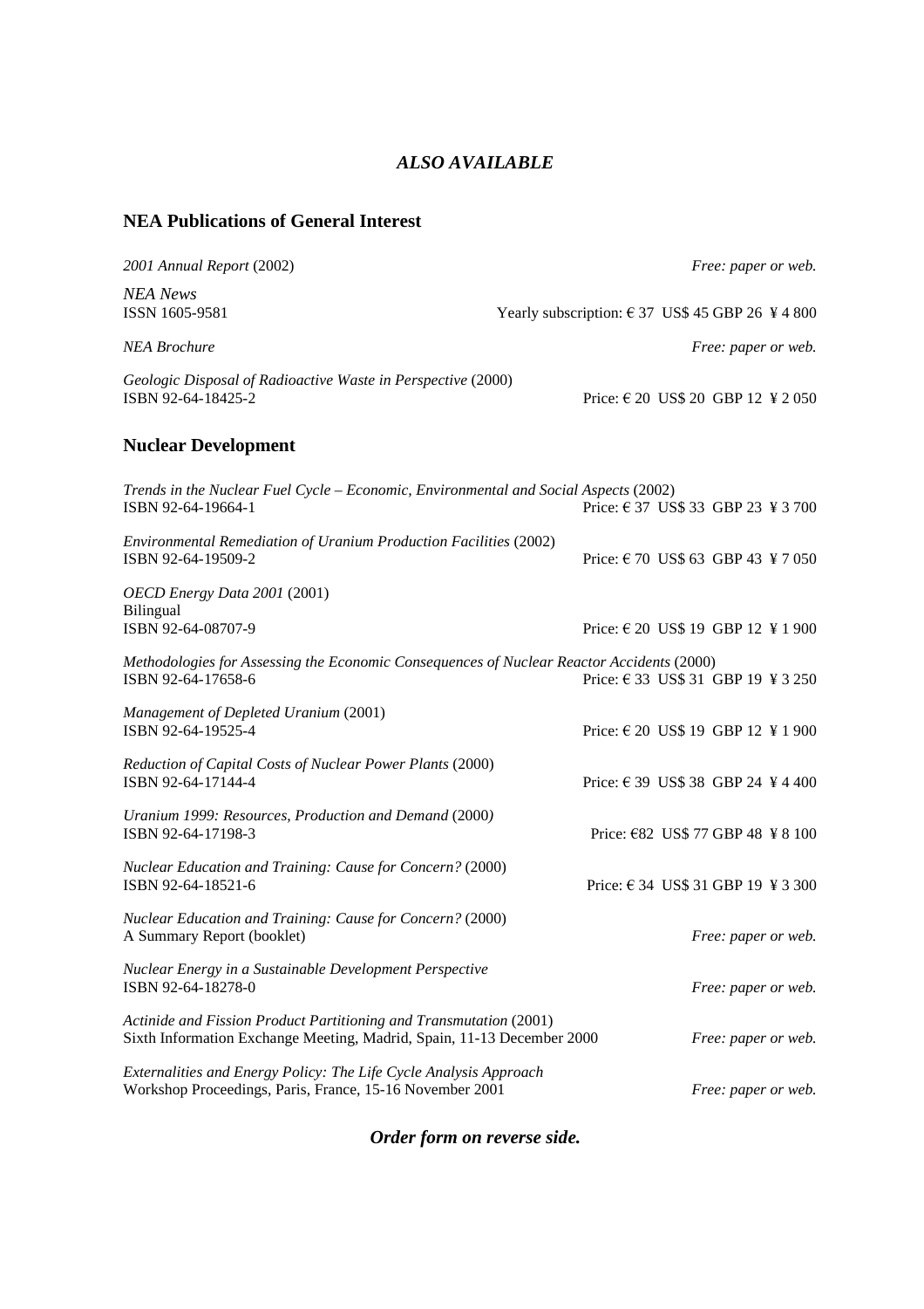*ALSO AVAILABLE*

## NEA Publications of General Interest

*2001 Annual Report* (2002) — *Free: paper or web.*

*NEA News*
ISSN 1605-9581 — Yearly subscription: € 37 US$ 45 GBP 26 ¥ 4 800

*NEA Brochure* — *Free: paper or web.*

*Geologic Disposal of Radioactive Waste in Perspective* (2000)
ISBN 92-64-18425-2 — Price: € 20 US$ 20 GBP 12 ¥ 2 050

## Nuclear Development

*Trends in the Nuclear Fuel Cycle – Economic, Environmental and Social Aspects* (2002)
ISBN 92-64-19664-1 — Price: € 37 US$ 33 GBP 23 ¥ 3 700

*Environmental Remediation of Uranium Production Facilities* (2002)
ISBN 92-64-19509-2 — Price: € 70 US$ 63 GBP 43 ¥ 7 050

*OECD Energy Data 2001* (2001)
Bilingual
ISBN 92-64-08707-9 — Price: € 20 US$ 19 GBP 12 ¥ 1 900

*Methodologies for Assessing the Economic Consequences of Nuclear Reactor Accidents* (2000)
ISBN 92-64-17658-6 — Price: € 33 US$ 31 GBP 19 ¥ 3 250

*Management of Depleted Uranium* (2001)
ISBN 92-64-19525-4 — Price: € 20 US$ 19 GBP 12 ¥ 1 900

*Reduction of Capital Costs of Nuclear Power Plants* (2000)
ISBN 92-64-17144-4 — Price: € 39 US$ 38 GBP 24 ¥ 4 400

*Uranium 1999: Resources, Production and Demand* (2000)
ISBN 92-64-17198-3 — Price: €82 US$ 77 GBP 48 ¥ 8 100

*Nuclear Education and Training: Cause for Concern?* (2000)
ISBN 92-64-18521-6 — Price: € 34 US$ 31 GBP 19 ¥ 3 300

*Nuclear Education and Training: Cause for Concern?* (2000)
A Summary Report (booklet) — *Free: paper or web.*

*Nuclear Energy in a Sustainable Development Perspective*
ISBN 92-64-18278-0 — *Free: paper or web.*

*Actinide and Fission Product Partitioning and Transmutation* (2001)
Sixth Information Exchange Meeting, Madrid, Spain, 11-13 December 2000 — *Free: paper or web.*

*Externalities and Energy Policy: The Life Cycle Analysis Approach*
Workshop Proceedings, Paris, France, 15-16 November 2001 — *Free: paper or web.*

***Order form on reverse side.***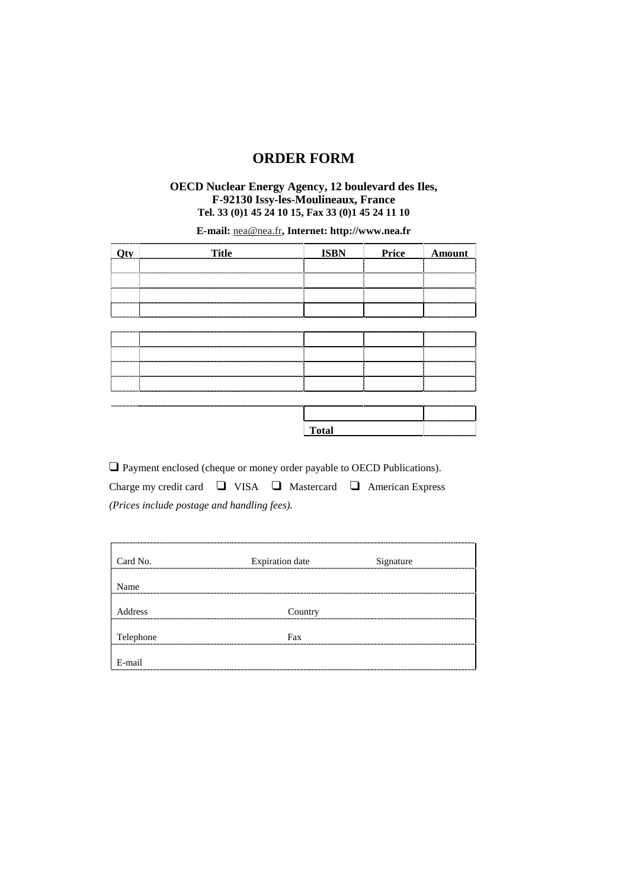# ORDER FORM

**OECD Nuclear Energy Agency, 12 boulevard des Iles,**
**F-92130 Issy-les-Moulineaux, France**
**Tel. 33 (0)1 45 24 10 15, Fax 33 (0)1 45 24 11 10**

**E-mail:** nea@nea.fr**, Internet: http://www.nea.fr**

| Qty | Title | ISBN | Price | Amount |
|---|---|---|---|---|
| | | | | |
| | | | | |
| | | | | |
| | | | | |
| | | | | |
| | | | | |
| | | | | |
| | | | | |
| | | | | |
| | | **Total** | | |

❑ Payment enclosed (cheque or money order payable to OECD Publications).

Charge my credit card ❑ VISA ❑ Mastercard ❑ American Express

*(Prices include postage and handling fees).*

| | | |
|---|---|---|
| Card No. | Expiration date | Signature |
| Name | | |
| Address | Country | |
| Telephone | Fax | |
| E-mail | | |